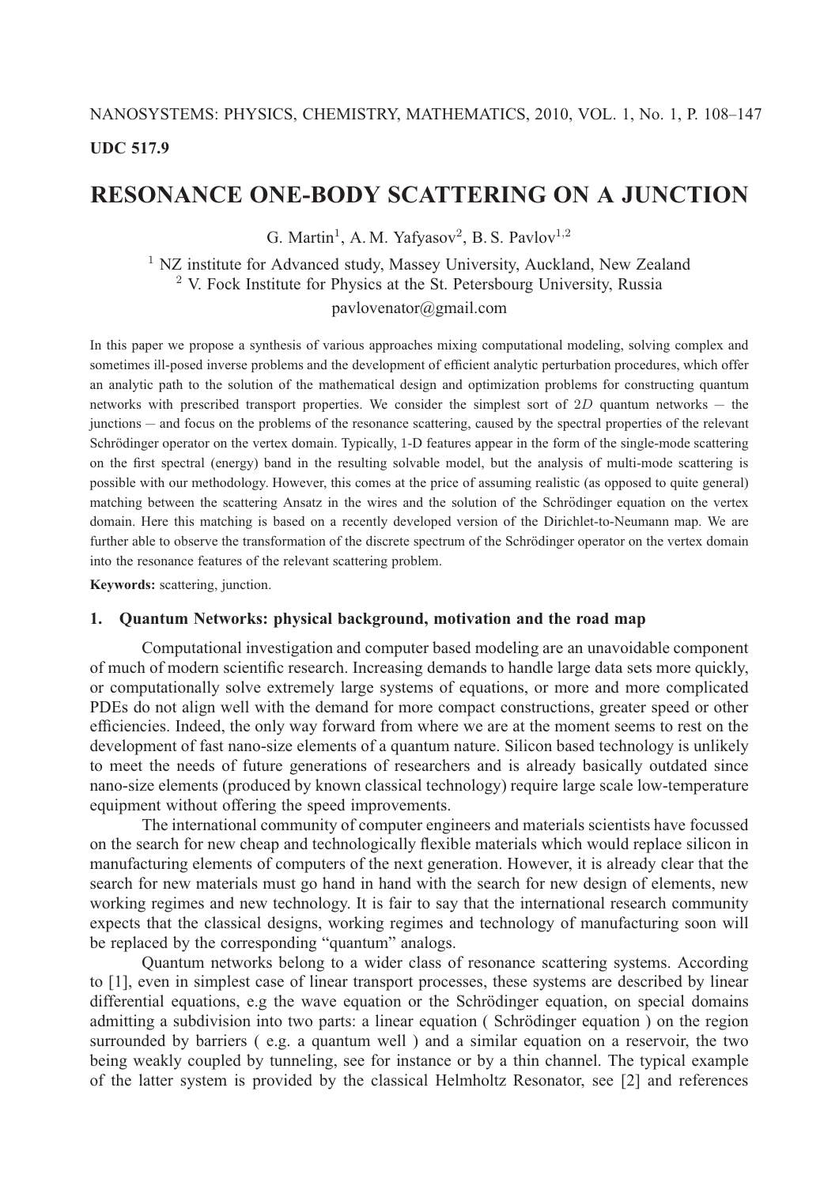NANOSYSTEMS: PHYSICS, CHEMISTRY, MATHEMATICS, 2010, VOL. 1, No. 1, P. 108–147

**UDC 517.9**

# RESONANCE ONE-BODY SCATTERING ON A JUNCTION

G. Martin[1], A. M. Yafyasov[2], B. S. Pavlov[1,2]

[1] NZ institute for Advanced study, Massey University, Auckland, New Zealand
[2] V. Fock Institute for Physics at the St. Petersbourg University, Russia
pavlovenator@gmail.com

In this paper we propose a synthesis of various approaches mixing computational modeling, solving complex and sometimes ill-posed inverse problems and the development of efficient analytic perturbation procedures, which offer an analytic path to the solution of the mathematical design and optimization problems for constructing quantum networks with prescribed transport properties. We consider the simplest sort of $2D$ quantum networks — the junctions — and focus on the problems of the resonance scattering, caused by the spectral properties of the relevant Schrödinger operator on the vertex domain. Typically, 1-D features appear in the form of the single-mode scattering on the first spectral (energy) band in the resulting solvable model, but the analysis of multi-mode scattering is possible with our methodology. However, this comes at the price of assuming realistic (as opposed to quite general) matching between the scattering Ansatz in the wires and the solution of the Schrödinger equation on the vertex domain. Here this matching is based on a recently developed version of the Dirichlet-to-Neumann map. We are further able to observe the transformation of the discrete spectrum of the Schrödinger operator on the vertex domain into the resonance features of the relevant scattering problem.

**Keywords:** scattering, junction.

## 1. Quantum Networks: physical background, motivation and the road map

Computational investigation and computer based modeling are an unavoidable component of much of modern scientific research. Increasing demands to handle large data sets more quickly, or computationally solve extremely large systems of equations, or more and more complicated PDEs do not align well with the demand for more compact constructions, greater speed or other efficiencies. Indeed, the only way forward from where we are at the moment seems to rest on the development of fast nano-size elements of a quantum nature. Silicon based technology is unlikely to meet the needs of future generations of researchers and is already basically outdated since nano-size elements (produced by known classical technology) require large scale low-temperature equipment without offering the speed improvements.

The international community of computer engineers and materials scientists have focussed on the search for new cheap and technologically flexible materials which would replace silicon in manufacturing elements of computers of the next generation. However, it is already clear that the search for new materials must go hand in hand with the search for new design of elements, new working regimes and new technology. It is fair to say that the international research community expects that the classical designs, working regimes and technology of manufacturing soon will be replaced by the corresponding "quantum" analogs.

Quantum networks belong to a wider class of resonance scattering systems. According to [1], even in simplest case of linear transport processes, these systems are described by linear differential equations, e.g the wave equation or the Schrödinger equation, on special domains admitting a subdivision into two parts: a linear equation ( Schrödinger equation ) on the region surrounded by barriers ( e.g. a quantum well ) and a similar equation on a reservoir, the two being weakly coupled by tunneling, see for instance or by a thin channel. The typical example of the latter system is provided by the classical Helmholtz Resonator, see [2] and references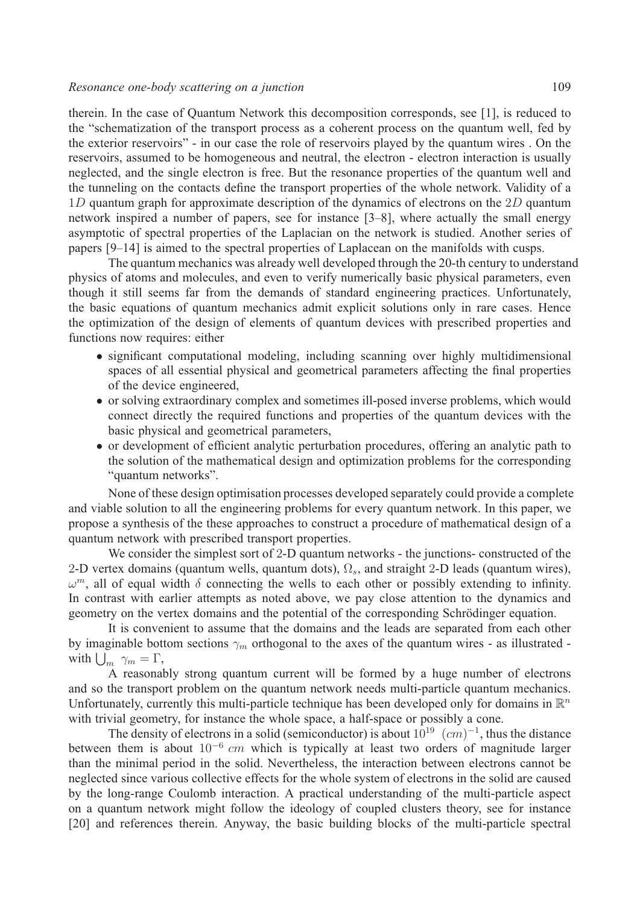therein. In the case of Quantum Network this decomposition corresponds, see [1], is reduced to the "schematization of the transport process as a coherent process on the quantum well, fed by the exterior reservoirs" - in our case the role of reservoirs played by the quantum wires . On the reservoirs, assumed to be homogeneous and neutral, the electron - electron interaction is usually neglected, and the single electron is free. But the resonance properties of the quantum well and the tunneling on the contacts define the transport properties of the whole network. Validity of a $1D$ quantum graph for approximate description of the dynamics of electrons on the $2D$ quantum network inspired a number of papers, see for instance [3–8], where actually the small energy asymptotic of spectral properties of the Laplacian on the network is studied. Another series of papers [9–14] is aimed to the spectral properties of Laplacean on the manifolds with cusps.

The quantum mechanics was already well developed through the 20-th century to understand physics of atoms and molecules, and even to verify numerically basic physical parameters, even though it still seems far from the demands of standard engineering practices. Unfortunately, the basic equations of quantum mechanics admit explicit solutions only in rare cases. Hence the optimization of the design of elements of quantum devices with prescribed properties and functions now requires: either

- significant computational modeling, including scanning over highly multidimensional spaces of all essential physical and geometrical parameters affecting the final properties of the device engineered,
- or solving extraordinary complex and sometimes ill-posed inverse problems, which would connect directly the required functions and properties of the quantum devices with the basic physical and geometrical parameters,
- or development of efficient analytic perturbation procedures, offering an analytic path to the solution of the mathematical design and optimization problems for the corresponding "quantum networks".

None of these design optimisation processes developed separately could provide a complete and viable solution to all the engineering problems for every quantum network. In this paper, we propose a synthesis of the these approaches to construct a procedure of mathematical design of a quantum network with prescribed transport properties.

We consider the simplest sort of 2-D quantum networks - the junctions- constructed of the 2-D vertex domains (quantum wells, quantum dots), $\Omega_s$, and straight 2-D leads (quantum wires), $\omega^m$, all of equal width $\delta$ connecting the wells to each other or possibly extending to infinity. In contrast with earlier attempts as noted above, we pay close attention to the dynamics and geometry on the vertex domains and the potential of the corresponding Schrödinger equation.

It is convenient to assume that the domains and the leads are separated from each other by imaginable bottom sections $\gamma_m$ orthogonal to the axes of the quantum wires - as illustrated - with $\bigcup_m \gamma_m = \Gamma$,

A reasonably strong quantum current will be formed by a huge number of electrons and so the transport problem on the quantum network needs multi-particle quantum mechanics. Unfortunately, currently this multi-particle technique has been developed only for domains in $\mathbb{R}^n$ with trivial geometry, for instance the whole space, a half-space or possibly a cone.

The density of electrons in a solid (semiconductor) is about $10^{19}$ $(cm)^{-1}$, thus the distance between them is about $10^{-6}$ $cm$ which is typically at least two orders of magnitude larger than the minimal period in the solid. Nevertheless, the interaction between electrons cannot be neglected since various collective effects for the whole system of electrons in the solid are caused by the long-range Coulomb interaction. A practical understanding of the multi-particle aspect on a quantum network might follow the ideology of coupled clusters theory, see for instance [20] and references therein. Anyway, the basic building blocks of the multi-particle spectral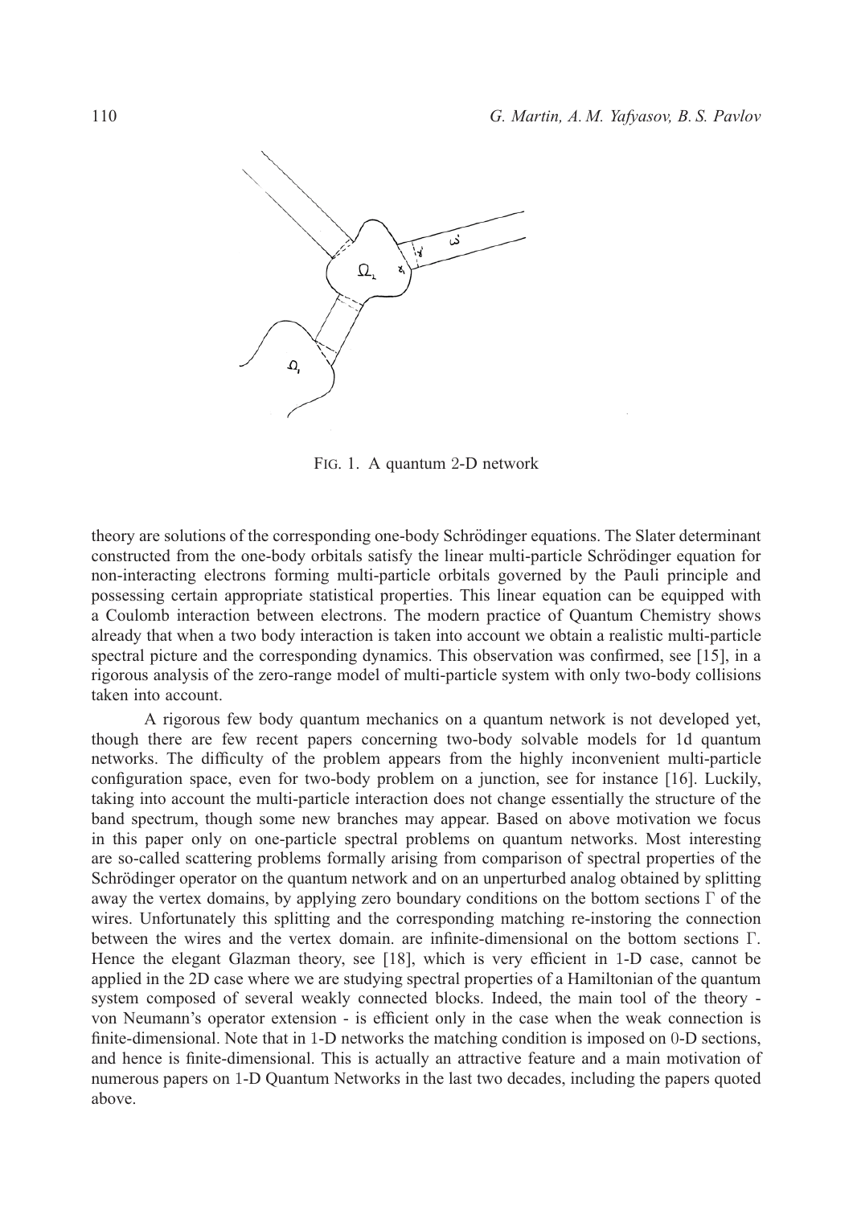FIG. 1. A quantum 2-D network

theory are solutions of the corresponding one-body Schrödinger equations. The Slater determinant constructed from the one-body orbitals satisfy the linear multi-particle Schrödinger equation for non-interacting electrons forming multi-particle orbitals governed by the Pauli principle and possessing certain appropriate statistical properties. This linear equation can be equipped with a Coulomb interaction between electrons. The modern practice of Quantum Chemistry shows already that when a two body interaction is taken into account we obtain a realistic multi-particle spectral picture and the corresponding dynamics. This observation was confirmed, see [15], in a rigorous analysis of the zero-range model of multi-particle system with only two-body collisions taken into account.

A rigorous few body quantum mechanics on a quantum network is not developed yet, though there are few recent papers concerning two-body solvable models for 1d quantum networks. The difficulty of the problem appears from the highly inconvenient multi-particle configuration space, even for two-body problem on a junction, see for instance [16]. Luckily, taking into account the multi-particle interaction does not change essentially the structure of the band spectrum, though some new branches may appear. Based on above motivation we focus in this paper only on one-particle spectral problems on quantum networks. Most interesting are so-called scattering problems formally arising from comparison of spectral properties of the Schrödinger operator on the quantum network and on an unperturbed analog obtained by splitting away the vertex domains, by applying zero boundary conditions on the bottom sections $\Gamma$ of the wires. Unfortunately this splitting and the corresponding matching re-instoring the connection between the wires and the vertex domain. are infinite-dimensional on the bottom sections $\Gamma$. Hence the elegant Glazman theory, see [18], which is very efficient in 1-D case, cannot be applied in the 2D case where we are studying spectral properties of a Hamiltonian of the quantum system composed of several weakly connected blocks. Indeed, the main tool of the theory - von Neumann's operator extension - is efficient only in the case when the weak connection is finite-dimensional. Note that in 1-D networks the matching condition is imposed on 0-D sections, and hence is finite-dimensional. This is actually an attractive feature and a main motivation of numerous papers on 1-D Quantum Networks in the last two decades, including the papers quoted above.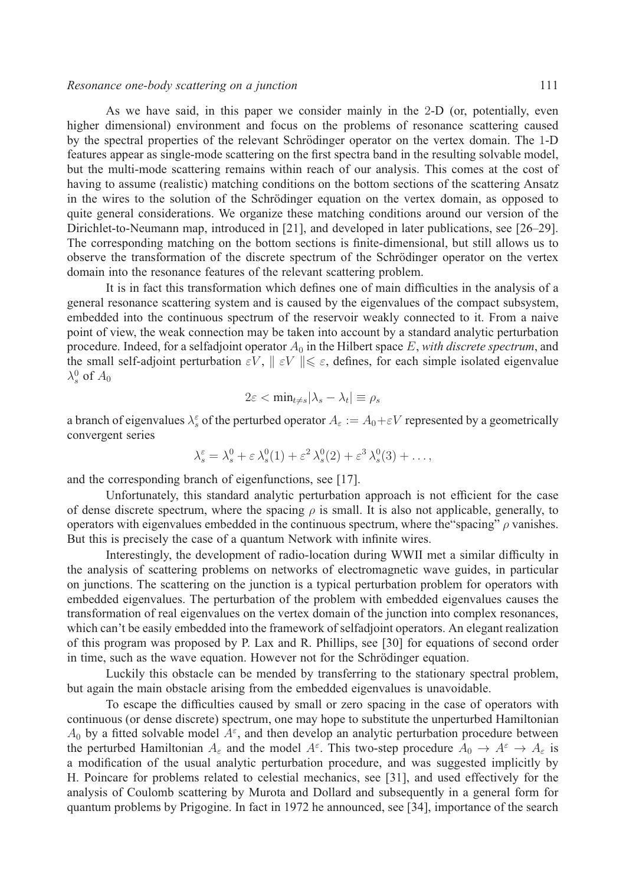As we have said, in this paper we consider mainly in the 2-D (or, potentially, even higher dimensional) environment and focus on the problems of resonance scattering caused by the spectral properties of the relevant Schrödinger operator on the vertex domain. The 1-D features appear as single-mode scattering on the first spectra band in the resulting solvable model, but the multi-mode scattering remains within reach of our analysis. This comes at the cost of having to assume (realistic) matching conditions on the bottom sections of the scattering Ansatz in the wires to the solution of the Schrödinger equation on the vertex domain, as opposed to quite general considerations. We organize these matching conditions around our version of the Dirichlet-to-Neumann map, introduced in [21], and developed in later publications, see [26–29]. The corresponding matching on the bottom sections is finite-dimensional, but still allows us to observe the transformation of the discrete spectrum of the Schrödinger operator on the vertex domain into the resonance features of the relevant scattering problem.

It is in fact this transformation which defines one of main difficulties in the analysis of a general resonance scattering system and is caused by the eigenvalues of the compact subsystem, embedded into the continuous spectrum of the reservoir weakly connected to it. From a naive point of view, the weak connection may be taken into account by a standard analytic perturbation procedure. Indeed, for a selfadjoint operator $A_0$ in the Hilbert space $E$, *with discrete spectrum*, and the small self-adjoint perturbation $\varepsilon V$, $\| \varepsilon V \| \leqslant \varepsilon$, defines, for each simple isolated eigenvalue $\lambda_s^0$ of $A_0$

$$2\varepsilon < \min_{t \neq s} |\lambda_s - \lambda_t| \equiv \rho_s$$

a branch of eigenvalues $\lambda_s^\varepsilon$ of the perturbed operator $A_\varepsilon := A_0 + \varepsilon V$ represented by a geometrically convergent series

$$\lambda_s^\varepsilon = \lambda_s^0 + \varepsilon\, \lambda_s^0(1) + \varepsilon^2\, \lambda_s^0(2) + \varepsilon^3\, \lambda_s^0(3) + \ldots,$$

and the corresponding branch of eigenfunctions, see [17].

Unfortunately, this standard analytic perturbation approach is not efficient for the case of dense discrete spectrum, where the spacing $\rho$ is small. It is also not applicable, generally, to operators with eigenvalues embedded in the continuous spectrum, where the"spacing" $\rho$ vanishes. But this is precisely the case of a quantum Network with infinite wires.

Interestingly, the development of radio-location during WWII met a similar difficulty in the analysis of scattering problems on networks of electromagnetic wave guides, in particular on junctions. The scattering on the junction is a typical perturbation problem for operators with embedded eigenvalues. The perturbation of the problem with embedded eigenvalues causes the transformation of real eigenvalues on the vertex domain of the junction into complex resonances, which can't be easily embedded into the framework of selfadjoint operators. An elegant realization of this program was proposed by P. Lax and R. Phillips, see [30] for equations of second order in time, such as the wave equation. However not for the Schrödinger equation.

Luckily this obstacle can be mended by transferring to the stationary spectral problem, but again the main obstacle arising from the embedded eigenvalues is unavoidable.

To escape the difficulties caused by small or zero spacing in the case of operators with continuous (or dense discrete) spectrum, one may hope to substitute the unperturbed Hamiltonian $A_0$ by a fitted solvable model $A^\varepsilon$, and then develop an analytic perturbation procedure between the perturbed Hamiltonian $A_\varepsilon$ and the model $A^\varepsilon$. This two-step procedure $A_0 \to A^\varepsilon \to A_\varepsilon$ is a modification of the usual analytic perturbation procedure, and was suggested implicitly by H. Poincare for problems related to celestial mechanics, see [31], and used effectively for the analysis of Coulomb scattering by Murota and Dollard and subsequently in a general form for quantum problems by Prigogine. In fact in 1972 he announced, see [34], importance of the search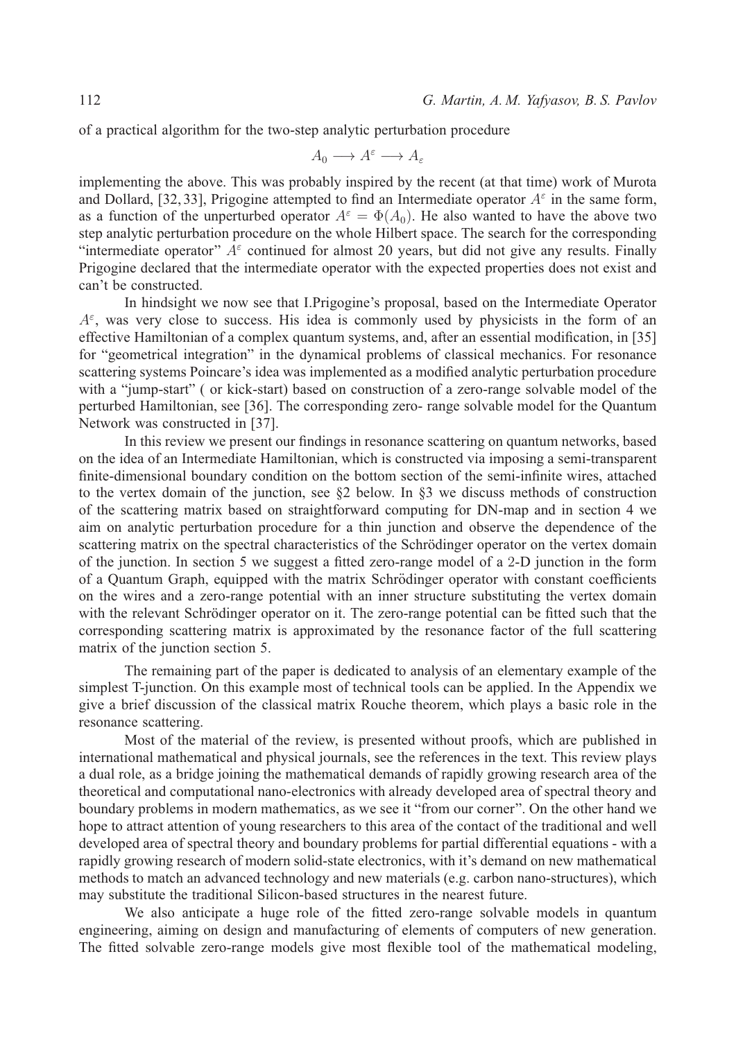of a practical algorithm for the two-step analytic perturbation procedure

$$A_0 \longrightarrow A^{\varepsilon} \longrightarrow A_{\varepsilon}$$

implementing the above. This was probably inspired by the recent (at that time) work of Murota and Dollard, [32, 33], Prigogine attempted to find an Intermediate operator $A^{\varepsilon}$ in the same form, as a function of the unperturbed operator $A^{\varepsilon} = \Phi(A_0)$. He also wanted to have the above two step analytic perturbation procedure on the whole Hilbert space. The search for the corresponding "intermediate operator" $A^{\varepsilon}$ continued for almost 20 years, but did not give any results. Finally Prigogine declared that the intermediate operator with the expected properties does not exist and can't be constructed.

In hindsight we now see that I.Prigogine's proposal, based on the Intermediate Operator $A^{\varepsilon}$, was very close to success. His idea is commonly used by physicists in the form of an effective Hamiltonian of a complex quantum systems, and, after an essential modification, in [35] for "geometrical integration" in the dynamical problems of classical mechanics. For resonance scattering systems Poincare's idea was implemented as a modified analytic perturbation procedure with a "jump-start" ( or kick-start) based on construction of a zero-range solvable model of the perturbed Hamiltonian, see [36]. The corresponding zero- range solvable model for the Quantum Network was constructed in [37].

In this review we present our findings in resonance scattering on quantum networks, based on the idea of an Intermediate Hamiltonian, which is constructed via imposing a semi-transparent finite-dimensional boundary condition on the bottom section of the semi-infinite wires, attached to the vertex domain of the junction, see §2 below. In §3 we discuss methods of construction of the scattering matrix based on straightforward computing for DN-map and in section 4 we aim on analytic perturbation procedure for a thin junction and observe the dependence of the scattering matrix on the spectral characteristics of the Schrödinger operator on the vertex domain of the junction. In section 5 we suggest a fitted zero-range model of a 2-D junction in the form of a Quantum Graph, equipped with the matrix Schrödinger operator with constant coefficients on the wires and a zero-range potential with an inner structure substituting the vertex domain with the relevant Schrödinger operator on it. The zero-range potential can be fitted such that the corresponding scattering matrix is approximated by the resonance factor of the full scattering matrix of the junction section 5.

The remaining part of the paper is dedicated to analysis of an elementary example of the simplest T-junction. On this example most of technical tools can be applied. In the Appendix we give a brief discussion of the classical matrix Rouche theorem, which plays a basic role in the resonance scattering.

Most of the material of the review, is presented without proofs, which are published in international mathematical and physical journals, see the references in the text. This review plays a dual role, as a bridge joining the mathematical demands of rapidly growing research area of the theoretical and computational nano-electronics with already developed area of spectral theory and boundary problems in modern mathematics, as we see it "from our corner". On the other hand we hope to attract attention of young researchers to this area of the contact of the traditional and well developed area of spectral theory and boundary problems for partial differential equations - with a rapidly growing research of modern solid-state electronics, with it's demand on new mathematical methods to match an advanced technology and new materials (e.g. carbon nano-structures), which may substitute the traditional Silicon-based structures in the nearest future.

We also anticipate a huge role of the fitted zero-range solvable models in quantum engineering, aiming on design and manufacturing of elements of computers of new generation. The fitted solvable zero-range models give most flexible tool of the mathematical modeling,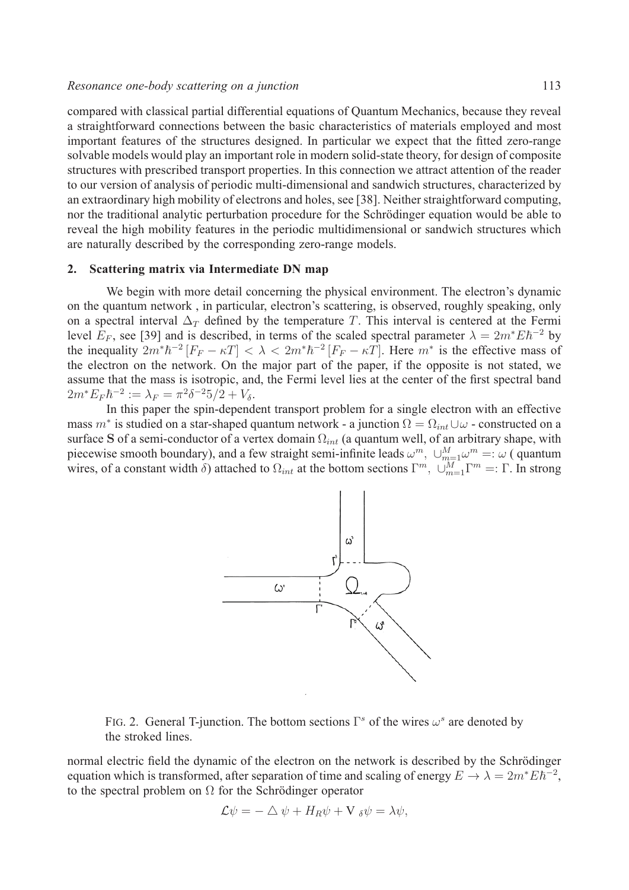compared with classical partial differential equations of Quantum Mechanics, because they reveal a straightforward connections between the basic characteristics of materials employed and most important features of the structures designed. In particular we expect that the fitted zero-range solvable models would play an important role in modern solid-state theory, for design of composite structures with prescribed transport properties. In this connection we attract attention of the reader to our version of analysis of periodic multi-dimensional and sandwich structures, characterized by an extraordinary high mobility of electrons and holes, see [38]. Neither straightforward computing, nor the traditional analytic perturbation procedure for the Schrödinger equation would be able to reveal the high mobility features in the periodic multidimensional or sandwich structures which are naturally described by the corresponding zero-range models.

## 2. Scattering matrix via Intermediate DN map

We begin with more detail concerning the physical environment. The electron's dynamic on the quantum network , in particular, electron's scattering, is observed, roughly speaking, only on a spectral interval $\Delta_T$ defined by the temperature $T$. This interval is centered at the Fermi level $E_F$, see [39] and is described, in terms of the scaled spectral parameter $\lambda = 2m^*E\hbar^{-2}$ by the inequality $2m^*\hbar^{-2}\left[F_F - \kappa T\right] < \lambda < 2m^*\hbar^{-2}\left[F_F - \kappa T\right]$. Here $m^*$ is the effective mass of the electron on the network. On the major part of the paper, if the opposite is not stated, we assume that the mass is isotropic, and, the Fermi level lies at the center of the first spectral band $2m^*E_F\hbar^{-2} := \lambda_F = \pi^2\delta^{-2}5/2 + V_\delta$.

In this paper the spin-dependent transport problem for a single electron with an effective mass $m^*$ is studied on a star-shaped quantum network - a junction $\Omega = \Omega_{int} \cup \omega$ - constructed on a surface **S** of a semi-conductor of a vertex domain $\Omega_{int}$ (a quantum well, of an arbitrary shape, with piecewise smooth boundary), and a few straight semi-infinite leads $\omega^m$, $\cup_{m=1}^M \omega^m =: \omega$ ( quantum wires, of a constant width $\delta$) attached to $\Omega_{int}$ at the bottom sections $\Gamma^m$, $\cup_{m=1}^M \Gamma^m =: \Gamma$. In strong

FIG. 2. General T-junction. The bottom sections $\Gamma^s$ of the wires $\omega^s$ are denoted by the stroked lines.

normal electric field the dynamic of the electron on the network is described by the Schrödinger equation which is transformed, after separation of time and scaling of energy $E \to \lambda = 2m^*E\hbar^{-2}$, to the spectral problem on $\Omega$ for the Schrödinger operator

$$\mathcal{L}\psi = -\triangle\psi + H_R\psi + \mathrm{V}_{\delta}\psi = \lambda\psi,$$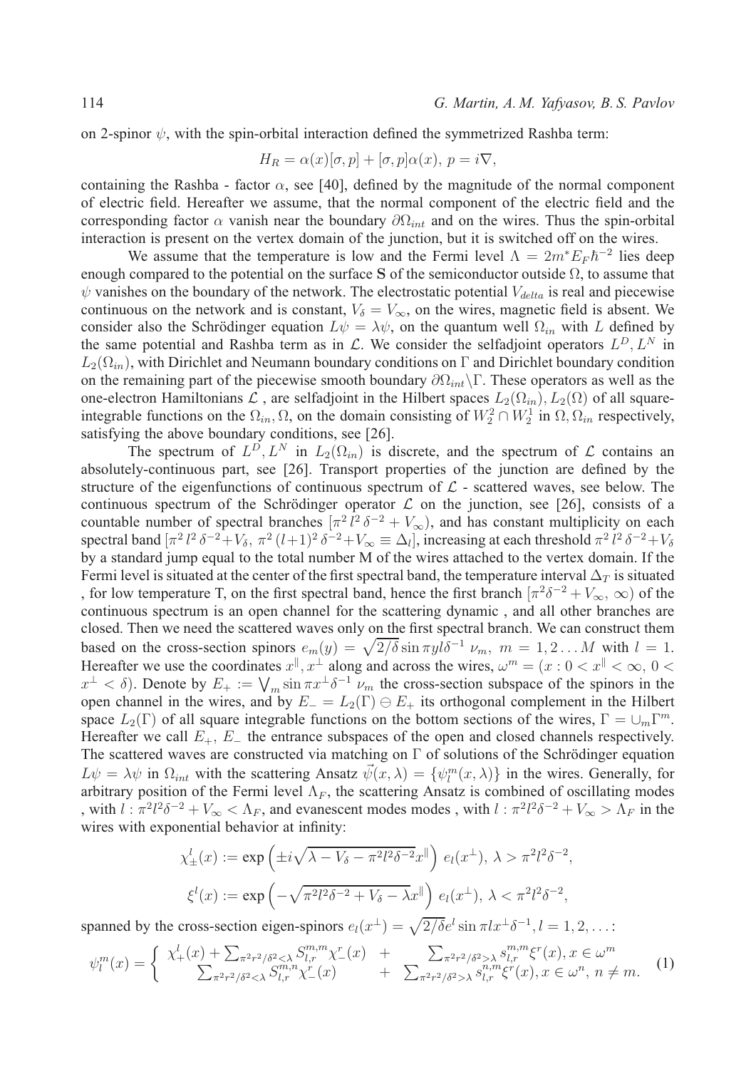on 2-spinor $\psi$, with the spin-orbital interaction defined the symmetrized Rashba term:

$$H_R = \alpha(x)[\sigma, p] + [\sigma, p]\alpha(x),\ p = i\nabla,$$

containing the Rashba - factor $\alpha$, see [40], defined by the magnitude of the normal component of electric field. Hereafter we assume, that the normal component of the electric field and the corresponding factor $\alpha$ vanish near the boundary $\partial\Omega_{int}$ and on the wires. Thus the spin-orbital interaction is present on the vertex domain of the junction, but it is switched off on the wires.

We assume that the temperature is low and the Fermi level $\Lambda = 2m^* E_F \hbar^{-2}$ lies deep enough compared to the potential on the surface **S** of the semiconductor outside $\Omega$, to assume that $\psi$ vanishes on the boundary of the network. The electrostatic potential $V_{delta}$ is real and piecewise continuous on the network and is constant, $V_\delta = V_\infty$, on the wires, magnetic field is absent. We consider also the Schrödinger equation $L\psi = \lambda\psi$, on the quantum well $\Omega_{in}$ with $L$ defined by the same potential and Rashba term as in $\mathcal{L}$. We consider the selfadjoint operators $L^D, L^N$ in $L_2(\Omega_{in})$, with Dirichlet and Neumann boundary conditions on $\Gamma$ and Dirichlet boundary condition on the remaining part of the piecewise smooth boundary $\partial\Omega_{int}\backslash\Gamma$. These operators as well as the one-electron Hamiltonians $\mathcal{L}$ , are selfadjoint in the Hilbert spaces $L_2(\Omega_{in}), L_2(\Omega)$ of all square-integrable functions on the $\Omega_{in}, \Omega$, on the domain consisting of $W_2^2 \cap W_2^1$ in $\Omega, \Omega_{in}$ respectively, satisfying the above boundary conditions, see [26].

The spectrum of $L^D, L^N$ in $L_2(\Omega_{in})$ is discrete, and the spectrum of $\mathcal{L}$ contains an absolutely-continuous part, see [26]. Transport properties of the junction are defined by the structure of the eigenfunctions of continuous spectrum of $\mathcal{L}$ - scattered waves, see below. The continuous spectrum of the Schrödinger operator $\mathcal{L}$ on the junction, see [26], consists of a countable number of spectral branches $[\pi^2 l^2 \delta^{-2} + V_\infty)$, and has constant multiplicity on each spectral band $[\pi^2 l^2 \delta^{-2} + V_\delta,\ \pi^2 (l+1)^2 \delta^{-2} + V_\infty \equiv \Delta_l]$, increasing at each threshold $\pi^2 l^2 \delta^{-2} + V_\delta$ by a standard jump equal to the total number M of the wires attached to the vertex domain. If the Fermi level is situated at the center of the first spectral band, the temperature interval $\Delta_T$ is situated , for low temperature T, on the first spectral band, hence the first branch $[\pi^2 \delta^{-2} + V_\infty,\ \infty)$ of the continuous spectrum is an open channel for the scattering dynamic , and all other branches are closed. Then we need the scattered waves only on the first spectral branch. We can construct them based on the cross-section spinors $e_m(y) = \sqrt{2/\delta} \sin \pi y l \delta^{-1}\ \nu_m,\ m = 1, 2 \dots M$ with $l = 1$. Hereafter we use the coordinates $x^{\parallel}, x^{\perp}$ along and across the wires, $\omega^m = (x : 0 < x^{\parallel} < \infty,\ 0 < x^{\perp} < \delta)$. Denote by $E_+ := \bigvee_m \sin \pi x^{\perp} \delta^{-1}\ \nu_m$ the cross-section subspace of the spinors in the open channel in the wires, and by $E_- = L_2(\Gamma) \ominus E_+$ its orthogonal complement in the Hilbert space $L_2(\Gamma)$ of all square integrable functions on the bottom sections of the wires, $\Gamma = \cup_m \Gamma^m$. Hereafter we call $E_+,\ E_-$ the entrance subspaces of the open and closed channels respectively. The scattered waves are constructed via matching on $\Gamma$ of solutions of the Schrödinger equation $L\psi = \lambda\psi$ in $\Omega_{int}$ with the scattering Ansatz $\vec{\psi}(x, \lambda) = \{\psi_l^m(x, \lambda)\}$ in the wires. Generally, for arbitrary position of the Fermi level $\Lambda_F$, the scattering Ansatz is combined of oscillating modes , with $l : \pi^2 l^2 \delta^{-2} + V_\infty < \Lambda_F$, and evanescent modes modes , with $l : \pi^2 l^2 \delta^{-2} + V_\infty > \Lambda_F$ in the wires with exponential behavior at infinity:

$$\chi_\pm^l(x) := \exp\left(\pm i\sqrt{\lambda - V_\delta - \pi^2 l^2 \delta^{-2}} x^{\parallel}\right)\ e_l(x^{\perp}),\ \lambda > \pi^2 l^2 \delta^{-2},$$

$$\xi^l(x) := \exp\left(-\sqrt{\pi^2 l^2 \delta^{-2} + V_\delta - \lambda} x^{\parallel}\right)\ e_l(x^{\perp}),\ \lambda < \pi^2 l^2 \delta^{-2},$$

spanned by the cross-section eigen-spinors $e_l(x^{\perp}) = \sqrt{2/\delta} e^l \sin \pi l x^{\perp} \delta^{-1}, l = 1, 2, \dots$:

$$\psi_l^m(x) = \begin{cases} \chi_+^l(x) + \sum_{\pi^2 r^2/\delta^2 < \lambda} S_{l,r}^{m,m} \chi_-^r(x) & + \quad \sum_{\pi^2 r^2/\delta^2 > \lambda} s_{l,r}^{m,m} \xi^r(x), x \in \omega^m \\ \sum_{\pi^2 r^2/\delta^2 < \lambda} S_{l,r}^{m,n} \chi_-^r(x) & + \quad \sum_{\pi^2 r^2/\delta^2 > \lambda} s_{l,r}^{n,m} \xi^r(x), x \in \omega^n,\ n \neq m. \end{cases} \tag{1}$$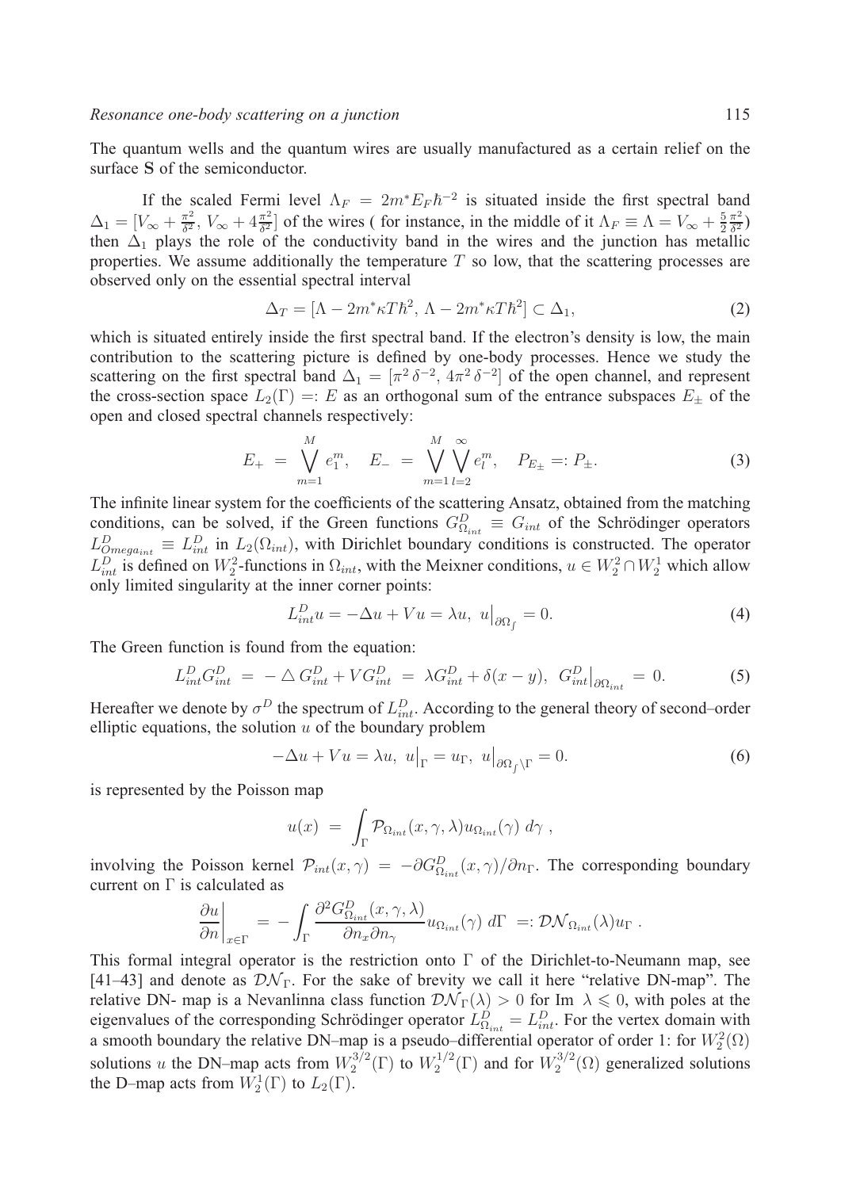The quantum wells and the quantum wires are usually manufactured as a certain relief on the surface **S** of the semiconductor.

If the scaled Fermi level $\Lambda_F = 2m^* E_F \hbar^{-2}$ is situated inside the first spectral band $\Delta_1 = [V_\infty + \frac{\pi^2}{\delta^2},\, V_\infty + 4\frac{\pi^2}{\delta^2}]$ of the wires ( for instance, in the middle of it $\Lambda_F \equiv \Lambda = V_\infty + \frac{5}{2}\frac{\pi^2}{\delta^2}$) then $\Delta_1$ plays the role of the conductivity band in the wires and the junction has metallic properties. We assume additionally the temperature $T$ so low, that the scattering processes are observed only on the essential spectral interval

$$\Delta_T = [\Lambda - 2m^* \kappa T \hbar^2,\, \Lambda - 2m^* \kappa T \hbar^2] \subset \Delta_1, \tag{2}$$

which is situated entirely inside the first spectral band. If the electron's density is low, the main contribution to the scattering picture is defined by one-body processes. Hence we study the scattering on the first spectral band $\Delta_1 = [\pi^2\, \delta^{-2},\, 4\pi^2\, \delta^{-2}]$ of the open channel, and represent the cross-section space $L_2(\Gamma) =: E$ as an orthogonal sum of the entrance subspaces $E_\pm$ of the open and closed spectral channels respectively:

$$E_+ \;=\; \bigvee_{m=1}^{M} e_1^m, \quad E_- \;=\; \bigvee_{m=1}^{M} \bigvee_{l=2}^{\infty} e_l^m, \quad P_{E_\pm} =: P_\pm. \tag{3}$$

The infinite linear system for the coefficients of the scattering Ansatz, obtained from the matching conditions, can be solved, if the Green functions $G^D_{\Omega_{int}} \equiv G_{int}$ of the Schrödinger operators $L^D_{Omega_{int}} \equiv L^D_{int}$ in $L_2(\Omega_{int})$, with Dirichlet boundary conditions is constructed. The operator $L^D_{int}$ is defined on $W_2^2$-functions in $\Omega_{int}$, with the Meixner conditions, $u \in W_2^2 \cap W_2^1$ which allow only limited singularity at the inner corner points:

$$L^D_{int} u = -\Delta u + Vu = \lambda u,\; u\big|_{\partial\Omega_\int} = 0. \tag{4}$$

The Green function is found from the equation:

$$L^D_{int} G^D_{int} \;=\; -\triangle\, G^D_{int} + V G^D_{int} \;=\; \lambda G^D_{int} + \delta(x-y),\;\; G^D_{int}\big|_{\partial\Omega_{int}} \;=\; 0. \tag{5}$$

Hereafter we denote by $\sigma^D$ the spectrum of $L^D_{int}$. According to the general theory of second–order elliptic equations, the solution $u$ of the boundary problem

$$-\Delta u + Vu = \lambda u,\; u\big|_\Gamma = u_\Gamma,\; u\big|_{\partial\Omega_\int \setminus \Gamma} = 0. \tag{6}$$

is represented by the Poisson map

$$u(x) \;=\; \int_\Gamma \mathcal{P}_{\Omega_{int}}(x, \gamma, \lambda) u_{\Omega_{int}}(\gamma)\; d\gamma\;,$$

involving the Poisson kernel $\mathcal{P}_{int}(x, \gamma) = -\partial G^D_{\Omega_{int}}(x, \gamma)/\partial n_\Gamma$. The corresponding boundary current on $\Gamma$ is calculated as

$$\frac{\partial u}{\partial n}\bigg|_{x\in\Gamma} \;=\; -\int_\Gamma \frac{\partial^2 G^D_{\Omega_{int}}(x, \gamma, \lambda)}{\partial n_x \partial n_\gamma} u_{\Omega_{int}}(\gamma)\; d\Gamma \;\;=: \mathcal{DN}_{\Omega_{int}}(\lambda) u_\Gamma\;.$$

This formal integral operator is the restriction onto $\Gamma$ of the Dirichlet-to-Neumann map, see [41–43] and denote as $\mathcal{DN}_\Gamma$. For the sake of brevity we call it here "relative DN-map". The relative DN- map is a Nevanlinna class function $\mathcal{DN}_\Gamma(\lambda) > 0$ for Im $\lambda \leqslant 0$, with poles at the eigenvalues of the corresponding Schrödinger operator $L^D_{\Omega_{int}} = L^D_{int}$. For the vertex domain with a smooth boundary the relative DN–map is a pseudo–differential operator of order 1: for $W_2^2(\Omega)$ solutions $u$ the DN–map acts from $W_2^{3/2}(\Gamma)$ to $W_2^{1/2}(\Gamma)$ and for $W_2^{3/2}(\Omega)$ generalized solutions the D–map acts from $W_2^1(\Gamma)$ to $L_2(\Gamma)$.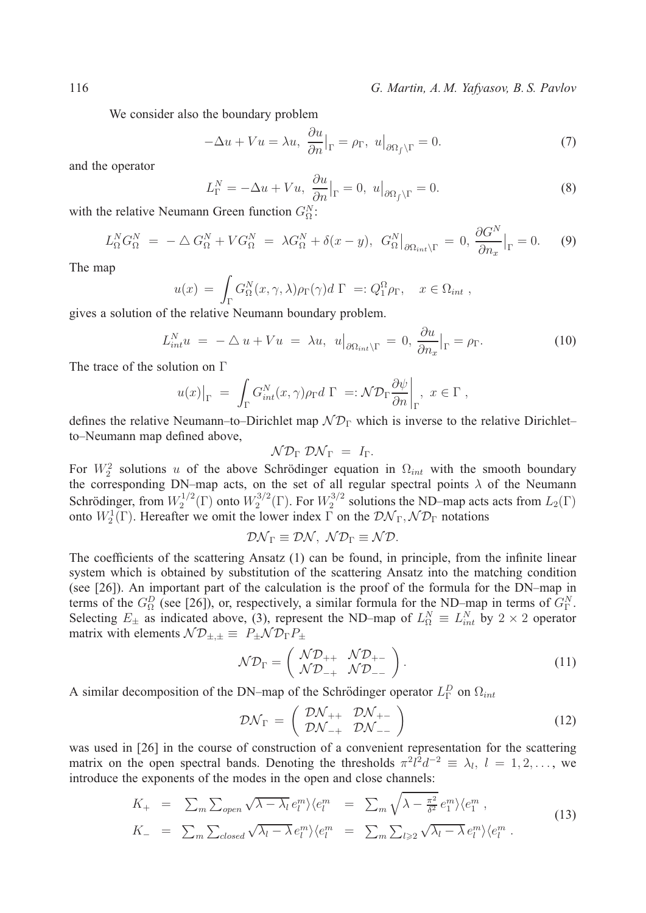We consider also the boundary problem

$$-\Delta u + Vu = \lambda u, \ \frac{\partial u}{\partial n}\big|_{\Gamma} = \rho_{\Gamma}, \ u\big|_{\partial\Omega_f \setminus \Gamma} = 0. \tag{7}$$

and the operator

$$L^N_{\Gamma} = -\Delta u + Vu, \ \frac{\partial u}{\partial n}\big|_{\Gamma} = 0, \ u\big|_{\partial\Omega_f \setminus \Gamma} = 0. \tag{8}$$

with the relative Neumann Green function $G^N_{\Omega}$:

$$L^N_{\Omega} G^N_{\Omega} \ = \ - \triangle G^N_{\Omega} + V G^N_{\Omega} \ = \ \lambda G^N_{\Omega} + \delta(x-y), \ \ G^N_{\Omega}\big|_{\partial\Omega_{int} \setminus \Gamma} \ = \ 0, \ \frac{\partial G^N}{\partial n_x}\big|_{\Gamma} = 0. \tag{9}$$

The map

$$u(x) \ = \ \int_{\Gamma} G^N_{\Omega}(x, \gamma, \lambda) \rho_{\Gamma}(\gamma) d\ \Gamma \ =: Q^{\Omega}_1 \rho_{\Gamma}, \quad x \in \Omega_{int} \ ,$$

gives a solution of the relative Neumann boundary problem.

$$L^N_{int} u \ = \ - \triangle u + Vu \ = \ \lambda u, \ \ u\big|_{\partial\Omega_{int} \setminus \Gamma} \ = \ 0, \ \frac{\partial u}{\partial n_x}\big|_{\Gamma} = \rho_{\Gamma}. \tag{10}$$

The trace of the solution on $\Gamma$

$$u(x)\big|_{\Gamma} \ = \ \int_{\Gamma} G^N_{int}(x, \gamma) \rho_{\Gamma} d\ \Gamma \ =: \mathcal{ND}_{\Gamma} \frac{\partial \psi}{\partial n}\bigg|_{\Gamma}, \ x \in \Gamma \ ,$$

defines the relative Neumann–to–Dirichlet map $\mathcal{ND}_{\Gamma}$ which is inverse to the relative Dirichlet–to–Neumann map defined above,

$$\mathcal{ND}_{\Gamma}\ \mathcal{DN}_{\Gamma} \ = \ I_{\Gamma}.$$

For $W^2_2$ solutions $u$ of the above Schrödinger equation in $\Omega_{int}$ with the smooth boundary the corresponding DN–map acts, on the set of all regular spectral points $\lambda$ of the Neumann Schrödinger, from $W^{1/2}_2(\Gamma)$ onto $W^{3/2}_2(\Gamma)$. For $W^{3/2}_2$ solutions the ND–map acts acts from $L_2(\Gamma)$ onto $W^1_2(\Gamma)$. Hereafter we omit the lower index $\Gamma$ on the $\mathcal{DN}_{\Gamma}, \mathcal{ND}_{\Gamma}$ notations

$$\mathcal{DN}_{\Gamma} \equiv \mathcal{DN}, \ \mathcal{ND}_{\Gamma} \equiv \mathcal{ND}.$$

The coefficients of the scattering Ansatz (1) can be found, in principle, from the infinite linear system which is obtained by substitution of the scattering Ansatz into the matching condition (see [26]). An important part of the calculation is the proof of the formula for the DN–map in terms of the $G^D_{\Omega}$ (see [26]), or, respectively, a similar formula for the ND–map in terms of $G^N_{\Gamma}$. Selecting $E_{\pm}$ as indicated above, (3), represent the ND–map of $L^N_{\Omega} \equiv L^N_{int}$ by $2 \times 2$ operator matrix with elements $\mathcal{ND}_{\pm,\pm} \equiv \ P_{\pm} \mathcal{ND}_{\Gamma} P_{\pm}$

$$\mathcal{ND}_{\Gamma} = \begin{pmatrix} \mathcal{ND}_{++} & \mathcal{ND}_{+-} \\ \mathcal{ND}_{-+} & \mathcal{ND}_{--} \end{pmatrix}. \tag{11}$$

A similar decomposition of the DN–map of the Schrödinger operator $L^D_{\Gamma}$ on $\Omega_{int}$

$$\mathcal{DN}_{\Gamma} \ = \begin{pmatrix} \mathcal{DN}_{++} & \mathcal{DN}_{+-} \\ \mathcal{DN}_{-+} & \mathcal{DN}_{--} \end{pmatrix} \tag{12}$$

was used in [26] in the course of construction of a convenient representation for the scattering matrix on the open spectral bands. Denoting the thresholds $\pi^2 l^2 d^{-2} \ \equiv \ \lambda_l, \ l \ = \ 1, 2, \ldots,$ we introduce the exponents of the modes in the open and close channels:

$$\begin{aligned} K_+ \ &= \ \textstyle\sum_m \sum_{open} \sqrt{\lambda - \lambda_l}\, e^m_l \rangle \langle e^m_l \ = \ \sum_m \sqrt{\lambda - \frac{\pi^2}{\delta^2}}\, e^m_1 \rangle \langle e^m_1 \ , \\ K_- \ &= \ \textstyle\sum_m \sum_{closed} \sqrt{\lambda_l - \lambda}\, e^m_l \rangle \langle e^m_l \ = \ \sum_m \sum_{l \geqslant 2} \sqrt{\lambda_l - \lambda}\, e^m_l \rangle \langle e^m_l \ . \end{aligned} \tag{13}$$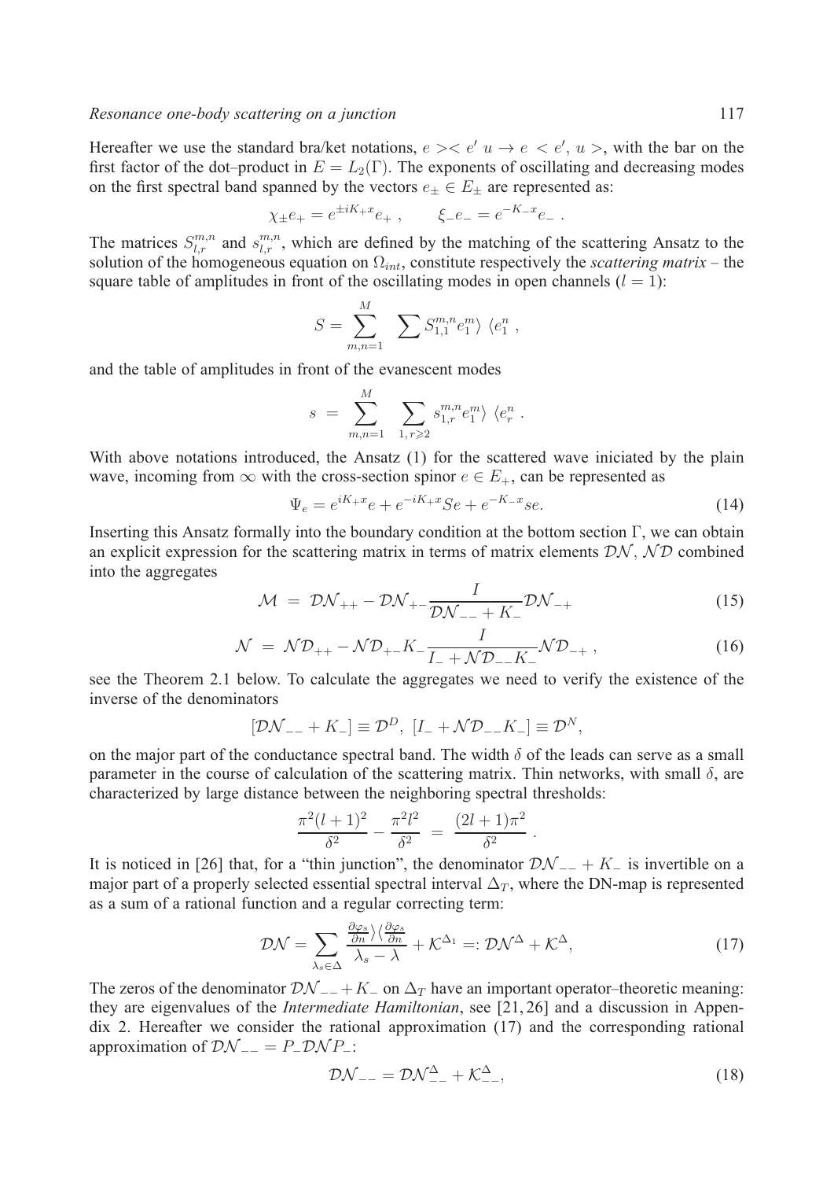Hereafter we use the standard bra/ket notations, $e >< e' \, u \to e \, < e', \, u >$, with the bar on the first factor of the dot–product in $E = L_2(\Gamma)$. The exponents of oscillating and decreasing modes on the first spectral band spanned by the vectors $e_\pm \in E_\pm$ are represented as:

$$\chi_\pm e_+ = e^{\pm i K_+ x} e_+ \ , \qquad \xi_- e_- = e^{-K_- x} e_- \ .$$

The matrices $S^{m,n}_{l,r}$ and $s^{m,n}_{l,r}$, which are defined by the matching of the scattering Ansatz to the solution of the homogeneous equation on $\Omega_{int}$, constitute respectively the *scattering matrix* – the square table of amplitudes in front of the oscillating modes in open channels ($l = 1$):

$$S = \sum_{m,n=1}^{M} \ \sum S^{m,n}_{1,1} e^m_1 \rangle \ \langle e^n_1 \ ,$$

and the table of amplitudes in front of the evanescent modes

$$s \ = \ \sum_{m,n=1}^{M} \ \sum_{1,\, r \geqslant 2} s^{m,n}_{1,r} e^m_1 \rangle \ \langle e^n_r \ .$$

With above notations introduced, the Ansatz (1) for the scattered wave iniciated by the plain wave, incoming from $\infty$ with the cross-section spinor $e \in E_+$, can be represented as

$$\Psi_e = e^{iK_+ x} e + e^{-iK_+ x} S e + e^{-K_- x} s e. \tag{14}$$

Inserting this Ansatz formally into the boundary condition at the bottom section $\Gamma$, we can obtain an explicit expression for the scattering matrix in terms of matrix elements $\mathcal{DN}$, $\mathcal{ND}$ combined into the aggregates

$$\mathcal{M} \ = \ \mathcal{DN}_{++} - \mathcal{DN}_{+-} \frac{I}{\mathcal{DN}_{--} + K_-} \mathcal{DN}_{-+} \tag{15}$$

$$\mathcal{N} \ = \ \mathcal{ND}_{++} - \mathcal{ND}_{+-} K_- \frac{I}{I_- + \mathcal{ND}_{--} K_-} \mathcal{ND}_{-+} \ , \tag{16}$$

see the Theorem 2.1 below. To calculate the aggregates we need to verify the existence of the inverse of the denominators

$$[\mathcal{DN}_{--} + K_-] \equiv \mathcal{D}^D, \ [I_- + \mathcal{ND}_{--} K_-] \equiv \mathcal{D}^N,$$

on the major part of the conductance spectral band. The width $\delta$ of the leads can serve as a small parameter in the course of calculation of the scattering matrix. Thin networks, with small $\delta$, are characterized by large distance between the neighboring spectral thresholds:

$$\frac{\pi^2 (l+1)^2}{\delta^2} - \frac{\pi^2 l^2}{\delta^2} \ = \ \frac{(2l+1)\pi^2}{\delta^2} \ .$$

It is noticed in [26] that, for a "thin junction", the denominator $\mathcal{DN}_{--} + K_-$ is invertible on a major part of a properly selected essential spectral interval $\Delta_T$, where the DN-map is represented as a sum of a rational function and a regular correcting term:

$$\mathcal{DN} = \sum_{\lambda_s \in \Delta} \frac{\frac{\partial \varphi_s}{\partial n} \rangle \langle \frac{\partial \varphi_s}{\partial n}}{\lambda_s - \lambda} + \mathcal{K}^{\Delta_1} =: \mathcal{DN}^{\Delta} + \mathcal{K}^{\Delta}, \tag{17}$$

The zeros of the denominator $\mathcal{DN}_{--} + K_-$ on $\Delta_T$ have an important operator–theoretic meaning: they are eigenvalues of the *Intermediate Hamiltonian*, see [21, 26] and a discussion in Appendix 2. Hereafter we consider the rational approximation (17) and the corresponding rational approximation of $\mathcal{DN}_{--} = P_- \mathcal{DN} P_-$:

$$\mathcal{DN}_{--} = \mathcal{DN}^{\Delta}_{--} + \mathcal{K}^{\Delta}_{--}, \tag{18}$$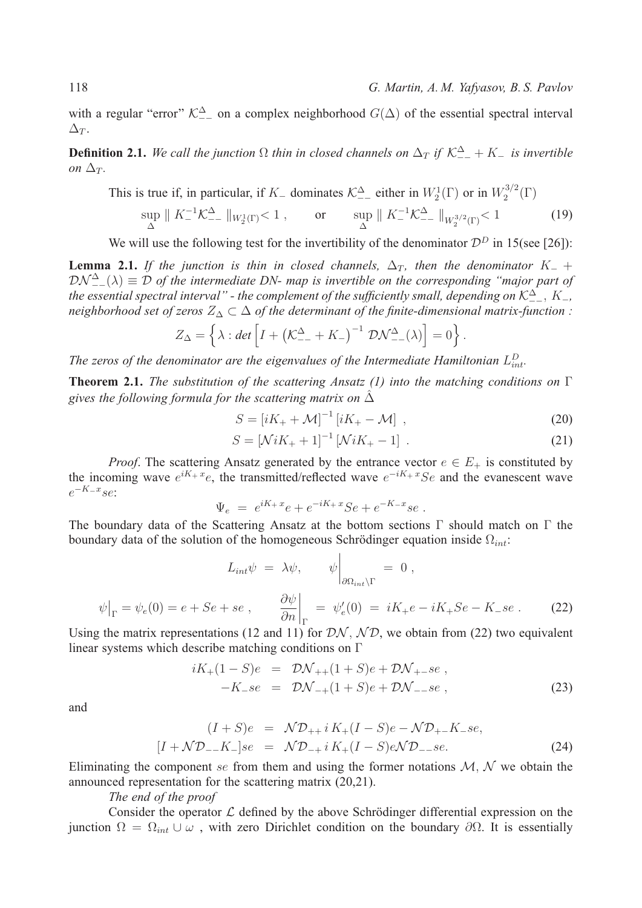with a regular "error" $\mathcal{K}^{\Delta}_{--}$ on a complex neighborhood $G(\Delta)$ of the essential spectral interval $\Delta_T$.

**Definition 2.1.** *We call the junction $\Omega$ thin in closed channels on $\Delta_T$ if $\mathcal{K}^{\Delta}_{--} + K_-$ is invertible on $\Delta_T$.*

This is true if, in particular, if $K_-$ dominates $\mathcal{K}^{\Delta}_{--}$ either in $W_2^1(\Gamma)$ or in $W_2^{3/2}(\Gamma)$

$$\sup_{\Delta} \parallel K_-^{-1}\mathcal{K}^{\Delta}_{--} \parallel_{W_2^1(\Gamma)} < 1 \,, \qquad \text{or} \qquad \sup_{\Delta} \parallel K_-^{-1}\mathcal{K}^{\Delta}_{--} \parallel_{W_2^{3/2}(\Gamma)} < 1 \tag{19}$$

We will use the following test for the invertibility of the denominator $\mathcal{D}^D$ in 15(see [26]):

**Lemma 2.1.** *If the junction is thin in closed channels, $\Delta_T$, then the denominator $K_- + \mathcal{DN}^{\Delta}_{--}(\lambda) \equiv \mathcal{D}$ of the intermediate DN- map is invertible on the corresponding "major part of the essential spectral interval" - the complement of the sufficiently small, depending on $\mathcal{K}^{\Delta}_{--}$, $K_-$, neighborhood set of zeros $Z_\Delta \subset \Delta$ of the determinant of the finite-dimensional matrix-function :*

$$Z_\Delta = \left\{ \lambda : det\left[ I + \left( \mathcal{K}^{\Delta}_{--} + K_- \right)^{-1} \mathcal{DN}^{\Delta}_{--}(\lambda) \right] = 0 \right\}.$$

*The zeros of the denominator are the eigenvalues of the Intermediate Hamiltonian $L^D_{int}$.*

**Theorem 2.1.** *The substitution of the scattering Ansatz (1) into the matching conditions on $\Gamma$ gives the following formula for the scattering matrix on $\hat{\Delta}$*

$$S = \left[ iK_+ + \mathcal{M} \right]^{-1} \left[ iK_+ - \mathcal{M} \right] \,, \tag{20}$$

$$S = \left[ \mathcal{N} iK_+ + 1 \right]^{-1} \left[ \mathcal{N} iK_+ - 1 \right] \,. \tag{21}$$

*Proof*. The scattering Ansatz generated by the entrance vector $e \in E_+$ is constituted by the incoming wave $e^{iK_+ x}e$, the transmitted/reflected wave $e^{-iK_+ x}Se$ and the evanescent wave $e^{-K_- x}se$:

$$\Psi_e \;=\; e^{iK_+ x}e + e^{-iK_+ x}Se + e^{-K_- x}se \,.$$

The boundary data of the Scattering Ansatz at the bottom sections $\Gamma$ should match on $\Gamma$ the boundary data of the solution of the homogeneous Schrödinger equation inside $\Omega_{int}$:

$$L_{int}\psi \;=\; \lambda\psi, \qquad \psi\Big|_{\partial\Omega_{int}\setminus\Gamma} \;=\; 0 \,,$$

$$\psi\big|_\Gamma = \psi_e(0) = e + Se + se \,, \qquad \frac{\partial\psi}{\partial n}\bigg|_\Gamma \;=\; \psi'_e(0) \;=\; iK_+e - iK_+Se - K_-se \,. \tag{22}$$

Using the matrix representations (12 and 11) for $\mathcal{DN}$, $\mathcal{ND}$, we obtain from (22) two equivalent linear systems which describe matching conditions on $\Gamma$

$$\begin{aligned} iK_+(1-S)e &= \mathcal{DN}_{++}(1+S)e + \mathcal{DN}_{+-}se \,, \\ -K_-se &= \mathcal{DN}_{-+}(1+S)e + \mathcal{DN}_{--}se \,, \end{aligned} \tag{23}$$

and

$$\begin{aligned} (I+S)e &= \mathcal{ND}_{++}\, i\, K_+(I-S)e - \mathcal{ND}_{+-}K_-se, \\ [I + \mathcal{ND}_{--}K_-]se &= \mathcal{ND}_{-+}\, i\, K_+(I-S)e\mathcal{ND}_{--}se. \end{aligned} \tag{24}$$

Eliminating the component $se$ from them and using the former notations $\mathcal{M}$, $\mathcal{N}$ we obtain the announced representation for the scattering matrix (20,21).

*The end of the proof*

Consider the operator $\mathcal{L}$ defined by the above Schrödinger differential expression on the junction $\Omega = \Omega_{int} \cup \omega$ , with zero Dirichlet condition on the boundary $\partial\Omega$. It is essentially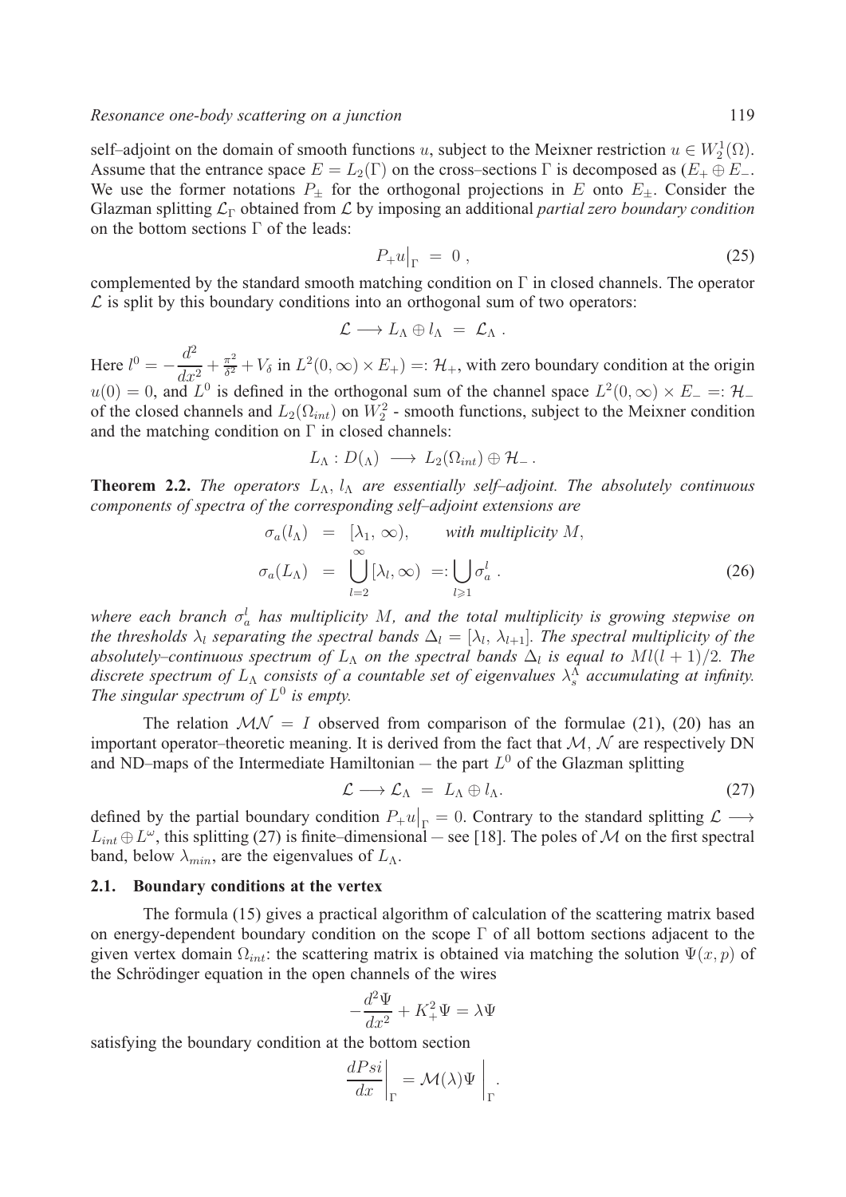self–adjoint on the domain of smooth functions $u$, subject to the Meixner restriction $u \in W_2^1(\Omega)$. Assume that the entrance space $E = L_2(\Gamma)$ on the cross–sections $\Gamma$ is decomposed as $(E_+ \oplus E_-$. We use the former notations $P_\pm$ for the orthogonal projections in $E$ onto $E_\pm$. Consider the Glazman splitting $\mathcal{L}_\Gamma$ obtained from $\mathcal{L}$ by imposing an additional *partial zero boundary condition* on the bottom sections $\Gamma$ of the leads:

$$P_+ u\big|_\Gamma = 0 \,, \tag{25}$$

complemented by the standard smooth matching condition on $\Gamma$ in closed channels. The operator $\mathcal{L}$ is split by this boundary conditions into an orthogonal sum of two operators:

$$\mathcal{L} \longrightarrow L_\Lambda \oplus l_\Lambda \;=\; \mathcal{L}_\Lambda \,.$$

Here $l^0 = -\dfrac{d^2}{dx^2} + \frac{\pi^2}{\delta^2} + V_\delta$ in $L^2(0,\infty) \times E_+) =: \mathcal{H}_+$, with zero boundary condition at the origin $u(0) = 0$, and $L^0$ is defined in the orthogonal sum of the channel space $L^2(0,\infty) \times E_- =: \mathcal{H}_-$ of the closed channels and $L_2(\Omega_{int})$ on $W_2^2$ - smooth functions, subject to the Meixner condition and the matching condition on $\Gamma$ in closed channels:

$$L_\Lambda : D(_\Lambda) \longrightarrow L_2(\Omega_{int}) \oplus \mathcal{H}_- \,.$$

**Theorem 2.2.** *The operators $L_\Lambda$, $l_\Lambda$ are essentially self–adjoint. The absolutely continuous components of spectra of the corresponding self–adjoint extensions are*

$$\begin{aligned} \sigma_a(l_\Lambda) &= [\lambda_1, \infty), \qquad \textit{with multiplicity } M, \\ \sigma_a(L_\Lambda) &= \bigcup_{l=2}^{\infty} [\lambda_l, \infty) =: \bigcup_{l \geqslant 1} \sigma_a^l \,. \end{aligned} \tag{26}$$

*where each branch $\sigma_a^l$ has multiplicity $M$, and the total multiplicity is growing stepwise on the thresholds $\lambda_l$ separating the spectral bands $\Delta_l = [\lambda_l, \lambda_{l+1}]$. The spectral multiplicity of the absolutely–continuous spectrum of $L_\Lambda$ on the spectral bands $\Delta_l$ is equal to $Ml(l+1)/2$. The discrete spectrum of $L_\Lambda$ consists of a countable set of eigenvalues $\lambda_s^\Lambda$ accumulating at infinity. The singular spectrum of $L^0$ is empty.*

The relation $\mathcal{M}\mathcal{N} = I$ observed from comparison of the formulae (21), (20) has an important operator–theoretic meaning. It is derived from the fact that $\mathcal{M}$, $\mathcal{N}$ are respectively DN and ND–maps of the Intermediate Hamiltonian – the part $L^0$ of the Glazman splitting

$$\mathcal{L} \longrightarrow \mathcal{L}_\Lambda \;=\; L_\Lambda \oplus l_\Lambda. \tag{27}$$

defined by the partial boundary condition $P_+ u\big|_\Gamma = 0$. Contrary to the standard splitting $\mathcal{L} \longrightarrow L_{int} \oplus L^\omega$, this splitting (27) is finite–dimensional – see [18]. The poles of $\mathcal{M}$ on the first spectral band, below $\lambda_{min}$, are the eigenvalues of $L_\Lambda$.

## 2.1. Boundary conditions at the vertex

The formula (15) gives a practical algorithm of calculation of the scattering matrix based on energy-dependent boundary condition on the scope $\Gamma$ of all bottom sections adjacent to the given vertex domain $\Omega_{int}$: the scattering matrix is obtained via matching the solution $\Psi(x,p)$ of the Schrödinger equation in the open channels of the wires

$$-\frac{d^2\Psi}{dx^2} + K_+^2 \Psi = \lambda \Psi$$

satisfying the boundary condition at the bottom section

$$\frac{dPsi}{dx}\bigg|_\Gamma = \mathcal{M}(\lambda)\Psi\,\bigg|_\Gamma .$$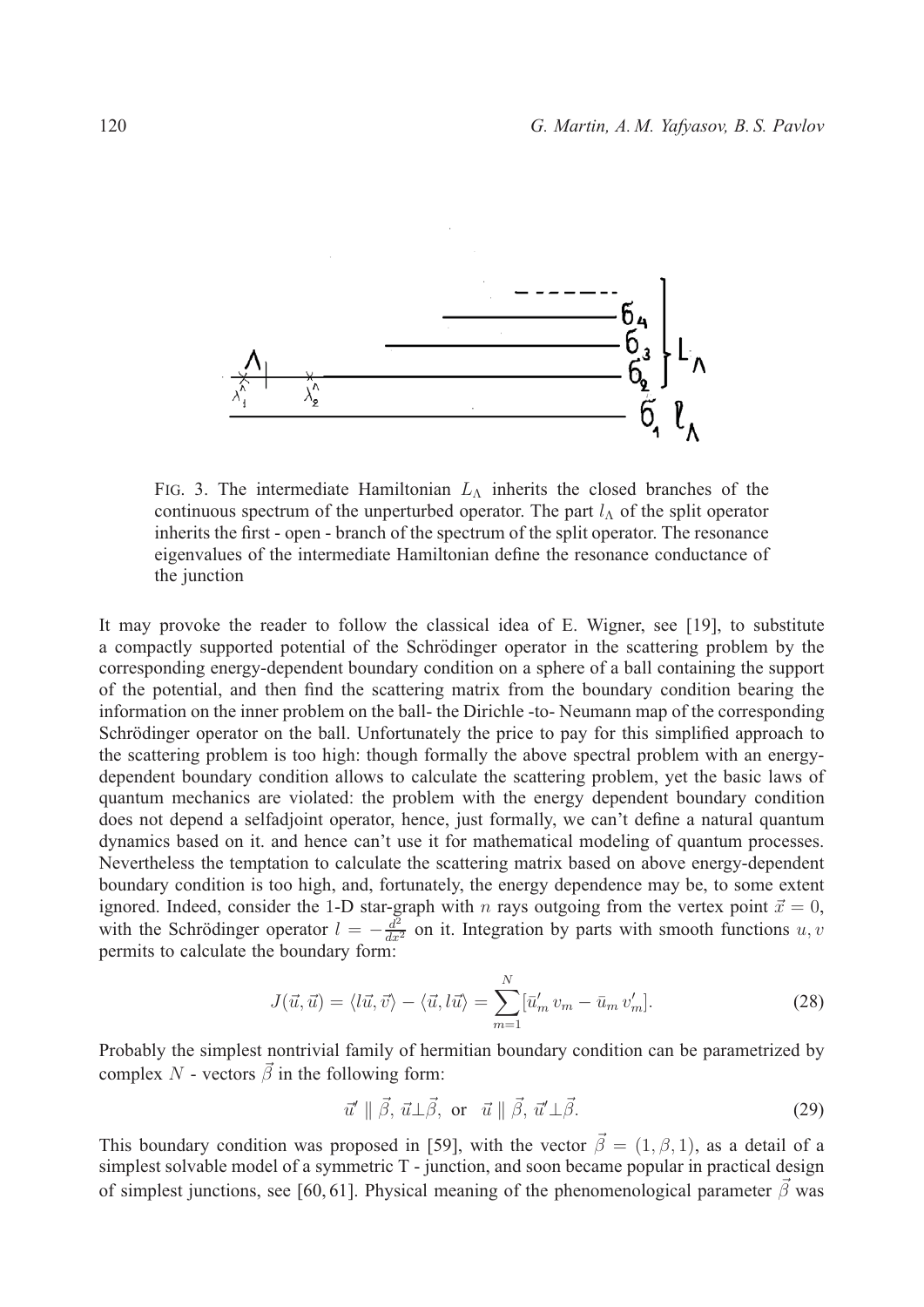FIG. 3. The intermediate Hamiltonian $L_\Lambda$ inherits the closed branches of the continuous spectrum of the unperturbed operator. The part $l_\Lambda$ of the split operator inherits the first - open - branch of the spectrum of the split operator. The resonance eigenvalues of the intermediate Hamiltonian define the resonance conductance of the junction

It may provoke the reader to follow the classical idea of E. Wigner, see [19], to substitute a compactly supported potential of the Schrödinger operator in the scattering problem by the corresponding energy-dependent boundary condition on a sphere of a ball containing the support of the potential, and then find the scattering matrix from the boundary condition bearing the information on the inner problem on the ball- the Dirichle -to- Neumann map of the corresponding Schrödinger operator on the ball. Unfortunately the price to pay for this simplified approach to the scattering problem is too high: though formally the above spectral problem with an energy-dependent boundary condition allows to calculate the scattering problem, yet the basic laws of quantum mechanics are violated: the problem with the energy dependent boundary condition does not depend a selfadjoint operator, hence, just formally, we can't define a natural quantum dynamics based on it. and hence can't use it for mathematical modeling of quantum processes. Nevertheless the temptation to calculate the scattering matrix based on above energy-dependent boundary condition is too high, and, fortunately, the energy dependence may be, to some extent ignored. Indeed, consider the 1-D star-graph with $n$ rays outgoing from the vertex point $\vec{x} = 0$, with the Schrödinger operator $l = -\frac{d^2}{dx^2}$ on it. Integration by parts with smooth functions $u, v$ permits to calculate the boundary form:

$$J(\vec{u}, \vec{u}) = \langle l\vec{u}, \vec{v}\rangle - \langle \vec{u}, l\vec{u}\rangle = \sum_{m=1}^{N} [\bar{u}'_m \, v_m - \bar{u}_m \, v'_m]. \tag{28}$$

Probably the simplest nontrivial family of hermitian boundary condition can be parametrized by complex $N$ - vectors $\vec{\beta}$ in the following form:

$$\vec{u}' \parallel \vec{\beta}, \; \vec{u} \perp \vec{\beta}, \; \text{or} \;\; \vec{u} \parallel \vec{\beta}, \; \vec{u}' \perp \vec{\beta}. \tag{29}$$

This boundary condition was proposed in [59], with the vector $\vec{\beta} = (1, \beta, 1)$, as a detail of a simplest solvable model of a symmetric T - junction, and soon became popular in practical design of simplest junctions, see [60, 61]. Physical meaning of the phenomenological parameter $\vec{\beta}$ was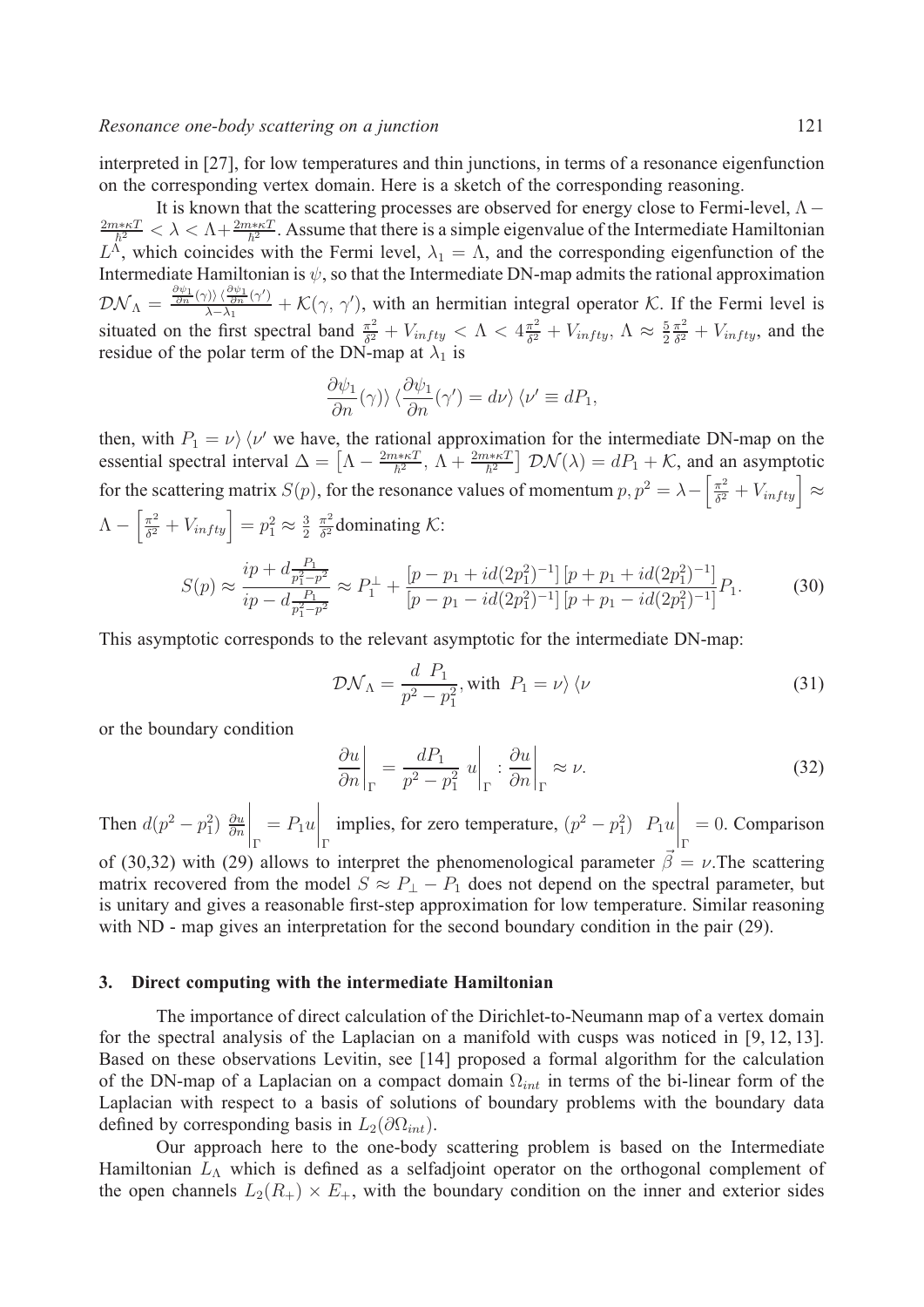interpreted in [27], for low temperatures and thin junctions, in terms of a resonance eigenfunction on the corresponding vertex domain. Here is a sketch of the corresponding reasoning.

It is known that the scattering processes are observed for energy close to Fermi-level, $\Lambda - \frac{2m*\kappa T}{\hbar^2} < \lambda < \Lambda + \frac{2m*\kappa T}{\hbar^2}$. Assume that there is a simple eigenvalue of the Intermediate Hamiltonian $L^{\Lambda}$, which coincides with the Fermi level, $\lambda_1 = \Lambda$, and the corresponding eigenfunction of the Intermediate Hamiltonian is $\psi$, so that the Intermediate DN-map admits the rational approximation $\mathcal{DN}_{\Lambda} = \frac{\frac{\partial \psi_1}{\partial n}(\gamma)\rangle \langle \frac{\partial \psi_1}{\partial n}(\gamma')}{\lambda - \lambda_1} + \mathcal{K}(\gamma, \gamma')$, with an hermitian integral operator $\mathcal{K}$. If the Fermi level is situated on the first spectral band $\frac{\pi^2}{\delta^2} + V_{infty} < \Lambda < 4\frac{\pi^2}{\delta^2} + V_{infty}$, $\Lambda \approx \frac{5}{2}\frac{\pi^2}{\delta^2} + V_{infty}$, and the residue of the polar term of the DN-map at $\lambda_1$ is

$$\frac{\partial \psi_1}{\partial n}(\gamma)\rangle \langle \frac{\partial \psi_1}{\partial n}(\gamma') = d\nu\rangle \langle \nu' \equiv dP_1,$$

then, with $P_1 = \nu\rangle\langle \nu'$ we have, the rational approximation for the intermediate DN-map on the essential spectral interval $\Delta = \left[\Lambda - \frac{2m*\kappa T}{\hbar^2},\, \Lambda + \frac{2m*\kappa T}{\hbar^2}\right]$ $\mathcal{DN}(\lambda) = dP_1 + \mathcal{K}$, and an asymptotic for the scattering matrix $S(p)$, for the resonance values of momentum $p, p^2 = \lambda - \left[\frac{\pi^2}{\delta^2} + V_{infty}\right] \approx \Lambda - \left[\frac{\pi^2}{\delta^2} + V_{infty}\right] = p_1^2 \approx \frac{3}{2}\,\frac{\pi^2}{\delta^2}$dominating $\mathcal{K}$:

$$S(p) \approx \frac{ip + d\frac{P_1}{p_1^2 - p^2}}{ip - d\frac{P_1}{p_1^2 - p^2}} \approx P_1^{\perp} + \frac{[p - p_1 + id(2p_1^2)^{-1}]\,[p + p_1 + id(2p_1^2)^{-1}]}{[p - p_1 - id(2p_1^2)^{-1}]\,[p + p_1 - id(2p_1^2)^{-1}]}P_1. \tag{30}$$

This asymptotic corresponds to the relevant asymptotic for the intermediate DN-map:

$$\mathcal{DN}_{\Lambda} = \frac{d\ P_1}{p^2 - p_1^2}, \text{with } P_1 = \nu\rangle\langle\nu \tag{31}$$

or the boundary condition

$$\left.\frac{\partial u}{\partial n}\right|_{\Gamma} = \frac{dP_1}{p^2 - p_1^2}\left. u\right|_{\Gamma} : \left.\frac{\partial u}{\partial n}\right|_{\Gamma} \approx \nu. \tag{32}$$

Then $d(p^2 - p_1^2)\left.\frac{\partial u}{\partial n}\right|_{\Gamma} = P_1 u\Big|_{\Gamma}$ implies, for zero temperature, $(p^2 - p_1^2)\ \ P_1 u\Big|_{\Gamma} = 0$. Comparison of (30,32) with (29) allows to interpret the phenomenological parameter $\vec{\beta} = \nu$.The scattering matrix recovered from the model $S \approx P_{\perp} - P_1$ does not depend on the spectral parameter, but is unitary and gives a reasonable first-step approximation for low temperature. Similar reasoning with ND - map gives an interpretation for the second boundary condition in the pair (29).

## 3. Direct computing with the intermediate Hamiltonian

The importance of direct calculation of the Dirichlet-to-Neumann map of a vertex domain for the spectral analysis of the Laplacian on a manifold with cusps was noticed in [9, 12, 13]. Based on these observations Levitin, see [14] proposed a formal algorithm for the calculation of the DN-map of a Laplacian on a compact domain $\Omega_{int}$ in terms of the bi-linear form of the Laplacian with respect to a basis of solutions of boundary problems with the boundary data defined by corresponding basis in $L_2(\partial\Omega_{int})$.

Our approach here to the one-body scattering problem is based on the Intermediate Hamiltonian $L_{\Lambda}$ which is defined as a selfadjoint operator on the orthogonal complement of the open channels $L_2(R_+) \times E_+$, with the boundary condition on the inner and exterior sides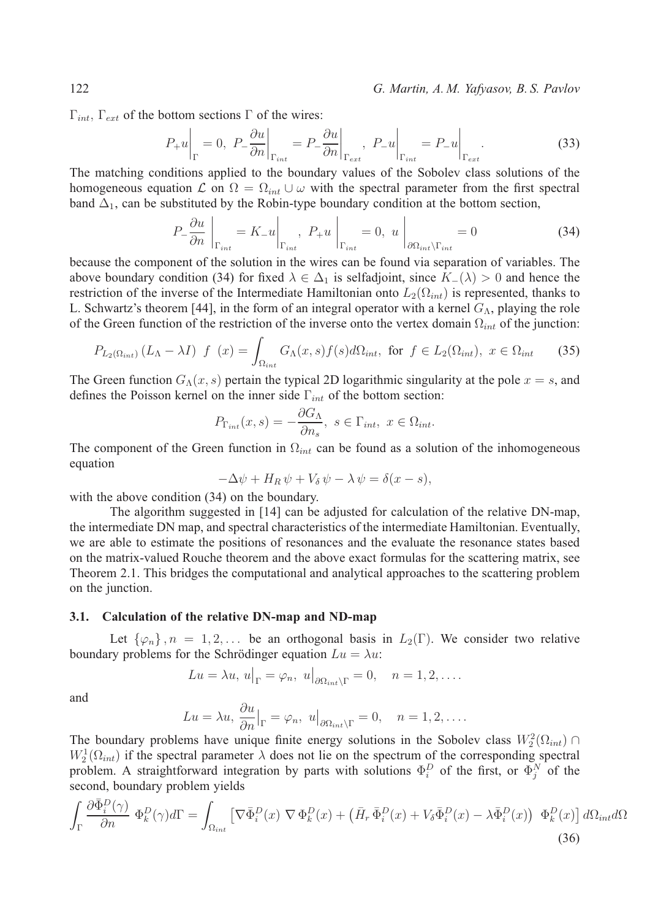$\Gamma_{int}$, $\Gamma_{ext}$ of the bottom sections $\Gamma$ of the wires:

$$P_+ u\Big|_{\Gamma} = 0,\ P_- \frac{\partial u}{\partial n}\Big|_{\Gamma_{int}} = P_- \frac{\partial u}{\partial n}\Big|_{\Gamma_{ext}},\ P_- u\Big|_{\Gamma_{int}} = P_- u\Big|_{\Gamma_{ext}}. \tag{33}$$

The matching conditions applied to the boundary values of the Sobolev class solutions of the homogeneous equation $\mathcal{L}$ on $\Omega = \Omega_{int} \cup \omega$ with the spectral parameter from the first spectral band $\Delta_1$, can be substituted by the Robin-type boundary condition at the bottom section,

$$P_- \frac{\partial u}{\partial n}\Bigg|_{\Gamma_{int}} = K_- u\Bigg|_{\Gamma_{int}},\ P_+ u\Bigg|_{\Gamma_{int}} = 0,\ u\Bigg|_{\partial\Omega_{int}\setminus\Gamma_{int}} = 0 \tag{34}$$

because the component of the solution in the wires can be found via separation of variables. The above boundary condition (34) for fixed $\lambda \in \Delta_1$ is selfadjoint, since $K_-(\lambda) > 0$ and hence the restriction of the inverse of the Intermediate Hamiltonian onto $L_2(\Omega_{int})$ is represented, thanks to L. Schwartz's theorem [44], in the form of an integral operator with a kernel $G_\Lambda$, playing the role of the Green function of the restriction of the inverse onto the vertex domain $\Omega_{int}$ of the junction:

$$P_{L_2(\Omega_{int})}\left(L_\Lambda - \lambda I\right)\ f\ (x) = \int_{\Omega_{int}} G_\Lambda(x,s) f(s) d\Omega_{int},\ \text{for}\ f \in L_2(\Omega_{int}),\ x \in \Omega_{int} \tag{35}$$

The Green function $G_\Lambda(x,s)$ pertain the typical 2D logarithmic singularity at the pole $x = s$, and defines the Poisson kernel on the inner side $\Gamma_{int}$ of the bottom section:

$$P_{\Gamma_{int}}(x,s) = -\frac{\partial G_\Lambda}{\partial n_s},\ s \in \Gamma_{int},\ x \in \Omega_{int}.$$

The component of the Green function in $\Omega_{int}$ can be found as a solution of the inhomogeneous equation

$$-\Delta\psi + H_R\,\psi + V_\delta\,\psi - \lambda\,\psi = \delta(x-s),$$

with the above condition (34) on the boundary.

The algorithm suggested in [14] can be adjusted for calculation of the relative DN-map, the intermediate DN map, and spectral characteristics of the intermediate Hamiltonian. Eventually, we are able to estimate the positions of resonances and the evaluate the resonance states based on the matrix-valued Rouche theorem and the above exact formulas for the scattering matrix, see Theorem 2.1. This bridges the computational and analytical approaches to the scattering problem on the junction.

### 3.1. Calculation of the relative DN-map and ND-map

Let $\{\varphi_n\}, n = 1, 2, \ldots$ be an orthogonal basis in $L_2(\Gamma)$. We consider two relative boundary problems for the Schrödinger equation $Lu = \lambda u$:

$$Lu = \lambda u,\ u\big|_{\Gamma} = \varphi_n,\ u\big|_{\partial\Omega_{int}\setminus\Gamma} = 0,\quad n = 1, 2, \ldots.$$

and

$$Lu = \lambda u,\ \frac{\partial u}{\partial n}\big|_{\Gamma} = \varphi_n,\ u\big|_{\partial\Omega_{int}\setminus\Gamma} = 0,\quad n = 1, 2, \ldots.$$

The boundary problems have unique finite energy solutions in the Sobolev class $W_2^2(\Omega_{int}) \cap W_2^1(\Omega_{int})$ if the spectral parameter $\lambda$ does not lie on the spectrum of the corresponding spectral problem. A straightforward integration by parts with solutions $\Phi_i^D$ of the first, or $\Phi_j^N$ of the second, boundary problem yields

$$\int_{\Gamma} \frac{\partial \bar{\Phi}_i^D(\gamma)}{\partial n}\ \Phi_k^D(\gamma) d\Gamma = \int_{\Omega_{int}} \left[\nabla \bar{\Phi}_i^D(x)\ \nabla\,\Phi_k^D(x) + \left(\bar{H}_r\,\bar{\Phi}_i^D(x) + V_\delta \bar{\Phi}_i^D(x) - \lambda\bar{\Phi}_i^D(x)\right)\ \Phi_k^D(x)\right] d\Omega_{int} d\Omega \tag{36}$$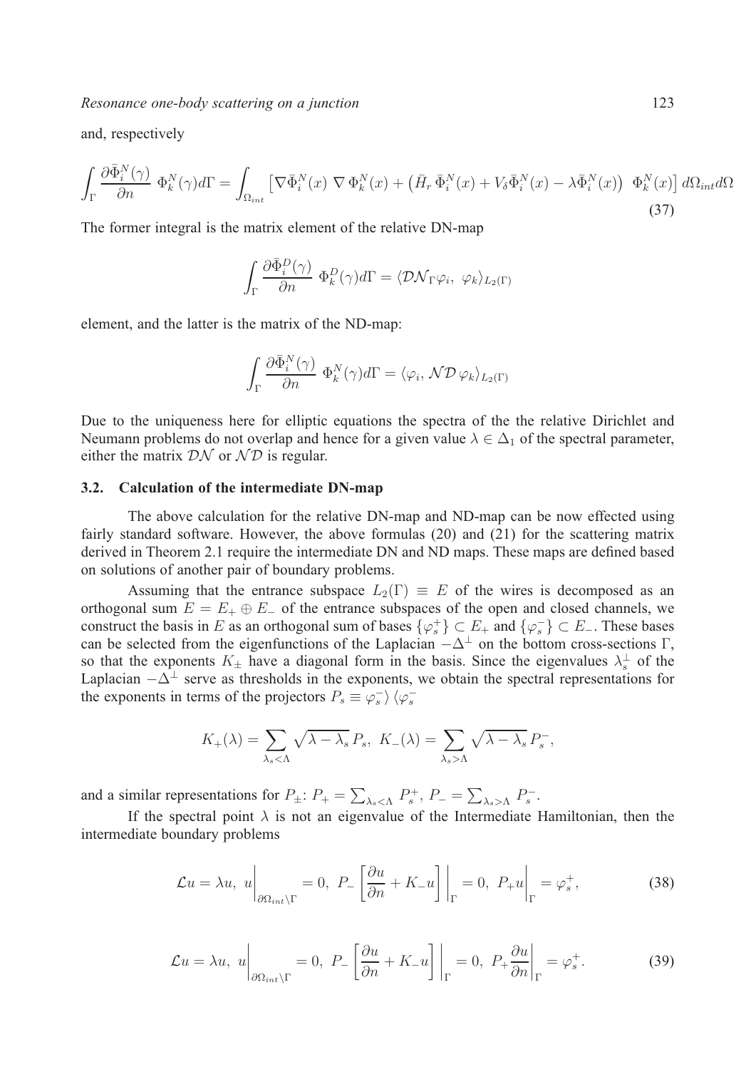and, respectively

$$\int_\Gamma \frac{\partial \bar{\Phi}_i^N(\gamma)}{\partial n}\ \Phi_k^N(\gamma) d\Gamma = \int_{\Omega_{int}} \left[ \nabla \bar{\Phi}_i^N(x)\ \nabla \Phi_k^N(x) + \left( \bar{H}_r\, \bar{\Phi}_i^N(x) + V_\delta \bar{\Phi}_i^N(x) - \lambda \bar{\Phi}_i^N(x) \right)\ \Phi_k^N(x) \right] d\Omega_{int} d\Omega \tag{37}$$

The former integral is the matrix element of the relative DN-map

$$\int_\Gamma \frac{\partial \bar{\Phi}_i^D(\gamma)}{\partial n}\ \Phi_k^D(\gamma) d\Gamma = \langle \mathcal{DN}_\Gamma \varphi_i,\ \varphi_k \rangle_{L_2(\Gamma)}$$

element, and the latter is the matrix of the ND-map:

$$\int_\Gamma \frac{\partial \bar{\Phi}_i^N(\gamma)}{\partial n}\ \Phi_k^N(\gamma) d\Gamma = \langle \varphi_i,\ \mathcal{ND}\,\varphi_k \rangle_{L_2(\Gamma)}$$

Due to the uniqueness here for elliptic equations the spectra of the the relative Dirichlet and Neumann problems do not overlap and hence for a given value $\lambda \in \Delta_1$ of the spectral parameter, either the matrix $\mathcal{DN}$ or $\mathcal{ND}$ is regular.

### 3.2. Calculation of the intermediate DN-map

The above calculation for the relative DN-map and ND-map can be now effected using fairly standard software. However, the above formulas (20) and (21) for the scattering matrix derived in Theorem 2.1 require the intermediate DN and ND maps. These maps are defined based on solutions of another pair of boundary problems.

Assuming that the entrance subspace $L_2(\Gamma) \equiv E$ of the wires is decomposed as an orthogonal sum $E = E_+ \oplus E_-$ of the entrance subspaces of the open and closed channels, we construct the basis in $E$ as an orthogonal sum of bases $\{\varphi_s^+\} \subset E_+$ and $\{\varphi_s^-\} \subset E_-$. These bases can be selected from the eigenfunctions of the Laplacian $-\Delta^\perp$ on the bottom cross-sections $\Gamma$, so that the exponents $K_\pm$ have a diagonal form in the basis. Since the eigenvalues $\lambda_s^\perp$ of the Laplacian $-\Delta^\perp$ serve as thresholds in the exponents, we obtain the spectral representations for the exponents in terms of the projectors $P_s \equiv \varphi_s^-\rangle\, \langle \varphi_s^-$

$$K_+(\lambda) = \sum_{\lambda_s < \Lambda} \sqrt{\lambda - \lambda_s}\, P_s,\ \ K_-(\lambda) = \sum_{\lambda_s > \Lambda} \sqrt{\lambda - \lambda_s}\, P_s^-,$$

and a similar representations for $P_\pm$: $P_+ = \sum_{\lambda_s < \Lambda} P_s^+$, $P_- = \sum_{\lambda_s > \Lambda} P_s^-$.

If the spectral point $\lambda$ is not an eigenvalue of the Intermediate Hamiltonian, then the intermediate boundary problems

$$\mathcal{L}u = \lambda u,\ u\Big|_{\partial\Omega_{int}\setminus\Gamma} = 0,\ P_-\left[\frac{\partial u}{\partial n} + K_- u\right]\Big|_\Gamma = 0,\ P_+ u\Big|_\Gamma = \varphi_s^+, \tag{38}$$

$$\mathcal{L}u = \lambda u,\ u\Big|_{\partial\Omega_{int}\setminus\Gamma} = 0,\ P_-\left[\frac{\partial u}{\partial n} + K_- u\right]\Big|_\Gamma = 0,\ P_+ \frac{\partial u}{\partial n}\Big|_\Gamma = \varphi_s^+. \tag{39}$$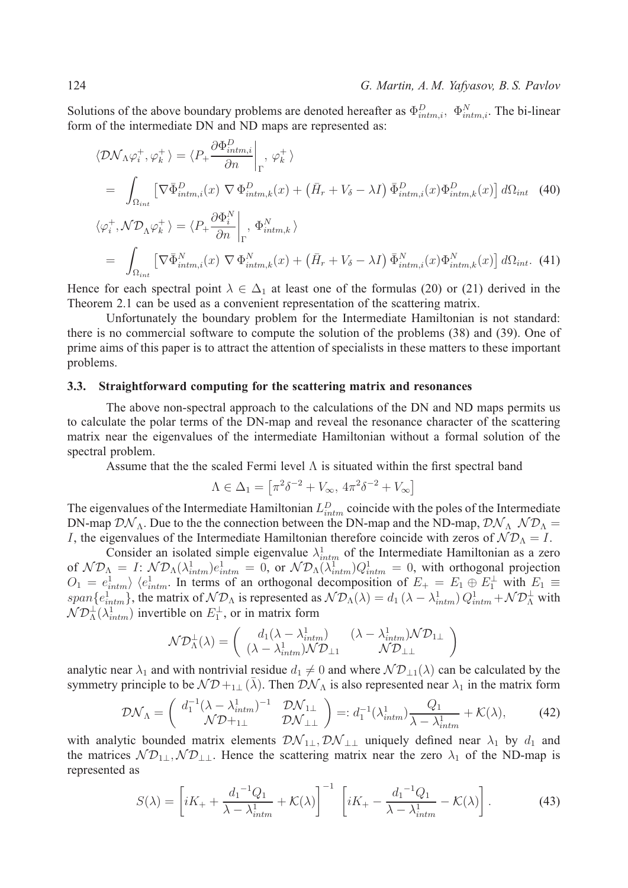Solutions of the above boundary problems are denoted hereafter as $\Phi^D_{intm,i}$, $\Phi^N_{intm,i}$. The bi-linear form of the intermediate DN and ND maps are represented as:

$$
\begin{aligned}
\langle \mathcal{DN}_\Lambda \varphi_i^+, \varphi_k^+ \rangle &= \langle P_+ \frac{\partial \Phi^D_{intm,i}}{\partial n}\bigg|_\Gamma, \varphi_k^+ \rangle \\
&= \int_{\Omega_{int}} \left[ \nabla \bar{\Phi}^D_{intm,i}(x)\, \nabla \Phi^D_{intm,k}(x) + \left( \bar{H}_r + V_\delta - \lambda I \right) \bar{\Phi}^D_{intm,i}(x) \Phi^D_{intm,k}(x) \right] d\Omega_{int} \quad (40) \\
\langle \varphi_i^+, \mathcal{ND}_\Lambda \varphi_k^+ \rangle &= \langle P_+ \frac{\partial \Phi^N_i}{\partial n}\bigg|_\Gamma, \Phi^N_{intm,k} \rangle \\
&= \int_{\Omega_{int}} \left[ \nabla \bar{\Phi}^N_{intm,i}(x)\, \nabla \Phi^N_{intm,k}(x) + \left( \bar{H}_r + V_\delta - \lambda I \right) \bar{\Phi}^N_{intm,i}(x) \Phi^N_{intm,k}(x) \right] d\Omega_{int}. \quad (41)
\end{aligned}
$$

Hence for each spectral point $\lambda \in \Delta_1$ at least one of the formulas (20) or (21) derived in the Theorem 2.1 can be used as a convenient representation of the scattering matrix.

Unfortunately the boundary problem for the Intermediate Hamiltonian is not standard: there is no commercial software to compute the solution of the problems (38) and (39). One of prime aims of this paper is to attract the attention of specialists in these matters to these important problems.

### 3.3. Straightforward computing for the scattering matrix and resonances

The above non-spectral approach to the calculations of the DN and ND maps permits us to calculate the polar terms of the DN-map and reveal the resonance character of the scattering matrix near the eigenvalues of the intermediate Hamiltonian without a formal solution of the spectral problem.

Assume that the the scaled Fermi level $\Lambda$ is situated within the first spectral band

$$
\Lambda \in \Delta_1 = \left[ \pi^2 \delta^{-2} + V_\infty,\, 4\pi^2 \delta^{-2} + V_\infty \right]
$$

The eigenvalues of the Intermediate Hamiltonian $L^D_{intm}$ coincide with the poles of the Intermediate DN-map $\mathcal{DN}_\Lambda$. Due to the the connection between the DN-map and the ND-map, $\mathcal{DN}_\Lambda\ \mathcal{ND}_\Lambda = I$, the eigenvalues of the Intermediate Hamiltonian therefore coincide with zeros of $\mathcal{ND}_\Lambda = I$.

Consider an isolated simple eigenvalue $\lambda^1_{intm}$ of the Intermediate Hamiltonian as a zero of $\mathcal{ND}_\Lambda = I$: $\mathcal{ND}_\Lambda(\lambda^1_{intm}) e^1_{intm} = 0$, or $\mathcal{ND}_\Lambda(\lambda^1_{intm}) Q^1_{intm} = 0$, with orthogonal projection $O_1 = e^1_{intm}\rangle\, \langle e^1_{intm}$. In terms of an orthogonal decomposition of $E_+ = E_1 \oplus E_1^\perp$ with $E_1 \equiv span\{e^1_{intm}\}$, the matrix of $\mathcal{ND}_\Lambda$ is represented as $\mathcal{ND}_\Lambda(\lambda) = d_1\,(\lambda - \lambda^1_{intm})\, Q^1_{intm} + \mathcal{ND}^\perp_\Lambda$ with $\mathcal{ND}^\perp_\Lambda(\lambda^1_{intm})$ invertible on $E_1^\perp$, or in matrix form

$$
\mathcal{ND}^\perp_\Lambda(\lambda) = \begin{pmatrix} d_1(\lambda - \lambda^1_{intm}) & (\lambda - \lambda^1_{intm}) \mathcal{ND}_{1\perp} \\ (\lambda - \lambda^1_{intm}) \mathcal{ND}_{\perp 1} & \mathcal{ND}_{\perp\perp} \end{pmatrix}
$$

analytic near $\lambda_1$ and with nontrivial residue $d_1 \neq 0$ and where $\mathcal{ND}_{\perp 1}(\lambda)$ can be calculated by the symmetry principle to be $\mathcal{ND}_{+1\perp}(\bar{\lambda})$. Then $\mathcal{DN}_\Lambda$ is also represented near $\lambda_1$ in the matrix form

$$
\mathcal{DN}_\Lambda = \begin{pmatrix} d_1^{-1}(\lambda - \lambda^1_{intm})^{-1} & \mathcal{DN}_{1\perp} \\ \mathcal{ND}_{+1\perp} & \mathcal{DN}_{\perp\perp} \end{pmatrix} =: d_1^{-1}(\lambda^1_{intm}) \frac{Q_1}{\lambda - \lambda^1_{intm}} + \mathcal{K}(\lambda), \quad (42)
$$

with analytic bounded matrix elements $\mathcal{DN}_{1\perp}, \mathcal{DN}_{\perp\perp}$ uniquely defined near $\lambda_1$ by $d_1$ and the matrices $\mathcal{ND}_{1\perp}, \mathcal{ND}_{\perp\perp}$. Hence the scattering matrix near the zero $\lambda_1$ of the ND-map is represented as

$$
S(\lambda) = \left[ iK_+ + \frac{{d_1}^{-1} Q_1}{\lambda - \lambda^1_{intm}} + \mathcal{K}(\lambda) \right]^{-1} \left[ iK_+ - \frac{{d_1}^{-1} Q_1}{\lambda - \lambda^1_{intm}} - \mathcal{K}(\lambda) \right]. \quad (43)
$$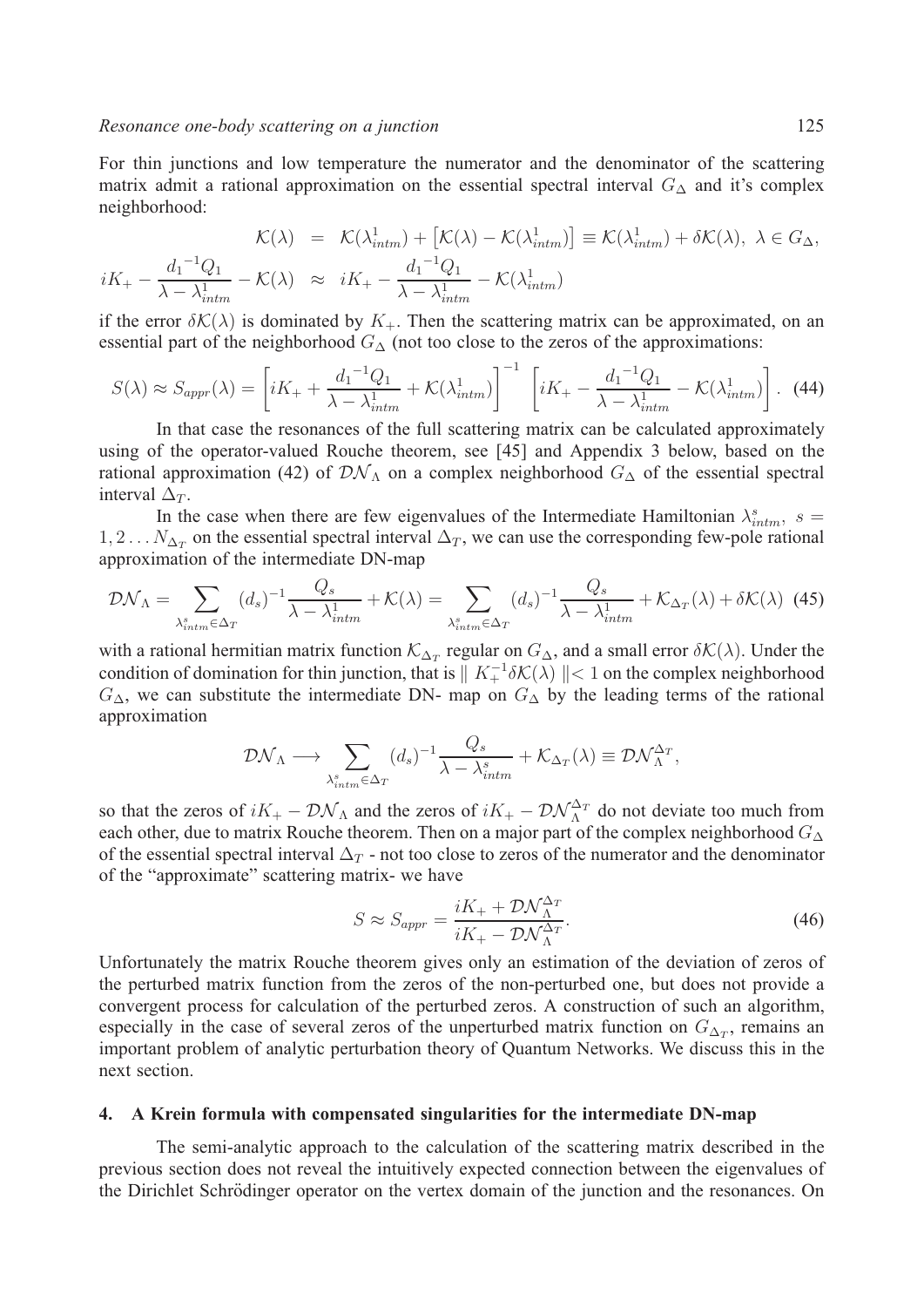For thin junctions and low temperature the numerator and the denominator of the scattering matrix admit a rational approximation on the essential spectral interval $G_\Delta$ and it's complex neighborhood:

$$
\begin{aligned}
\mathcal{K}(\lambda) &= \mathcal{K}(\lambda^1_{intm}) + \left[\mathcal{K}(\lambda) - \mathcal{K}(\lambda^1_{intm})\right] \equiv \mathcal{K}(\lambda^1_{intm}) + \delta\mathcal{K}(\lambda),\ \lambda \in G_\Delta, \\
iK_+ - \frac{{d_1}^{-1}Q_1}{\lambda - \lambda^1_{intm}} - \mathcal{K}(\lambda) &\approx iK_+ - \frac{{d_1}^{-1}Q_1}{\lambda - \lambda^1_{intm}} - \mathcal{K}(\lambda^1_{intm})
\end{aligned}
$$

if the error $\delta\mathcal{K}(\lambda)$ is dominated by $K_+$. Then the scattering matrix can be approximated, on an essential part of the neighborhood $G_\Delta$ (not too close to the zeros of the approximations:

$$
S(\lambda) \approx S_{appr}(\lambda) = \left[iK_+ + \frac{{d_1}^{-1}Q_1}{\lambda - \lambda^1_{intm}} + \mathcal{K}(\lambda^1_{intm})\right]^{-1} \left[iK_+ - \frac{{d_1}^{-1}Q_1}{\lambda - \lambda^1_{intm}} - \mathcal{K}(\lambda^1_{intm})\right]. \quad (44)
$$

In that case the resonances of the full scattering matrix can be calculated approximately using of the operator-valued Rouche theorem, see [45] and Appendix 3 below, based on the rational approximation (42) of $\mathcal{DN}_\Lambda$ on a complex neighborhood $G_\Delta$ of the essential spectral interval $\Delta_T$.

In the case when there are few eigenvalues of the Intermediate Hamiltonian $\lambda^s_{intm},\ s = 1, 2 \dots N_{\Delta_T}$ on the essential spectral interval $\Delta_T$, we can use the corresponding few-pole rational approximation of the intermediate DN-map

$$
\mathcal{DN}_\Lambda = \sum_{\lambda^s_{intm} \in \Delta_T} (d_s)^{-1} \frac{Q_s}{\lambda - \lambda^1_{intm}} + \mathcal{K}(\lambda) = \sum_{\lambda^s_{intm} \in \Delta_T} (d_s)^{-1} \frac{Q_s}{\lambda - \lambda^1_{intm}} + \mathcal{K}_{\Delta_T}(\lambda) + \delta\mathcal{K}(\lambda) \quad (45)
$$

with a rational hermitian matrix function $\mathcal{K}_{\Delta_T}$ regular on $G_\Delta$, and a small error $\delta\mathcal{K}(\lambda)$. Under the condition of domination for thin junction, that is $\parallel K_+^{-1}\delta\mathcal{K}(\lambda) \parallel < 1$ on the complex neighborhood $G_\Delta$, we can substitute the intermediate DN- map on $G_\Delta$ by the leading terms of the rational approximation

$$
\mathcal{DN}_\Lambda \longrightarrow \sum_{\lambda^s_{intm} \in \Delta_T} (d_s)^{-1} \frac{Q_s}{\lambda - \lambda^s_{intm}} + \mathcal{K}_{\Delta_T}(\lambda) \equiv \mathcal{DN}_\Lambda^{\Delta_T},
$$

so that the zeros of $iK_+ - \mathcal{DN}_\Lambda$ and the zeros of $iK_+ - \mathcal{DN}_\Lambda^{\Delta_T}$ do not deviate too much from each other, due to matrix Rouche theorem. Then on a major part of the complex neighborhood $G_\Delta$ of the essential spectral interval $\Delta_T$ - not too close to zeros of the numerator and the denominator of the "approximate" scattering matrix- we have

$$
S \approx S_{appr} = \frac{iK_+ + \mathcal{DN}_\Lambda^{\Delta_T}}{iK_+ - \mathcal{DN}_\Lambda^{\Delta_T}}. \quad (46)
$$

Unfortunately the matrix Rouche theorem gives only an estimation of the deviation of zeros of the perturbed matrix function from the zeros of the non-perturbed one, but does not provide a convergent process for calculation of the perturbed zeros. A construction of such an algorithm, especially in the case of several zeros of the unperturbed matrix function on $G_{\Delta_T}$, remains an important problem of analytic perturbation theory of Quantum Networks. We discuss this in the next section.

## 4. A Krein formula with compensated singularities for the intermediate DN-map

The semi-analytic approach to the calculation of the scattering matrix described in the previous section does not reveal the intuitively expected connection between the eigenvalues of the Dirichlet Schrödinger operator on the vertex domain of the junction and the resonances. On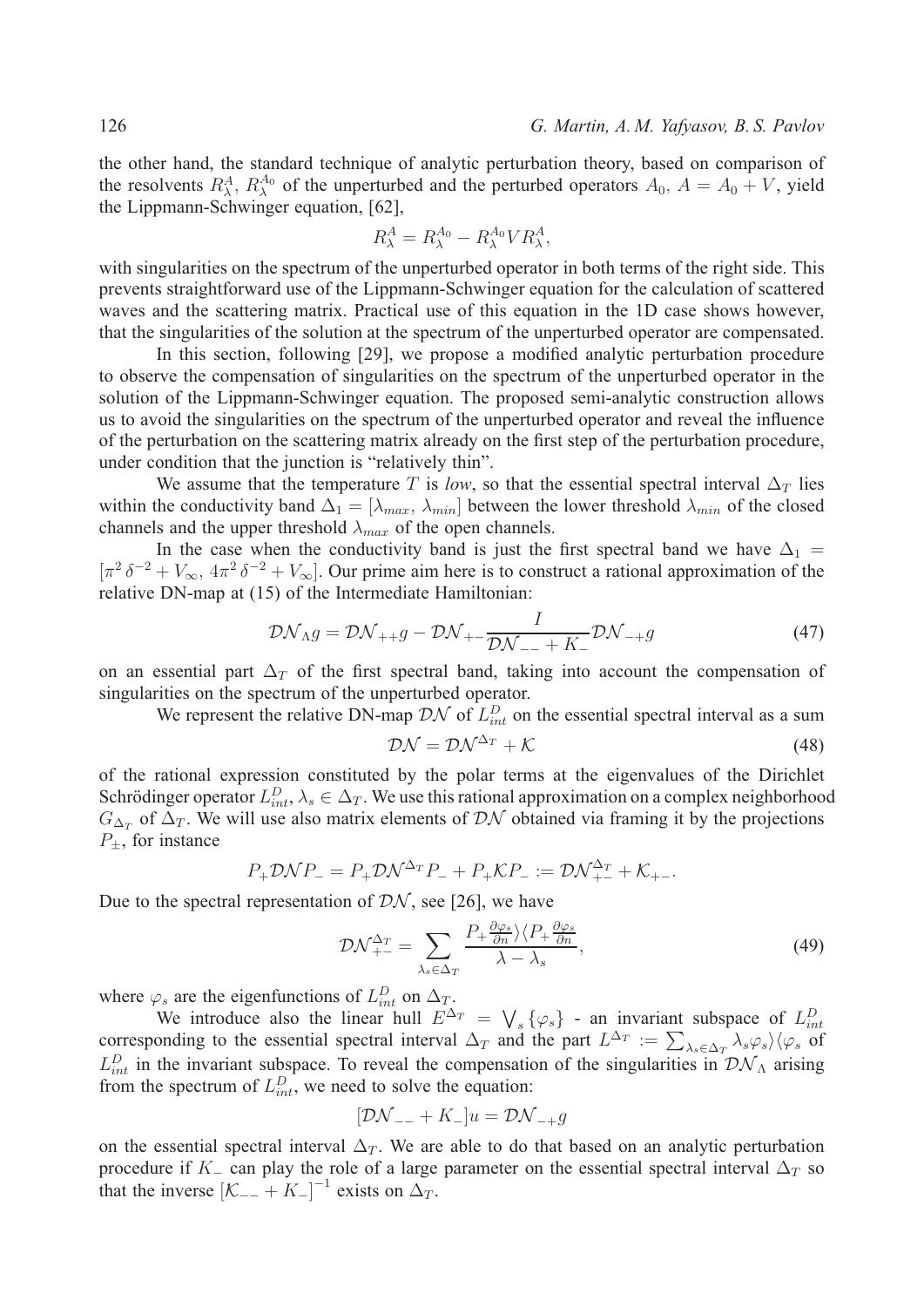the other hand, the standard technique of analytic perturbation theory, based on comparison of the resolvents $R^A_\lambda$, $R^{A_0}_\lambda$ of the unperturbed and the perturbed operators $A_0$, $A = A_0 + V$, yield the Lippmann-Schwinger equation, [62],

$$R^A_\lambda = R^{A_0}_\lambda - R^{A_0}_\lambda V R^A_\lambda,$$

with singularities on the spectrum of the unperturbed operator in both terms of the right side. This prevents straightforward use of the Lippmann-Schwinger equation for the calculation of scattered waves and the scattering matrix. Practical use of this equation in the 1D case shows however, that the singularities of the solution at the spectrum of the unperturbed operator are compensated.

In this section, following [29], we propose a modified analytic perturbation procedure to observe the compensation of singularities on the spectrum of the unperturbed operator in the solution of the Lippmann-Schwinger equation. The proposed semi-analytic construction allows us to avoid the singularities on the spectrum of the unperturbed operator and reveal the influence of the perturbation on the scattering matrix already on the first step of the perturbation procedure, under condition that the junction is "relatively thin".

We assume that the temperature $T$ is *low*, so that the essential spectral interval $\Delta_T$ lies within the conductivity band $\Delta_1 = [\lambda_{max}, \lambda_{min}]$ between the lower threshold $\lambda_{min}$ of the closed channels and the upper threshold $\lambda_{max}$ of the open channels.

In the case when the conductivity band is just the first spectral band we have $\Delta_1 = [\pi^2 \delta^{-2} + V_\infty, 4\pi^2 \delta^{-2} + V_\infty]$. Our prime aim here is to construct a rational approximation of the relative DN-map at (15) of the Intermediate Hamiltonian:

$$\mathcal{DN}_\Lambda g = \mathcal{DN}_{++} g - \mathcal{DN}_{+-} \frac{I}{\mathcal{DN}_{--} + K_-} \mathcal{DN}_{-+} g \tag{47}$$

on an essential part $\Delta_T$ of the first spectral band, taking into account the compensation of singularities on the spectrum of the unperturbed operator.

We represent the relative DN-map $\mathcal{DN}$ of $L^D_{int}$ on the essential spectral interval as a sum

$$\mathcal{DN} = \mathcal{DN}^{\Delta_T} + \mathcal{K} \tag{48}$$

of the rational expression constituted by the polar terms at the eigenvalues of the Dirichlet Schrödinger operator $L^D_{int}$, $\lambda_s \in \Delta_T$. We use this rational approximation on a complex neighborhood $G_{\Delta_T}$ of $\Delta_T$. We will use also matrix elements of $\mathcal{DN}$ obtained via framing it by the projections $P_\pm$, for instance

$$P_+ \mathcal{DN} P_- = P_+ \mathcal{DN}^{\Delta_T} P_- + P_+ \mathcal{K} P_- := \mathcal{DN}^{\Delta_T}_{+-} + \mathcal{K}_{+-}.$$

Due to the spectral representation of $\mathcal{DN}$, see [26], we have

$$\mathcal{DN}^{\Delta_T}_{+-} = \sum_{\lambda_s \in \Delta_T} \frac{P_+ \frac{\partial \varphi_s}{\partial n} \rangle \langle P_+ \frac{\partial \varphi_s}{\partial n}}{\lambda - \lambda_s}, \tag{49}$$

where $\varphi_s$ are the eigenfunctions of $L^D_{int}$ on $\Delta_T$.

We introduce also the linear hull $E^{\Delta_T} = \bigvee_s \{\varphi_s\}$ - an invariant subspace of $L^D_{int}$ corresponding to the essential spectral interval $\Delta_T$ and the part $L^{\Delta_T} := \sum_{\lambda_s \in \Delta_T} \lambda_s \varphi_s \rangle \langle \varphi_s$ of $L^D_{int}$ in the invariant subspace. To reveal the compensation of the singularities in $\mathcal{DN}_\Lambda$ arising from the spectrum of $L^D_{int}$, we need to solve the equation:

$$[\mathcal{DN}_{--} + K_-] u = \mathcal{DN}_{-+} g$$

on the essential spectral interval $\Delta_T$. We are able to do that based on an analytic perturbation procedure if $K_-$ can play the role of a large parameter on the essential spectral interval $\Delta_T$ so that the inverse $[\mathcal{K}_{--} + K_-]^{-1}$ exists on $\Delta_T$.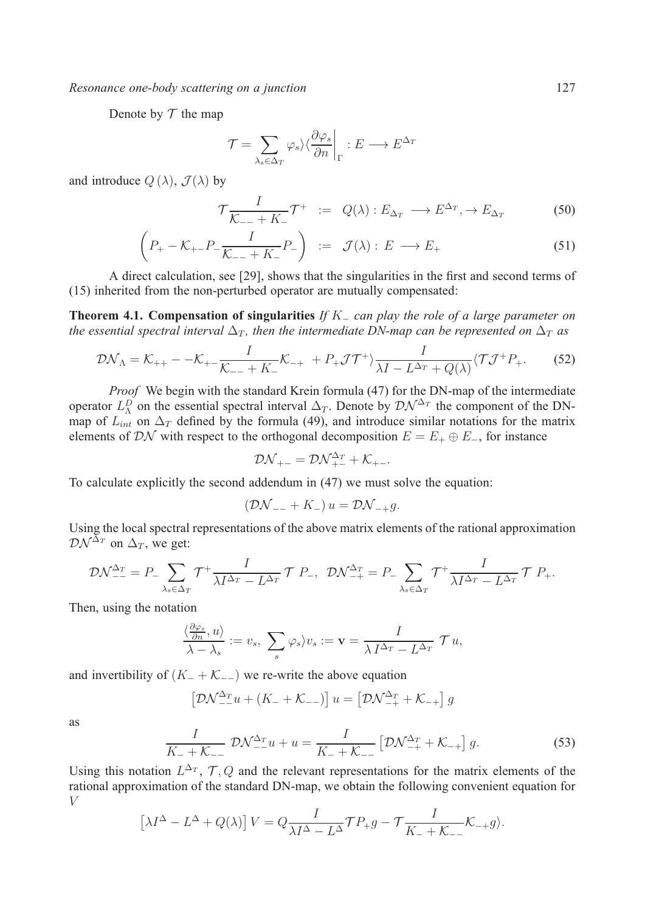Denote by $\mathcal{T}$ the map

$$\mathcal{T} = \sum_{\lambda_s \in \Delta_T} \varphi_s\rangle\langle \frac{\partial \varphi_s}{\partial n}\Big|_{\Gamma} : E \longrightarrow E^{\Delta_T}$$

and introduce $Q(\lambda)$, $\mathcal{J}(\lambda)$ by

$$\mathcal{T}\frac{I}{\mathcal{K}_{--} + K_{-}}\mathcal{T}^{+} \ := \ Q(\lambda) : E_{\Delta_T} \longrightarrow E^{\Delta_T}, \to E_{\Delta_T} \tag{50}$$

$$\left(P_{+} - \mathcal{K}_{+-}P_{-}\frac{I}{\mathcal{K}_{--} + K_{-}}P_{-}\right) \ := \ \mathcal{J}(\lambda) : \ E \longrightarrow E_{+} \tag{51}$$

A direct calculation, see [29], shows that the singularities in the first and second terms of (15) inherited from the non-perturbed operator are mutually compensated:

**Theorem 4.1. Compensation of singularities** *If $K_{-}$ can play the role of a large parameter on the essential spectral interval $\Delta_T$, then the intermediate DN-map can be represented on $\Delta_T$ as*

$$\mathcal{DN}_{\Lambda} = \mathcal{K}_{++} - -\mathcal{K}_{+-}\frac{I}{\mathcal{K}_{--} + K_{-}}\mathcal{K}_{-+} \ + P_{+}\mathcal{J}\mathcal{T}^{+}\rangle\frac{I}{\lambda I - L^{\Delta_T} + Q(\lambda)}\langle \mathcal{T}\mathcal{J}^{+}P_{+}. \tag{52}$$

*Proof* We begin with the standard Krein formula (47) for the DN-map of the intermediate operator $L^{D}_{\Lambda}$ on the essential spectral interval $\Delta_T$. Denote by $\mathcal{DN}^{\Delta_T}$ the component of the DN-map of $L_{int}$ on $\Delta_T$ defined by the formula (49), and introduce similar notations for the matrix elements of $\mathcal{DN}$ with respect to the orthogonal decomposition $E = E_{+} \oplus E_{-}$, for instance

$$\mathcal{DN}_{+-} = \mathcal{DN}^{\Delta_T}_{+-} + \mathcal{K}_{+-}.$$

To calculate explicitly the second addendum in (47) we must solve the equation:

$$(\mathcal{DN}_{--} + K_{-})\, u = \mathcal{DN}_{-+}g.$$

Using the local spectral representations of the above matrix elements of the rational approximation $\mathcal{DN}^{\Delta_T}$ on $\Delta_T$, we get:

$$\mathcal{DN}^{\Delta_T}_{--} = P_{-}\sum_{\lambda_s \in \Delta_T} \mathcal{T}^{+}\frac{I}{\lambda I^{\Delta_T} - L^{\Delta_T}}\,\mathcal{T}\ P_{-}, \ \ \mathcal{DN}^{\Delta_T}_{-+} = P_{-}\sum_{\lambda_s \in \Delta_T} \mathcal{T}^{+}\frac{I}{\lambda I^{\Delta_T} - L^{\Delta_T}}\,\mathcal{T}\ P_{+}.$$

Then, using the notation

$$\frac{\langle \frac{\partial \varphi_s}{\partial n}, u\rangle}{\lambda - \lambda_s} := v_s, \ \sum_s \varphi_s\rangle v_s := \mathbf{v} = \frac{I}{\lambda\, I^{\Delta_T} - L^{\Delta_T}}\ \mathcal{T}\, u,$$

and invertibility of $(K_{-} + \mathcal{K}_{--})$ we re-write the above equation

$$\left[\mathcal{DN}^{\Delta_T}_{--}u + (K_{-} + \mathcal{K}_{--})\right] u = \left[\mathcal{DN}^{\Delta_T}_{-+} + \mathcal{K}_{-+}\right] g$$

as

$$\frac{I}{K_{-} + \mathcal{K}_{--}}\ \mathcal{DN}^{\Delta_T}_{--}u + u = \frac{I}{K_{-} + \mathcal{K}_{--}}\left[\mathcal{DN}^{\Delta_T}_{-+} + \mathcal{K}_{-+}\right] g. \tag{53}$$

Using this notation $L^{\Delta_T}$, $\mathcal{T}, Q$ and the relevant representations for the matrix elements of the rational approximation of the standard DN-map, we obtain the following convenient equation for $V$

$$\left[\lambda I^{\Delta} - L^{\Delta} + Q(\lambda)\right] V = Q\frac{I}{\lambda I^{\Delta} - L^{\Delta}}\mathcal{T}P_{+}g - \mathcal{T}\frac{I}{K_{-} + \mathcal{K}_{--}}\mathcal{K}_{-+}g\rangle.$$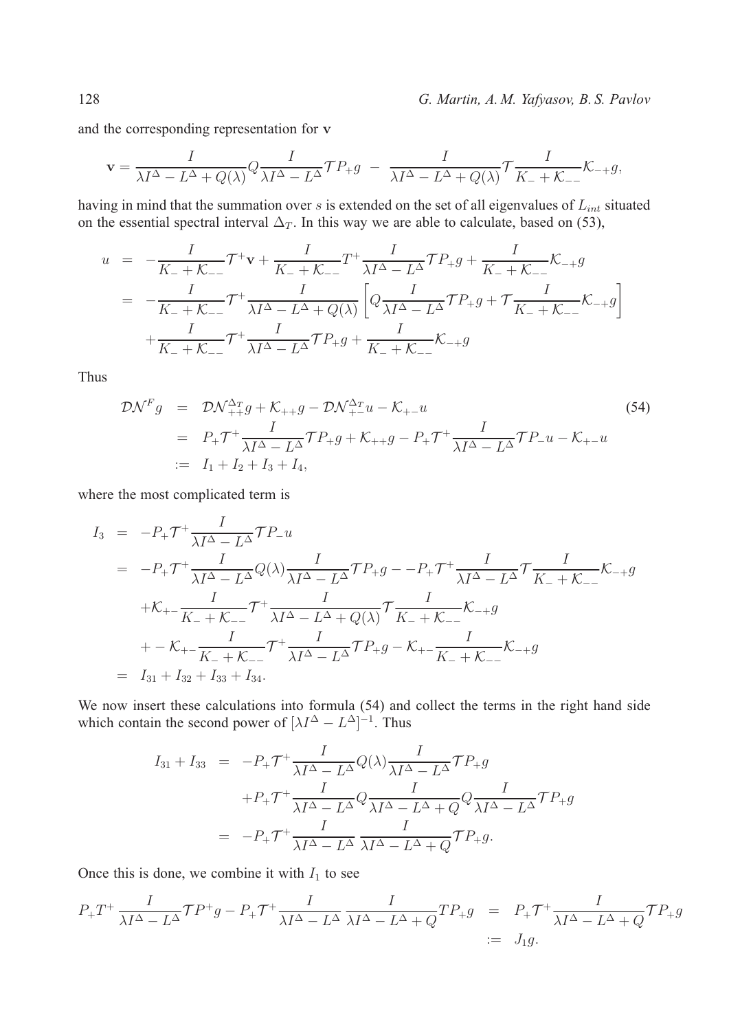and the corresponding representation for $\mathbf{v}$

$$\mathbf{v} = \frac{I}{\lambda I^{\Delta} - L^{\Delta} + Q(\lambda)} Q \frac{I}{\lambda I^{\Delta} - L^{\Delta}} \mathcal{T} P_{+} g \;-\; \frac{I}{\lambda I^{\Delta} - L^{\Delta} + Q(\lambda)} \mathcal{T} \frac{I}{K_{-} + \mathcal{K}_{--}} \mathcal{K}_{-+} g,$$

having in mind that the summation over $s$ is extended on the set of all eigenvalues of $L_{int}$ situated on the essential spectral interval $\Delta_T$. In this way we are able to calculate, based on (53),

$$\begin{aligned}
u &= -\frac{I}{K_{-} + \mathcal{K}_{--}} \mathcal{T}^{+} \mathbf{v} + \frac{I}{K_{-} + \mathcal{K}_{--}} T^{+} \frac{I}{\lambda I^{\Delta} - L^{\Delta}} \mathcal{T} P_{+} g + \frac{I}{K_{-} + \mathcal{K}_{--}} \mathcal{K}_{-+} g \\
&= -\frac{I}{K_{-} + \mathcal{K}_{--}} \mathcal{T}^{+} \frac{I}{\lambda I^{\Delta} - L^{\Delta} + Q(\lambda)} \left[ Q \frac{I}{\lambda I^{\Delta} - L^{\Delta}} \mathcal{T} P_{+} g + \mathcal{T} \frac{I}{K_{-} + \mathcal{K}_{--}} \mathcal{K}_{-+} g \right] \\
&\quad + \frac{I}{K_{-} + \mathcal{K}_{--}} \mathcal{T}^{+} \frac{I}{\lambda I^{\Delta} - L^{\Delta}} \mathcal{T} P_{+} g + \frac{I}{K_{-} + \mathcal{K}_{--}} \mathcal{K}_{-+} g
\end{aligned}$$

Thus

$$\begin{aligned}
\mathcal{DN}^{F} g &= \mathcal{DN}^{\Delta_T}_{++} g + \mathcal{K}_{++} g - \mathcal{DN}^{\Delta_T}_{+-} u - \mathcal{K}_{+-} u \\
&= P_{+} \mathcal{T}^{+} \frac{I}{\lambda I^{\Delta} - L^{\Delta}} \mathcal{T} P_{+} g + \mathcal{K}_{++} g - P_{+} \mathcal{T}^{+} \frac{I}{\lambda I^{\Delta} - L^{\Delta}} \mathcal{T} P_{-} u - \mathcal{K}_{+-} u \\
&:= I_1 + I_2 + I_3 + I_4,
\end{aligned} \tag{54}$$

where the most complicated term is

$$\begin{aligned}
I_3 &= -P_{+} \mathcal{T}^{+} \frac{I}{\lambda I^{\Delta} - L^{\Delta}} \mathcal{T} P_{-} u \\
&= -P_{+} \mathcal{T}^{+} \frac{I}{\lambda I^{\Delta} - L^{\Delta}} Q(\lambda) \frac{I}{\lambda I^{\Delta} - L^{\Delta}} \mathcal{T} P_{+} g - -P_{+} \mathcal{T}^{+} \frac{I}{\lambda I^{\Delta} - L^{\Delta}} \mathcal{T} \frac{I}{K_{-} + \mathcal{K}_{--}} \mathcal{K}_{-+} g \\
&\quad + \mathcal{K}_{+-} \frac{I}{K_{-} + \mathcal{K}_{--}} \mathcal{T}^{+} \frac{I}{\lambda I^{\Delta} - L^{\Delta} + Q(\lambda)} \mathcal{T} \frac{I}{K_{-} + \mathcal{K}_{--}} \mathcal{K}_{-+} g \\
&\quad + - \mathcal{K}_{+-} \frac{I}{K_{-} + \mathcal{K}_{--}} \mathcal{T}^{+} \frac{I}{\lambda I^{\Delta} - L^{\Delta}} \mathcal{T} P_{+} g - \mathcal{K}_{+-} \frac{I}{K_{-} + \mathcal{K}_{--}} \mathcal{K}_{-+} g \\
&= I_{31} + I_{32} + I_{33} + I_{34}.
\end{aligned}$$

We now insert these calculations into formula (54) and collect the terms in the right hand side which contain the second power of $[\lambda I^{\Delta} - L^{\Delta}]^{-1}$. Thus

$$\begin{aligned}
I_{31} + I_{33} &= -P_{+} \mathcal{T}^{+} \frac{I}{\lambda I^{\Delta} - L^{\Delta}} Q(\lambda) \frac{I}{\lambda I^{\Delta} - L^{\Delta}} \mathcal{T} P_{+} g \\
&\quad + P_{+} \mathcal{T}^{+} \frac{I}{\lambda I^{\Delta} - L^{\Delta}} Q \frac{I}{\lambda I^{\Delta} - L^{\Delta} + Q} Q \frac{I}{\lambda I^{\Delta} - L^{\Delta}} \mathcal{T} P_{+} g \\
&= -P_{+} \mathcal{T}^{+} \frac{I}{\lambda I^{\Delta} - L^{\Delta}} \, \frac{I}{\lambda I^{\Delta} - L^{\Delta} + Q} \mathcal{T} P_{+} g.
\end{aligned}$$

Once this is done, we combine it with $I_1$ to see

$$\begin{aligned}
P_{+} T^{+} \frac{I}{\lambda I^{\Delta} - L^{\Delta}} \mathcal{T} P^{+} g - P_{+} \mathcal{T}^{+} \frac{I}{\lambda I^{\Delta} - L^{\Delta}} \, \frac{I}{\lambda I^{\Delta} - L^{\Delta} + Q} T P_{+} g &= P_{+} \mathcal{T}^{+} \frac{I}{\lambda I^{\Delta} - L^{\Delta} + Q} \mathcal{T} P_{+} g \\
&:= J_1 g.
\end{aligned}$$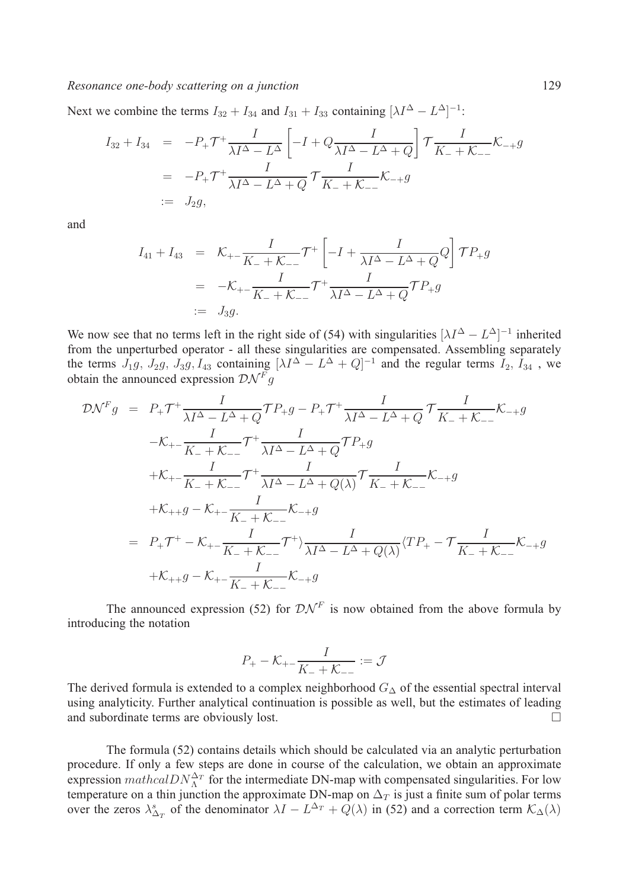Next we combine the terms $I_{32} + I_{34}$ and $I_{31} + I_{33}$ containing $[\lambda I^\Delta - L^\Delta]^{-1}$:

$$
\begin{aligned}
I_{32} + I_{34} &= -P_+ \mathcal{T}^+ \frac{I}{\lambda I^\Delta - L^\Delta} \left[ -I + Q \frac{I}{\lambda I^\Delta - L^\Delta + Q} \right] \mathcal{T} \frac{I}{K_- + \mathcal{K}_{--}} \mathcal{K}_{-+} g \\
&= -P_+ \mathcal{T}^+ \frac{I}{\lambda I^\Delta - L^\Delta + Q} \mathcal{T} \frac{I}{K_- + \mathcal{K}_{--}} \mathcal{K}_{-+} g \\
&:= J_2 g,
\end{aligned}
$$

and

$$
\begin{aligned}
I_{41} + I_{43} &= \mathcal{K}_{+-} \frac{I}{K_- + \mathcal{K}_{--}} \mathcal{T}^+ \left[ -I + \frac{I}{\lambda I^\Delta - L^\Delta + Q} Q \right] \mathcal{T} P_+ g \\
&= -\mathcal{K}_{+-} \frac{I}{K_- + \mathcal{K}_{--}} \mathcal{T}^+ \frac{I}{\lambda I^\Delta - L^\Delta + Q} \mathcal{T} P_+ g \\
&:= J_3 g.
\end{aligned}
$$

We now see that no terms left in the right side of (54) with singularities $[\lambda I^\Delta - L^\Delta]^{-1}$ inherited from the unperturbed operator - all these singularities are compensated. Assembling separately the terms $J_1 g,\ J_2 g,\ J_3 g, I_{43}$ containing $[\lambda I^\Delta - L^\Delta + Q]^{-1}$ and the regular terms $I_2,\ I_{34}$ , we obtain the announced expression $\mathcal{DN}^F g$

$$
\begin{aligned}
\mathcal{DN}^F g &= P_+ \mathcal{T}^+ \frac{I}{\lambda I^\Delta - L^\Delta + Q} \mathcal{T} P_+ g - P_+ \mathcal{T}^+ \frac{I}{\lambda I^\Delta - L^\Delta + Q} \mathcal{T} \frac{I}{K_- + \mathcal{K}_{--}} \mathcal{K}_{-+} g \\
&\quad - \mathcal{K}_{+-} \frac{I}{K_- + \mathcal{K}_{--}} \mathcal{T}^+ \frac{I}{\lambda I^\Delta - L^\Delta + Q} \mathcal{T} P_+ g \\
&\quad + \mathcal{K}_{+-} \frac{I}{K_- + \mathcal{K}_{--}} \mathcal{T}^+ \frac{I}{\lambda I^\Delta - L^\Delta + Q(\lambda)} \mathcal{T} \frac{I}{K_- + \mathcal{K}_{--}} \mathcal{K}_{-+} g \\
&\quad + \mathcal{K}_{++} g - \mathcal{K}_{+-} \frac{I}{K_- + \mathcal{K}_{--}} \mathcal{K}_{-+} g \\
&= P_+ \mathcal{T}^+ - \mathcal{K}_{+-} \frac{I}{K_- + \mathcal{K}_{--}} \mathcal{T}^+ \rangle \frac{I}{\lambda I^\Delta - L^\Delta + Q(\lambda)} \langle T P_+ - \mathcal{T} \frac{I}{K_- + \mathcal{K}_{--}} \mathcal{K}_{-+} g \\
&\quad + \mathcal{K}_{++} g - \mathcal{K}_{+-} \frac{I}{K_- + \mathcal{K}_{--}} \mathcal{K}_{-+} g
\end{aligned}
$$

The announced expression (52) for $\mathcal{DN}^F$ is now obtained from the above formula by introducing the notation

$$
P_+ - \mathcal{K}_{+-} \frac{I}{K_- + \mathcal{K}_{--}} := \mathcal{J}
$$

The derived formula is extended to a complex neighborhood $G_\Delta$ of the essential spectral interval using analyticity. Further analytical continuation is possible as well, but the estimates of leading and subordinate terms are obviously lost. □

The formula (52) contains details which should be calculated via an analytic perturbation procedure. If only a few steps are done in course of the calculation, we obtain an approximate expression $mathcalDN^{\Delta_T}_\Lambda$ for the intermediate DN-map with compensated singularities. For low temperature on a thin junction the approximate DN-map on $\Delta_T$ is just a finite sum of polar terms over the zeros $\lambda^s_{\Delta_T}$ of the denominator $\lambda I - L^{\Delta_T} + Q(\lambda)$ in (52) and a correction term $\mathcal{K}_\Delta(\lambda)$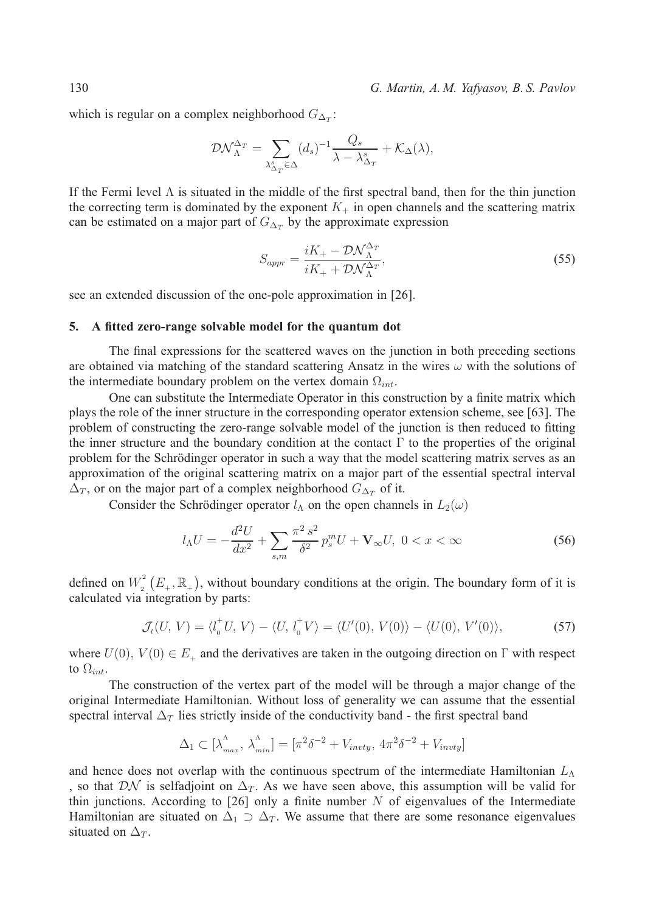which is regular on a complex neighborhood $G_{\Delta_T}$:

$$\mathcal{DN}_{\Lambda}^{\Delta_T} = \sum_{\lambda^s_{\Delta_T} \in \Delta} (d_s)^{-1} \frac{Q_s}{\lambda - \lambda^s_{\Delta_T}} + \mathcal{K}_{\Delta}(\lambda),$$

If the Fermi level $\Lambda$ is situated in the middle of the first spectral band, then for the thin junction the correcting term is dominated by the exponent $K_+$ in open channels and the scattering matrix can be estimated on a major part of $G_{\Delta_T}$ by the approximate expression

$$S_{appr} = \frac{iK_+ - \mathcal{DN}_{\Lambda}^{\Delta_T}}{iK_+ + \mathcal{DN}_{\Lambda}^{\Delta_T}}, \tag{55}$$

see an extended discussion of the one-pole approximation in [26].

## 5. A fitted zero-range solvable model for the quantum dot

The final expressions for the scattered waves on the junction in both preceding sections are obtained via matching of the standard scattering Ansatz in the wires $\omega$ with the solutions of the intermediate boundary problem on the vertex domain $\Omega_{int}$.

One can substitute the Intermediate Operator in this construction by a finite matrix which plays the role of the inner structure in the corresponding operator extension scheme, see [63]. The problem of constructing the zero-range solvable model of the junction is then reduced to fitting the inner structure and the boundary condition at the contact $\Gamma$ to the properties of the original problem for the Schrödinger operator in such a way that the model scattering matrix serves as an approximation of the original scattering matrix on a major part of the essential spectral interval $\Delta_T$, or on the major part of a complex neighborhood $G_{\Delta_T}$ of it.

Consider the Schrödinger operator $l_\Lambda$ on the open channels in $L_2(\omega)$

$$l_\Lambda U = -\frac{d^2 U}{dx^2} + \sum_{s,m} \frac{\pi^2 s^2}{\delta^2} p_s^m U + \mathbf{V}_\infty U, \; 0 < x < \infty \tag{56}$$

defined on $W_2^2\left(E_+, \mathbb{R}_+\right)$, without boundary conditions at the origin. The boundary form of it is calculated via integration by parts:

$$\mathcal{J}_l(U, V) = \langle l_0^+ U, V \rangle - \langle U, l_0^+ V \rangle = \langle U'(0), V(0) \rangle - \langle U(0), V'(0) \rangle, \tag{57}$$

where $U(0), V(0) \in E_+$ and the derivatives are taken in the outgoing direction on $\Gamma$ with respect to $\Omega_{int}$.

The construction of the vertex part of the model will be through a major change of the original Intermediate Hamiltonian. Without loss of generality we can assume that the essential spectral interval $\Delta_T$ lies strictly inside of the conductivity band - the first spectral band

$$\Delta_1 \subset [\lambda^{\Lambda}_{max}, \lambda^{\Lambda}_{min}] = [\pi^2 \delta^{-2} + V_{invty}, 4\pi^2 \delta^{-2} + V_{invty}]$$

and hence does not overlap with the continuous spectrum of the intermediate Hamiltonian $L_\Lambda$, so that $\mathcal{DN}$ is selfadjoint on $\Delta_T$. As we have seen above, this assumption will be valid for thin junctions. According to [26] only a finite number $N$ of eigenvalues of the Intermediate Hamiltonian are situated on $\Delta_1 \supset \Delta_T$. We assume that there are some resonance eigenvalues situated on $\Delta_T$.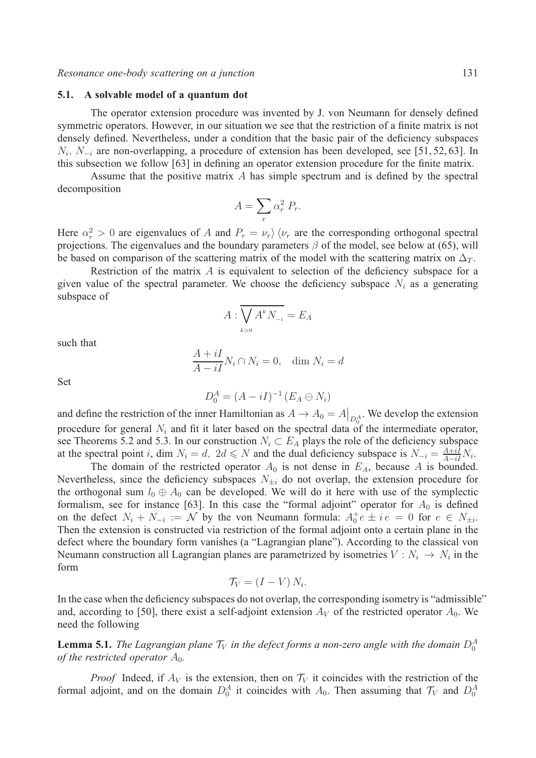### 5.1. A solvable model of a quantum dot

The operator extension procedure was invented by J. von Neumann for densely defined symmetric operators. However, in our situation we see that the restriction of a finite matrix is not densely defined. Nevertheless, under a condition that the basic pair of the deficiency subspaces $N_i$, $N_{-i}$ are non-overlapping, a procedure of extension has been developed, see [51, 52, 63]. In this subsection we follow [63] in defining an operator extension procedure for the finite matrix.

Assume that the positive matrix $A$ has simple spectrum and is defined by the spectral decomposition

$$A = \sum_r \alpha_r^2 \, P_r.$$

Here $\alpha_r^2 > 0$ are eigenvalues of $A$ and $P_r = \nu_r\rangle\langle\nu_r$ are the corresponding orthogonal spectral projections. The eigenvalues and the boundary parameters $\beta$ of the model, see below at (65), will be based on comparison of the scattering matrix of the model with the scattering matrix on $\Delta_T$.

Restriction of the matrix $A$ is equivalent to selection of the deficiency subspace for a given value of the spectral parameter. We choose the deficiency subspace $N_i$ as a generating subspace of

$$A : \overline{\bigvee_{k>0} A^k N_{-i}} = E_A$$

such that

$$\frac{A+iI}{A-iI} N_i \cap N_i = 0, \quad \dim N_i = d$$

Set

$$D_0^A = (A - iI)^{-1} (E_A \ominus N_i)$$

and define the restriction of the inner Hamiltonian as $A \to A_0 = A\big|_{D_0^A}$. We develop the extension procedure for general $N_i$ and fit it later based on the spectral data of the intermediate operator, see Theorems 5.2 and 5.3. In our construction $N_i \subset E_A$ plays the role of the deficiency subspace at the spectral point $i$, $\dim N_i = d,\ 2d \leqslant N$ and the dual deficiency subspace is $N_{-i} = \frac{A+iI}{A-iI} N_i$.

The domain of the restricted operator $A_0$ is not dense in $E_A$, because $A$ is bounded. Nevertheless, since the deficiency subspaces $N_{\pm i}$ do not overlap, the extension procedure for the orthogonal sum $l_0 \oplus A_0$ can be developed. We will do it here with use of the symplectic formalism, see for instance [63]. In this case the "formal adjoint" operator for $A_0$ is defined on the defect $N_i + N_{-i} := \mathcal{N}$ by the von Neumann formula: $A_0^+ e \pm i\, e = 0$ for $e \in N_{\pm i}$. Then the extension is constructed via restriction of the formal adjoint onto a certain plane in the defect where the boundary form vanishes (a "Lagrangian plane"). According to the classical von Neumann construction all Lagrangian planes are parametrized by isometries $V : N_i \to N_i$ in the form

$$\mathcal{T}_V = (I - V)\, N_i.$$

In the case when the deficiency subspaces do not overlap, the corresponding isometry is "admissible" and, according to [50], there exist a self-adjoint extension $A_V$ of the restricted operator $A_0$. We need the following

**Lemma 5.1.** *The Lagrangian plane $\mathcal{T}_V$ in the defect forms a non-zero angle with the domain $D_0^A$ of the restricted operator $A_0$.*

*Proof* Indeed, if $A_V$ is the extension, then on $\mathcal{T}_V$ it coincides with the restriction of the formal adjoint, and on the domain $D_0^A$ it coincides with $A_0$. Then assuming that $\mathcal{T}_V$ and $D_0^A$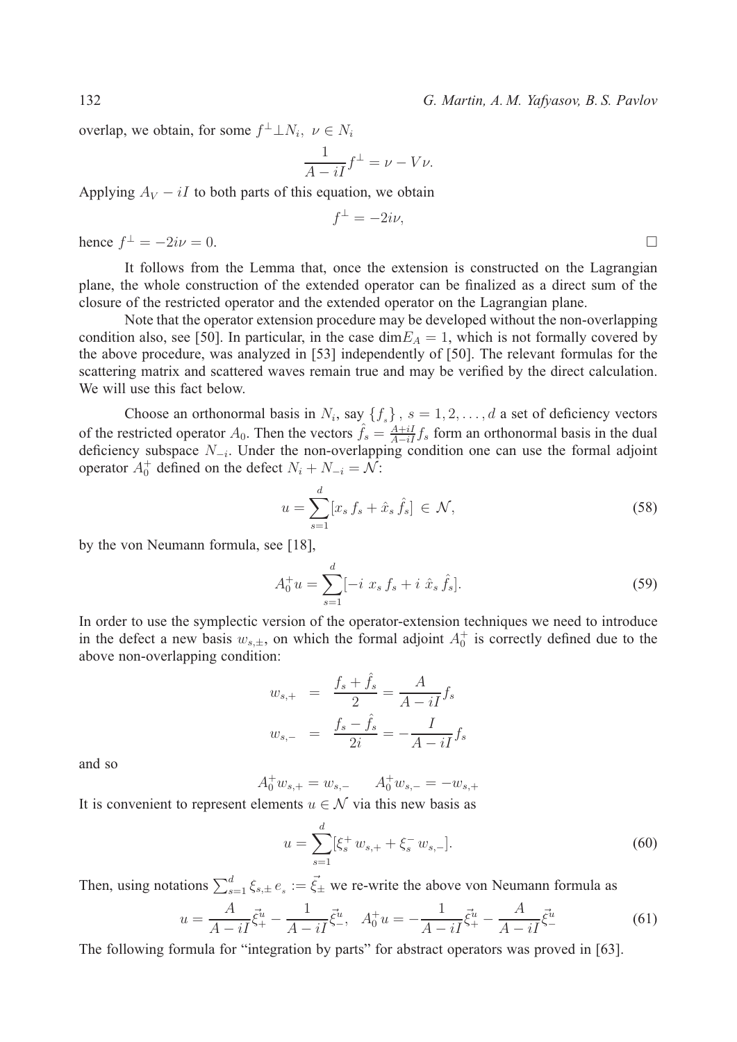overlap, we obtain, for some $f^{\perp} \perp N_i,\ \nu \in N_i$

$$\frac{1}{A - iI} f^{\perp} = \nu - V\nu.$$

Applying $A_V - iI$ to both parts of this equation, we obtain

$$f^{\perp} = -2i\nu,$$

hence $f^{\perp} = -2i\nu = 0$. □

It follows from the Lemma that, once the extension is constructed on the Lagrangian plane, the whole construction of the extended operator can be finalized as a direct sum of the closure of the restricted operator and the extended operator on the Lagrangian plane.

Note that the operator extension procedure may be developed without the non-overlapping condition also, see [50]. In particular, in the case $\dim E_A = 1$, which is not formally covered by the above procedure, was analyzed in [53] independently of [50]. The relevant formulas for the scattering matrix and scattered waves remain true and may be verified by the direct calculation. We will use this fact below.

Choose an orthonormal basis in $N_i$, say $\{f_s\}$, $s = 1, 2, \ldots, d$ a set of deficiency vectors of the restricted operator $A_0$. Then the vectors $\hat{f}_s = \frac{A+iI}{A-iI} f_s$ form an orthonormal basis in the dual deficiency subspace $N_{-i}$. Under the non-overlapping condition one can use the formal adjoint operator $A_0^+$ defined on the defect $N_i + N_{-i} = \mathcal{N}$:

$$u = \sum_{s=1}^{d} [x_s\, f_s + \hat{x}_s\, \hat{f}_s] \in \mathcal{N}, \tag{58}$$

by the von Neumann formula, see [18],

$$A_0^+ u = \sum_{s=1}^{d} [-i\ x_s\, f_s + i\ \hat{x}_s\, \hat{f}_s]. \tag{59}$$

In order to use the symplectic version of the operator-extension techniques we need to introduce in the defect a new basis $w_{s,\pm}$, on which the formal adjoint $A_0^+$ is correctly defined due to the above non-overlapping condition:

$$\begin{aligned} w_{s,+} &= \frac{f_s + \hat{f}_s}{2} = \frac{A}{A - iI} f_s \\ w_{s,-} &= \frac{f_s - \hat{f}_s}{2i} = -\frac{I}{A - iI} f_s \end{aligned}$$

and so

$$A_0^+ w_{s,+} = w_{s,-} \qquad A_0^+ w_{s,-} = -w_{s,+}$$

It is convenient to represent elements $u \in \mathcal{N}$ via this new basis as

$$u = \sum_{s=1}^{d} [\xi_s^+\, w_{s,+} + \xi_s^-\, w_{s,-}]. \tag{60}$$

Then, using notations $\sum_{s=1}^{d} \xi_{s,\pm}\, e_s := \vec{\xi}_{\pm}$ we re-write the above von Neumann formula as

$$u = \frac{A}{A - iI} \vec{\xi}_+^u - \frac{1}{A - iI} \vec{\xi}_-^u, \quad A_0^+ u = -\frac{1}{A - iI} \vec{\xi}_+^u - \frac{A}{A - iI} \vec{\xi}_-^u \tag{61}$$

The following formula for “integration by parts” for abstract operators was proved in [63].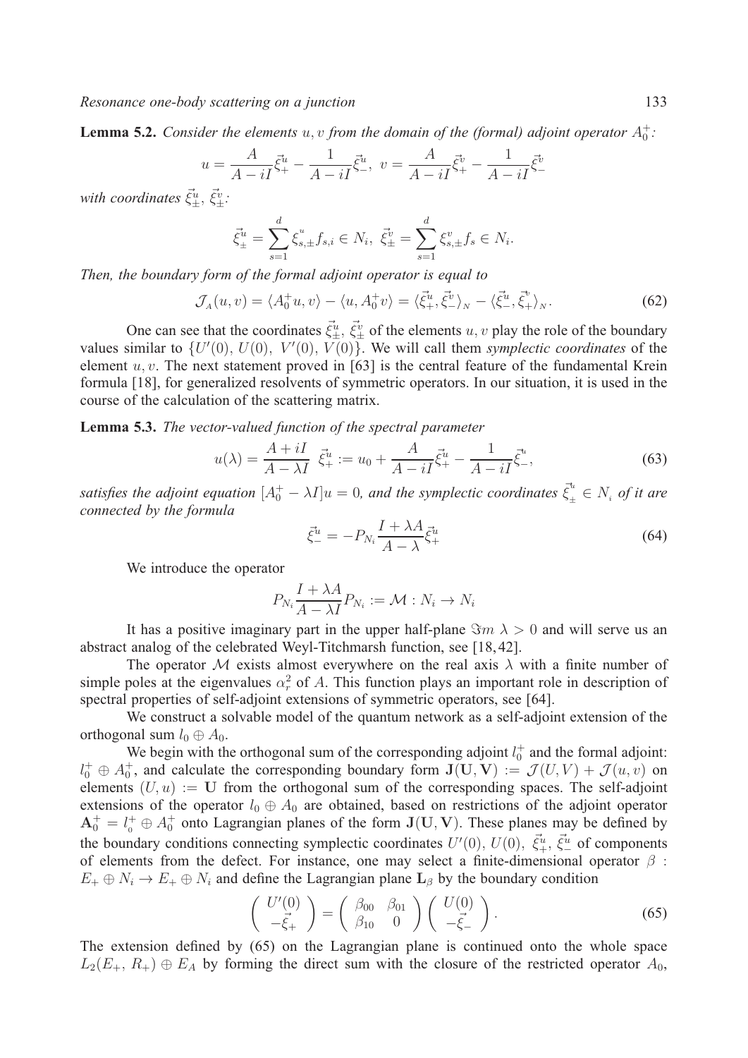**Lemma 5.2.** *Consider the elements $u, v$ from the domain of the (formal) adjoint operator $A_0^+$:*

$$u = \frac{A}{A - iI}\vec{\xi}^u_+ - \frac{1}{A - iI}\vec{\xi}^u_-,\ \ v = \frac{A}{A - iI}\vec{\xi}^v_+ - \frac{1}{A - iI}\vec{\xi}^v_-$$

*with coordinates $\vec{\xi}^u_\pm$, $\vec{\xi}^v_\pm$:*

$$\vec{\xi}^u_\pm = \sum_{s=1}^{d} \xi^u_{s,\pm} f_{s,i} \in N_i,\ \ \vec{\xi}^v_\pm = \sum_{s=1}^{d} \xi^v_{s,\pm} f_s \in N_i.$$

*Then, the boundary form of the formal adjoint operator is equal to*

$$\mathcal{J}_A(u,v) = \langle A_0^+ u, v\rangle - \langle u, A_0^+ v\rangle = \langle \vec{\xi}^u_+, \vec{\xi}^v_- \rangle_N - \langle \vec{\xi}^u_-, \vec{\xi}^v_+ \rangle_N. \tag{62}$$

One can see that the coordinates $\vec{\xi}^u_\pm$, $\vec{\xi}^v_\pm$ of the elements $u, v$ play the role of the boundary values similar to $\{U'(0),\ U(0),\ V'(0),\ V(0)\}$. We will call them *symplectic coordinates* of the element $u, v$. The next statement proved in [63] is the central feature of the fundamental Krein formula [18], for generalized resolvents of symmetric operators. In our situation, it is used in the course of the calculation of the scattering matrix.

**Lemma 5.3.** *The vector-valued function of the spectral parameter*

$$u(\lambda) = \frac{A + iI}{A - \lambda I}\ \vec{\xi}^u_+ := u_0 + \frac{A}{A - iI}\vec{\xi}^u_+ - \frac{1}{A - iI}\vec{\xi}^u_-, \tag{63}$$

*satisfies the adjoint equation $[A_0^+ - \lambda I]u = 0$, and the symplectic coordinates $\vec{\xi}^u_\pm \in N_i$ of it are connected by the formula*

$$\vec{\xi}^u_- = -P_{N_i}\frac{I + \lambda A}{A - \lambda}\vec{\xi}^u_+ \tag{64}$$

We introduce the operator

$$P_{N_i}\frac{I + \lambda A}{A - \lambda I}P_{N_i} := \mathcal{M} : N_i \to N_i$$

It has a positive imaginary part in the upper half-plane $\Im m\ \lambda > 0$ and will serve us an abstract analog of the celebrated Weyl-Titchmarsh function, see [18, 42].

The operator $\mathcal{M}$ exists almost everywhere on the real axis $\lambda$ with a finite number of simple poles at the eigenvalues $\alpha_r^2$ of $A$. This function plays an important role in description of spectral properties of self-adjoint extensions of symmetric operators, see [64].

We construct a solvable model of the quantum network as a self-adjoint extension of the orthogonal sum $l_0 \oplus A_0$.

We begin with the orthogonal sum of the corresponding adjoint $l_0^+$ and the formal adjoint: $l_0^+ \oplus A_0^+$, and calculate the corresponding boundary form $\mathbf{J}(\mathbf{U}, \mathbf{V}) := \mathcal{J}(U, V) + \mathcal{J}(u, v)$ on elements $(U, u) := \mathbf{U}$ from the orthogonal sum of the corresponding spaces. The self-adjoint extensions of the operator $l_0 \oplus A_0$ are obtained, based on restrictions of the adjoint operator $\mathbf{A}_0^+ = l_0^+ \oplus A_0^+$ onto Lagrangian planes of the form $\mathbf{J}(\mathbf{U}, \mathbf{V})$. These planes may be defined by the boundary conditions connecting symplectic coordinates $U'(0),\ U(0),\ \vec{\xi}^u_+,\ \vec{\xi}^u_-$ of components of elements from the defect. For instance, one may select a finite-dimensional operator $\beta$ : $E_+ \oplus N_i \to E_+ \oplus N_i$ and define the Lagrangian plane $\mathbf{L}_\beta$ by the boundary condition

$$\begin{pmatrix} U'(0) \\ -\vec{\xi}_+ \end{pmatrix} = \begin{pmatrix} \beta_{00} & \beta_{01} \\ \beta_{10} & 0 \end{pmatrix} \begin{pmatrix} U(0) \\ -\vec{\xi}_- \end{pmatrix}. \tag{65}$$

The extension defined by (65) on the Lagrangian plane is continued onto the whole space $L_2(E_+, R_+) \oplus E_A$ by forming the direct sum with the closure of the restricted operator $A_0$,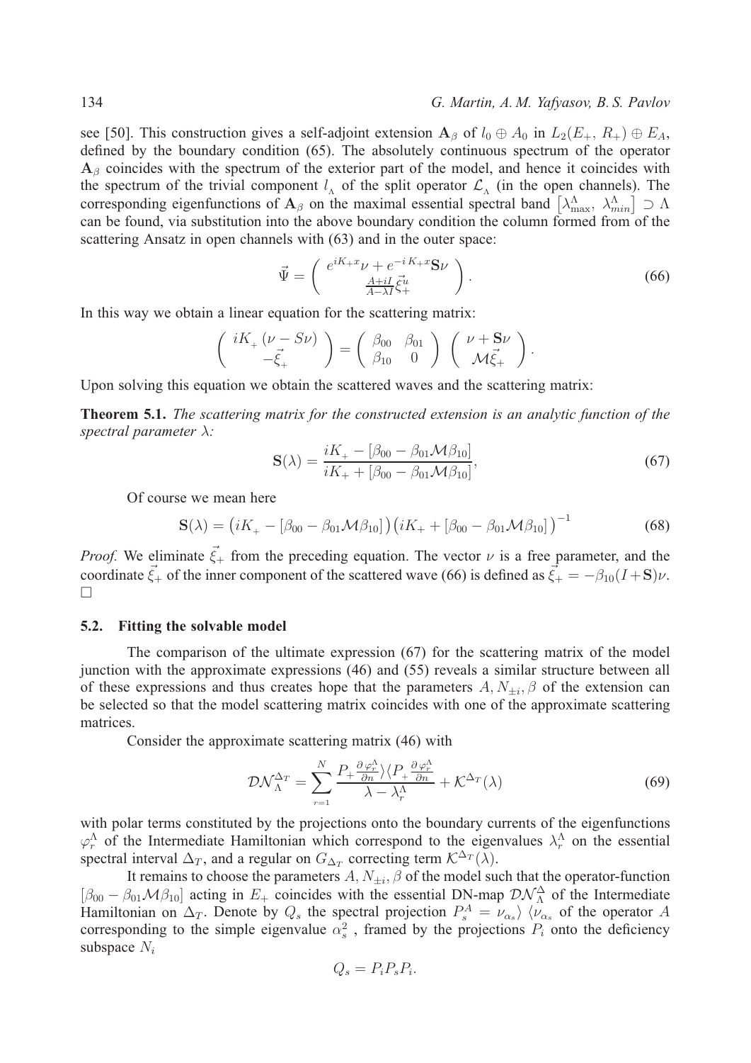see [50]. This construction gives a self-adjoint extension $\mathbf{A}_\beta$ of $l_0 \oplus A_0$ in $L_2(E_+, R_+) \oplus E_A$, defined by the boundary condition (65). The absolutely continuous spectrum of the operator $\mathbf{A}_\beta$ coincides with the spectrum of the exterior part of the model, and hence it coincides with the spectrum of the trivial component $l_{_\Lambda}$ of the split operator $\mathcal{L}_{_\Lambda}$ (in the open channels). The corresponding eigenfunctions of $\mathbf{A}_\beta$ on the maximal essential spectral band $\left[\lambda^\Lambda_{\max},\ \lambda^\Lambda_{min}\right] \supset \Lambda$ can be found, via substitution into the above boundary condition the column formed from of the scattering Ansatz in open channels with (63) and in the outer space:

$$\vec{\Psi} = \left( \begin{array}{c} e^{iK_+ x}\nu + e^{-i\,K_+ x}\mathbf{S}\nu \\ \frac{A+iI}{A-\lambda I}\vec{\xi}^{u}_{+} \end{array} \right). \tag{66}$$

In this way we obtain a linear equation for the scattering matrix:

$$\left( \begin{array}{c} iK_{_+}\left(\nu - S\nu\right) \\ -\vec{\xi}_{_+} \end{array} \right) = \left( \begin{array}{cc} \beta_{00} & \beta_{01} \\ \beta_{10} & 0 \end{array} \right) \left( \begin{array}{c} \nu + \mathbf{S}\nu \\ \mathcal{M}\vec{\xi}_{+} \end{array} \right).$$

Upon solving this equation we obtain the scattered waves and the scattering matrix:

**Theorem 5.1.** *The scattering matrix for the constructed extension is an analytic function of the spectral parameter $\lambda$:*

$$\mathbf{S}(\lambda) = \frac{iK_{_+} - [\beta_{00} - \beta_{01}\mathcal{M}\beta_{10}]}{iK_{+} + [\beta_{00} - \beta_{01}\mathcal{M}\beta_{10}]}, \tag{67}$$

Of course we mean here

$$\mathbf{S}(\lambda) = \left(iK_{_+} - [\beta_{00} - \beta_{01}\mathcal{M}\beta_{10}]\right)\left(iK_{_+} + [\beta_{00} - \beta_{01}\mathcal{M}\beta_{10}]\,\right)^{-1} \tag{68}$$

*Proof.* We eliminate $\vec{\xi}_+$ from the preceding equation. The vector $\nu$ is a free parameter, and the coordinate $\vec{\xi}_+$ of the inner component of the scattered wave (66) is defined as $\vec{\xi}_+ = -\beta_{10}(I+\mathbf{S})\nu$. □

### 5.2. Fitting the solvable model

The comparison of the ultimate expression (67) for the scattering matrix of the model junction with the approximate expressions (46) and (55) reveals a similar structure between all of these expressions and thus creates hope that the parameters $A, N_{\pm i}, \beta$ of the extension can be selected so that the model scattering matrix coincides with one of the approximate scattering matrices.

Consider the approximate scattering matrix (46) with

$$\mathcal{DN}^{\Delta_T}_{\Lambda} = \sum_{r=1}^{N} \frac{P_+ \frac{\partial \varphi^\Lambda_r}{\partial n}\rangle\langle P_+ \frac{\partial \varphi^\Lambda_r}{\partial n}}{\lambda - \lambda^\Lambda_r} + \mathcal{K}^{\Delta_T}(\lambda) \tag{69}$$

with polar terms constituted by the projections onto the boundary currents of the eigenfunctions $\varphi^\Lambda_r$ of the Intermediate Hamiltonian which correspond to the eigenvalues $\lambda^\Lambda_r$ on the essential spectral interval $\Delta_T$, and a regular on $G_{\Delta_T}$ correcting term $\mathcal{K}^{\Delta_T}(\lambda)$.

It remains to choose the parameters $A, N_{\pm i}, \beta$ of the model such that the operator-function $[\beta_{00} - \beta_{01}\mathcal{M}\beta_{10}]$ acting in $E_+$ coincides with the essential DN-map $\mathcal{DN}^{\Delta}_{\Lambda}$ of the Intermediate Hamiltonian on $\Delta_T$. Denote by $Q_s$ the spectral projection $P^A_s = \nu_{\alpha_s}\rangle\,\langle\nu_{\alpha_s}$ of the operator $A$ corresponding to the simple eigenvalue $\alpha^2_s$ , framed by the projections $P_i$ onto the deficiency subspace $N_i$

$$Q_s = P_i P_s P_i.$$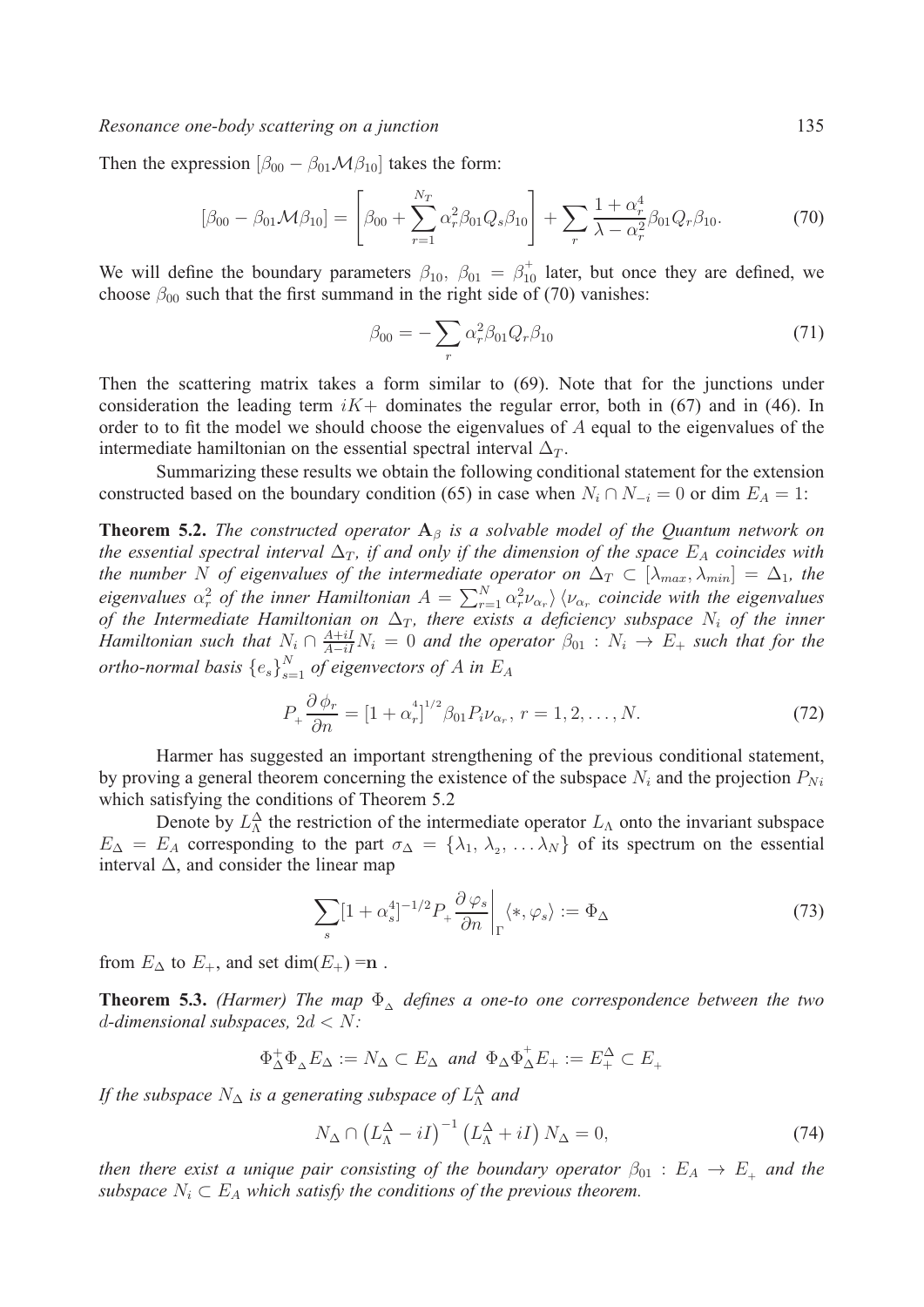Then the expression $[\beta_{00} - \beta_{01}\mathcal{M}\beta_{10}]$ takes the form:

$$[\beta_{00} - \beta_{01}\mathcal{M}\beta_{10}] = \left[\beta_{00} + \sum_{r=1}^{N_T} \alpha_r^2 \beta_{01} Q_s \beta_{10}\right] + \sum_r \frac{1+\alpha_r^4}{\lambda - \alpha_r^2} \beta_{01} Q_r \beta_{10}. \tag{70}$$

We will define the boundary parameters $\beta_{10},\ \beta_{01} = \beta_{10}^+$ later, but once they are defined, we choose $\beta_{00}$ such that the first summand in the right side of (70) vanishes:

$$\beta_{00} = -\sum_r \alpha_r^2 \beta_{01} Q_r \beta_{10} \tag{71}$$

Then the scattering matrix takes a form similar to (69). Note that for the junctions under consideration the leading term $iK+$ dominates the regular error, both in (67) and in (46). In order to to fit the model we should choose the eigenvalues of $A$ equal to the eigenvalues of the intermediate hamiltonian on the essential spectral interval $\Delta_T$.

Summarizing these results we obtain the following conditional statement for the extension constructed based on the boundary condition (65) in case when $N_i \cap N_{-i} = 0$ or $\dim E_A = 1$:

**Theorem 5.2.** *The constructed operator $\mathbf{A}_\beta$ is a solvable model of the Quantum network on the essential spectral interval $\Delta_T$, if and only if the dimension of the space $E_A$ coincides with the number $N$ of eigenvalues of the intermediate operator on $\Delta_T \subset [\lambda_{max}, \lambda_{min}] = \Delta_1$, the eigenvalues $\alpha_r^2$ of the inner Hamiltonian $A = \sum_{r=1}^N \alpha_r^2 \nu_{\alpha_r}\rangle\langle\nu_{\alpha_r}$ coincide with the eigenvalues of the Intermediate Hamiltonian on $\Delta_T$, there exists a deficiency subspace $N_i$ of the inner Hamiltonian such that $N_i \cap \frac{A+iI}{A-iI}N_i = 0$ and the operator $\beta_{01} : N_i \to E_+$ such that for the ortho-normal basis $\{e_s\}_{s=1}^N$ of eigenvectors of $A$ in $E_A$*

$$P_+ \frac{\partial \phi_r}{\partial n} = [1+\alpha_r^4]^{1/2} \beta_{01} P_i \nu_{\alpha_r},\ r = 1, 2, \ldots, N. \tag{72}$$

Harmer has suggested an important strengthening of the previous conditional statement, by proving a general theorem concerning the existence of the subspace $N_i$ and the projection $P_{Ni}$ which satisfying the conditions of Theorem 5.2

Denote by $L_\Lambda^\Delta$ the restriction of the intermediate operator $L_\Lambda$ onto the invariant subspace $E_\Delta = E_A$ corresponding to the part $\sigma_\Delta = \{\lambda_1, \lambda_2, \ldots \lambda_N\}$ of its spectrum on the essential interval $\Delta$, and consider the linear map

$$\sum_s [1+\alpha_s^4]^{-1/2} P_+ \frac{\partial \varphi_s}{\partial n}\bigg|_\Gamma \langle *, \varphi_s\rangle := \Phi_\Delta \tag{73}$$

from $E_\Delta$ to $E_+$, and set $\dim(E_+) = \mathbf{n}$ .

**Theorem 5.3.** *(Harmer) The map $\Phi_\Delta$ defines a one-to one correspondence between the two $d$-dimensional subspaces, $2d < N$:*

$$\Phi_\Delta^+ \Phi_\Delta E_\Delta := N_\Delta \subset E_\Delta \ \text{ and } \ \Phi_\Delta \Phi_\Delta^+ E_+ := E_+^\Delta \subset E_+$$

*If the subspace $N_\Delta$ is a generating subspace of $L_\Lambda^\Delta$ and*

$$N_\Delta \cap \left(L_\Lambda^\Delta - iI\right)^{-1}\left(L_\Lambda^\Delta + iI\right) N_\Delta = 0, \tag{74}$$

*then there exist a unique pair consisting of the boundary operator $\beta_{01} : E_A \to E_+$ and the subspace $N_i \subset E_A$ which satisfy the conditions of the previous theorem.*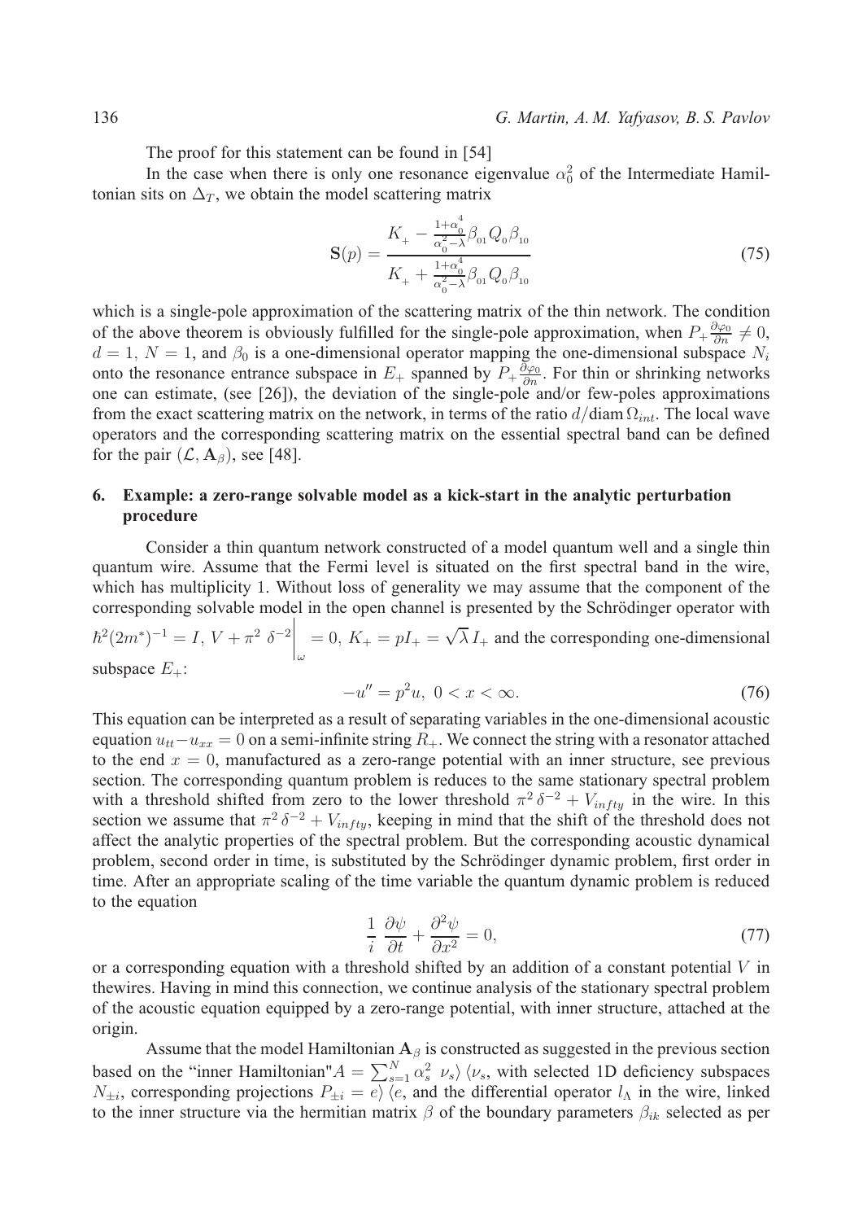The proof for this statement can be found in [54]

In the case when there is only one resonance eigenvalue $\alpha_0^2$ of the Intermediate Hamiltonian sits on $\Delta_T$, we obtain the model scattering matrix

$$\mathbf{S}(p) = \frac{K_+ - \frac{1+\alpha_0^4}{\alpha_0^2-\lambda}\beta_{01}Q_0\beta_{10}}{K_+ + \frac{1+\alpha_0^4}{\alpha_0^2-\lambda}\beta_{01}Q_0\beta_{10}} \tag{75}$$

which is a single-pole approximation of the scattering matrix of the thin network. The condition of the above theorem is obviously fulfilled for the single-pole approximation, when $P_+\frac{\partial\varphi_0}{\partial n} \neq 0$, $d = 1$, $N = 1$, and $\beta_0$ is a one-dimensional operator mapping the one-dimensional subspace $N_i$ onto the resonance entrance subspace in $E_+$ spanned by $P_+\frac{\partial\varphi_0}{\partial n}$. For thin or shrinking networks one can estimate, (see [26]), the deviation of the single-pole and/or few-poles approximations from the exact scattering matrix on the network, in terms of the ratio $d/\mathrm{diam}\,\Omega_{int}$. The local wave operators and the corresponding scattering matrix on the essential spectral band can be defined for the pair $(\mathcal{L}, \mathbf{A}_\beta)$, see [48].

## 6. Example: a zero-range solvable model as a kick-start in the analytic perturbation procedure

Consider a thin quantum network constructed of a model quantum well and a single thin quantum wire. Assume that the Fermi level is situated on the first spectral band in the wire, which has multiplicity 1. Without loss of generality we may assume that the component of the corresponding solvable model in the open channel is presented by the Schrödinger operator with $\hbar^2(2m^*)^{-1} = I$, $V + \pi^2\,\delta^{-2}\Big|_\omega = 0$, $K_+ = pI_+ = \sqrt{\lambda}\,I_+$ and the corresponding one-dimensional subspace $E_+$:

$$-u'' = p^2 u,\ 0 < x < \infty. \tag{76}$$

This equation can be interpreted as a result of separating variables in the one-dimensional acoustic equation $u_{tt} - u_{xx} = 0$ on a semi-infinite string $R_+$. We connect the string with a resonator attached to the end $x = 0$, manufactured as a zero-range potential with an inner structure, see previous section. The corresponding quantum problem is reduces to the same stationary spectral problem with a threshold shifted from zero to the lower threshold $\pi^2\,\delta^{-2} + V_{infty}$ in the wire. In this section we assume that $\pi^2\,\delta^{-2} + V_{infty}$, keeping in mind that the shift of the threshold does not affect the analytic properties of the spectral problem. But the corresponding acoustic dynamical problem, second order in time, is substituted by the Schrödinger dynamic problem, first order in time. After an appropriate scaling of the time variable the quantum dynamic problem is reduced to the equation

$$\frac{1}{i}\,\frac{\partial\psi}{\partial t} + \frac{\partial^2\psi}{\partial x^2} = 0, \tag{77}$$

or a corresponding equation with a threshold shifted by an addition of a constant potential $V$ in thewires. Having in mind this connection, we continue analysis of the stationary spectral problem of the acoustic equation equipped by a zero-range potential, with inner structure, attached at the origin.

Assume that the model Hamiltonian $\mathbf{A}_\beta$ is constructed as suggested in the previous section based on the "inner Hamiltonian"$A = \sum_{s=1}^{N}\alpha_s^2\ \nu_s\rangle\,\langle\nu_s$, with selected 1D deficiency subspaces $N_{\pm i}$, corresponding projections $P_{\pm i} = e\rangle\,\langle e$, and the differential operator $l_\Lambda$ in the wire, linked to the inner structure via the hermitian matrix $\beta$ of the boundary parameters $\beta_{ik}$ selected as per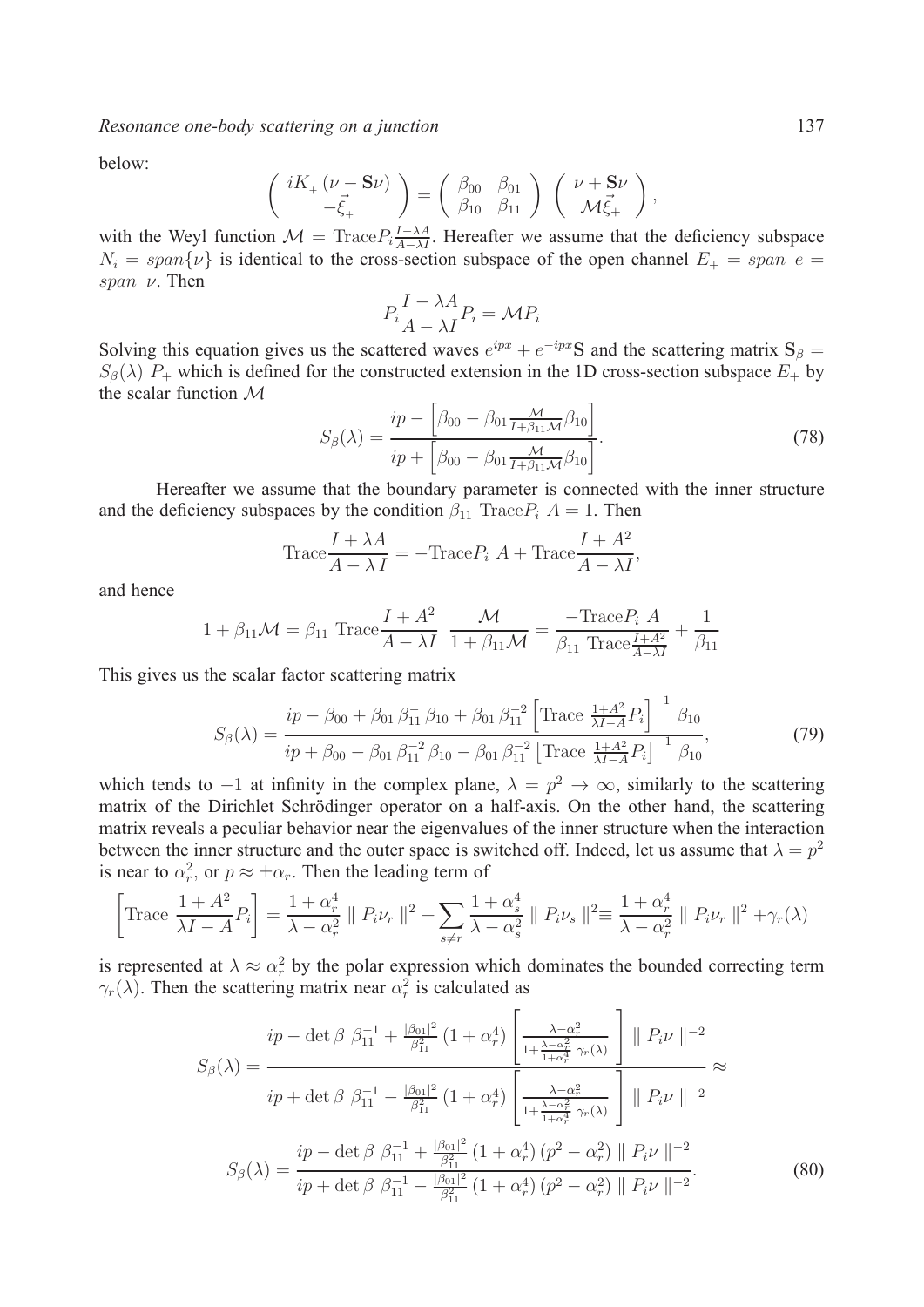below:

$$\left( \begin{array}{c} iK_+ \left(\nu - \mathbf{S}\nu\right) \\ -\vec{\xi}_+ \end{array} \right) = \left( \begin{array}{cc} \beta_{00} & \beta_{01} \\ \beta_{10} & \beta_{11} \end{array} \right) \left( \begin{array}{c} \nu + \mathbf{S}\nu \\ \mathcal{M}\vec{\xi}_+ \end{array} \right),$$

with the Weyl function $\mathcal{M} = \mathrm{Trace} P_i \frac{I-\lambda A}{A-\lambda I}$. Hereafter we assume that the deficiency subspace $N_i = span\{\nu\}$ is identical to the cross-section subspace of the open channel $E_+ = span\ e = span\ \nu$. Then

$$P_i \frac{I - \lambda A}{A - \lambda I} P_i = \mathcal{M} P_i$$

Solving this equation gives us the scattered waves $e^{ipx} + e^{-ipx}\mathbf{S}$ and the scattering matrix $\mathbf{S}_\beta = S_\beta(\lambda)\ P_+$ which is defined for the constructed extension in the 1D cross-section subspace $E_+$ by the scalar function $\mathcal{M}$

$$S_\beta(\lambda) = \frac{ip - \left[\beta_{00} - \beta_{01} \frac{\mathcal{M}}{I+\beta_{11}\mathcal{M}} \beta_{10}\right]}{ip + \left[\beta_{00} - \beta_{01} \frac{\mathcal{M}}{I+\beta_{11}\mathcal{M}} \beta_{10}\right]}. \tag{78}$$

Hereafter we assume that the boundary parameter is connected with the inner structure and the deficiency subspaces by the condition $\beta_{11}\ \mathrm{Trace} P_i\ A = 1$. Then

$$\mathrm{Trace} \frac{I + \lambda A}{A - \lambda\, I} = -\mathrm{Trace} P_i\ A + \mathrm{Trace} \frac{I + A^2}{A - \lambda I},$$

and hence

$$1 + \beta_{11}\mathcal{M} = \beta_{11}\ \mathrm{Trace} \frac{I + A^2}{A - \lambda I}\quad \frac{\mathcal{M}}{1 + \beta_{11}\mathcal{M}} = \frac{-\mathrm{Trace} P_i\ A}{\beta_{11}\ \mathrm{Trace} \frac{I+A^2}{A-\lambda I}} + \frac{1}{\beta_{11}}$$

This gives us the scalar factor scattering matrix

$$S_\beta(\lambda) = \frac{ip - \beta_{00} + \beta_{01}\,\beta_{11}^{-}\,\beta_{10} + \beta_{01}\,\beta_{11}^{-2} \left[\mathrm{Trace}\ \frac{1+A^2}{\lambda I - A} P_i\right]^{-1} \beta_{10}}{ip + \beta_{00} - \beta_{01}\,\beta_{11}^{-2}\,\beta_{10} - \beta_{01}\,\beta_{11}^{-2} \left[\mathrm{Trace}\ \frac{1+A^2}{\lambda I - A} P_i\right]^{-1} \beta_{10}}, \tag{79}$$

which tends to $-1$ at infinity in the complex plane, $\lambda = p^2 \to \infty$, similarly to the scattering matrix of the Dirichlet Schrödinger operator on a half-axis. On the other hand, the scattering matrix reveals a peculiar behavior near the eigenvalues of the inner structure when the interaction between the inner structure and the outer space is switched off. Indeed, let us assume that $\lambda = p^2$ is near to $\alpha_r^2$, or $p \approx \pm\alpha_r$. Then the leading term of

$$\left[\mathrm{Trace}\ \frac{1 + A^2}{\lambda I - A} P_i\right] = \frac{1 + \alpha_r^4}{\lambda - \alpha_r^2} \parallel P_i \nu_r \parallel^2 + \sum_{s \neq r} \frac{1 + \alpha_s^4}{\lambda - \alpha_s^2} \parallel P_i \nu_s \parallel^2 \equiv \frac{1 + \alpha_r^4}{\lambda - \alpha_r^2} \parallel P_i \nu_r \parallel^2 + \gamma_r(\lambda)$$

is represented at $\lambda \approx \alpha_r^2$ by the polar expression which dominates the bounded correcting term $\gamma_r(\lambda)$. Then the scattering matrix near $\alpha_r^2$ is calculated as

$$S_\beta(\lambda) = \frac{ip - \det\beta\ \beta_{11}^{-1} + \frac{|\beta_{01}|^2}{\beta_{11}^2}\left(1 + \alpha_r^4\right) \left[\frac{\lambda - \alpha_r^2}{1 + \frac{\lambda - \alpha_r^2}{1+\alpha_r^4}\ \gamma_r(\lambda)}\right] \parallel P_i \nu \parallel^{-2}}{ip + \det\beta\ \beta_{11}^{-1} - \frac{|\beta_{01}|^2}{\beta_{11}^2}\left(1 + \alpha_r^4\right) \left[\frac{\lambda - \alpha_r^2}{1 + \frac{\lambda - \alpha_r^2}{1+\alpha_r^4}\ \gamma_r(\lambda)}\right] \parallel P_i \nu \parallel^{-2}} \approx$$

$$S_\beta(\lambda) = \frac{ip - \det\beta\ \beta_{11}^{-1} + \frac{|\beta_{01}|^2}{\beta_{11}^2}\left(1 + \alpha_r^4\right)\left(p^2 - \alpha_r^2\right) \parallel P_i \nu \parallel^{-2}}{ip + \det\beta\ \beta_{11}^{-1} - \frac{|\beta_{01}|^2}{\beta_{11}^2}\left(1 + \alpha_r^4\right)\left(p^2 - \alpha_r^2\right) \parallel P_i \nu \parallel^{-2}}. \tag{80}$$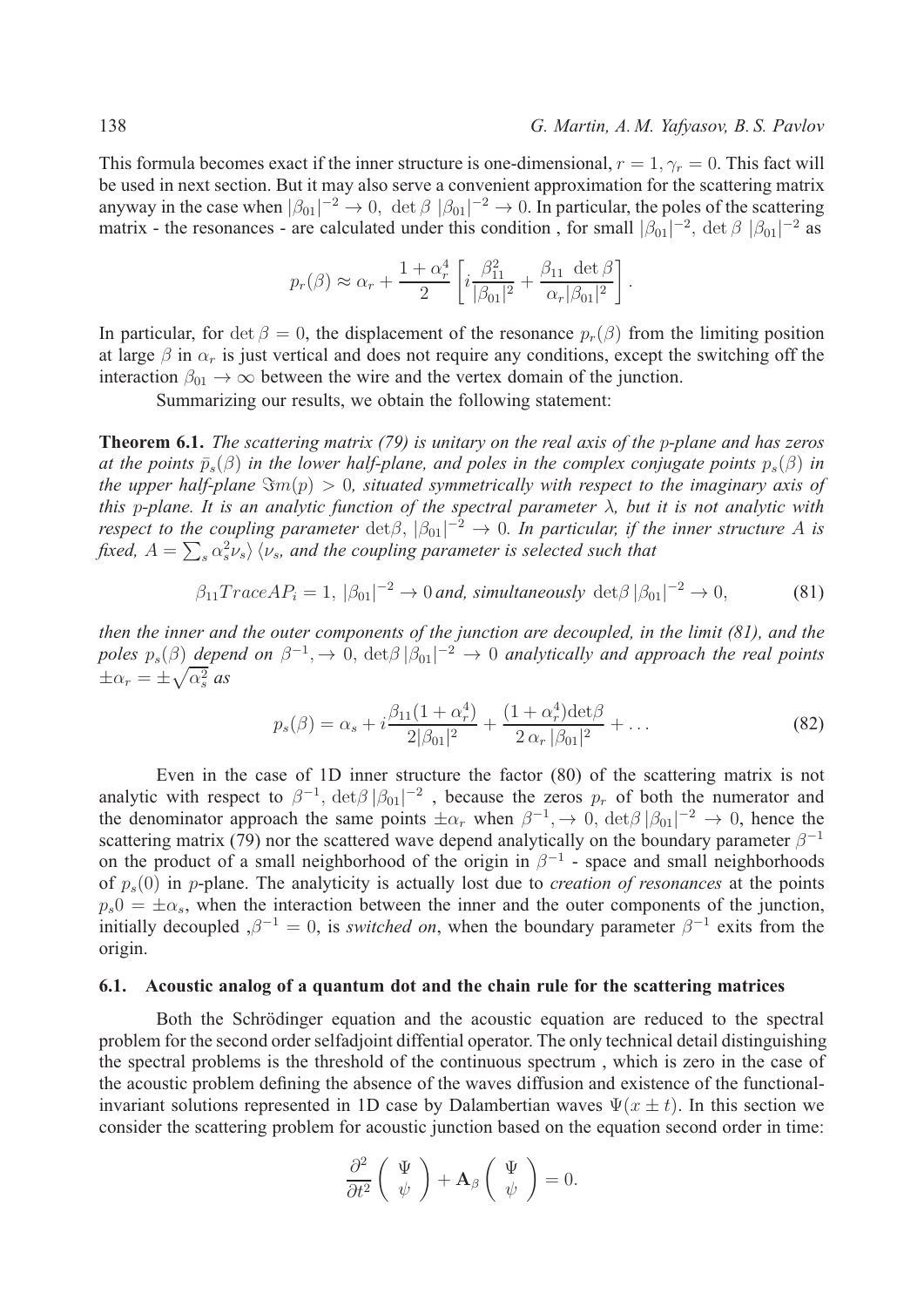This formula becomes exact if the inner structure is one-dimensional, $r = 1, \gamma_r = 0$. This fact will be used in next section. But it may also serve a convenient approximation for the scattering matrix anyway in the case when $|\beta_{01}|^{-2} \to 0,\ \det \beta\ |\beta_{01}|^{-2} \to 0$. In particular, the poles of the scattering matrix - the resonances - are calculated under this condition , for small $|\beta_{01}|^{-2}$, $\det \beta\ |\beta_{01}|^{-2}$ as

$$p_r(\beta) \approx \alpha_r + \frac{1+\alpha_r^4}{2}\left[ i\frac{\beta_{11}^2}{|\beta_{01}|^2} + \frac{\beta_{11}\ \det \beta}{\alpha_r |\beta_{01}|^2}\right].$$

In particular, for $\det \beta = 0$, the displacement of the resonance $p_r(\beta)$ from the limiting position at large $\beta$ in $\alpha_r$ is just vertical and does not require any conditions, except the switching off the interaction $\beta_{01} \to \infty$ between the wire and the vertex domain of the junction.

Summarizing our results, we obtain the following statement:

**Theorem 6.1.** *The scattering matrix (79) is unitary on the real axis of the $p$-plane and has zeros at the points $\bar{p}_s(\beta)$ in the lower half-plane, and poles in the complex conjugate points $p_s(\beta)$ in the upper half-plane $\Im m(p) > 0$, situated symmetrically with respect to the imaginary axis of this $p$-plane. It is an analytic function of the spectral parameter $\lambda$, but it is not analytic with respect to the coupling parameter $\det\beta$, $|\beta_{01}|^{-2} \to 0$. In particular, if the inner structure $A$ is fixed, $A = \sum_s \alpha_s^2 \nu_s\rangle\, \langle\nu_s$, and the coupling parameter is selected such that*

$$\beta_{11} Trace AP_i = 1,\ |\beta_{01}|^{-2} \to 0 \text{ and, simultaneously } \det\beta\, |\beta_{01}|^{-2} \to 0, \tag{81}$$

*then the inner and the outer components of the junction are decoupled, in the limit (81), and the poles $p_s(\beta)$ depend on $\beta^{-1}, \to 0$, $\det\beta\, |\beta_{01}|^{-2} \to 0$ analytically and approach the real points $\pm\alpha_r = \pm\sqrt{\alpha_s^2}$ as*

$$p_s(\beta) = \alpha_s + i\frac{\beta_{11}(1+\alpha_r^4)}{2|\beta_{01}|^2} + \frac{(1+\alpha_r^4)\det\beta}{2\,\alpha_r\,|\beta_{01}|^2} + \ldots \tag{82}$$

Even in the case of 1D inner structure the factor (80) of the scattering matrix is not analytic with respect to $\beta^{-1}$, $\det\beta\, |\beta_{01}|^{-2}$ , because the zeros $p_r$ of both the numerator and the denominator approach the same points $\pm\alpha_r$ when $\beta^{-1}, \to 0$, $\det\beta\, |\beta_{01}|^{-2} \to 0$, hence the scattering matrix (79) nor the scattered wave depend analytically on the boundary parameter $\beta^{-1}$ on the product of a small neighborhood of the origin in $\beta^{-1}$ - space and small neighborhoods of $p_s(0)$ in $p$-plane. The analyticity is actually lost due to *creation of resonances* at the points $p_s 0 = \pm\alpha_s$, when the interaction between the inner and the outer components of the junction, initially decoupled ,$\beta^{-1} = 0$, is *switched on*, when the boundary parameter $\beta^{-1}$ exits from the origin.

### 6.1. Acoustic analog of a quantum dot and the chain rule for the scattering matrices

Both the Schrödinger equation and the acoustic equation are reduced to the spectral problem for the second order selfadjoint diffential operator. The only technical detail distinguishing the spectral problems is the threshold of the continuous spectrum , which is zero in the case of the acoustic problem defining the absence of the waves diffusion and existence of the functional-invariant solutions represented in 1D case by Dalambertian waves $\Psi(x \pm t)$. In this section we consider the scattering problem for acoustic junction based on the equation second order in time:

$$\frac{\partial^2}{\partial t^2}\begin{pmatrix} \Psi \\ \psi \end{pmatrix} + \mathbf{A}_\beta \begin{pmatrix} \Psi \\ \psi \end{pmatrix} = 0.$$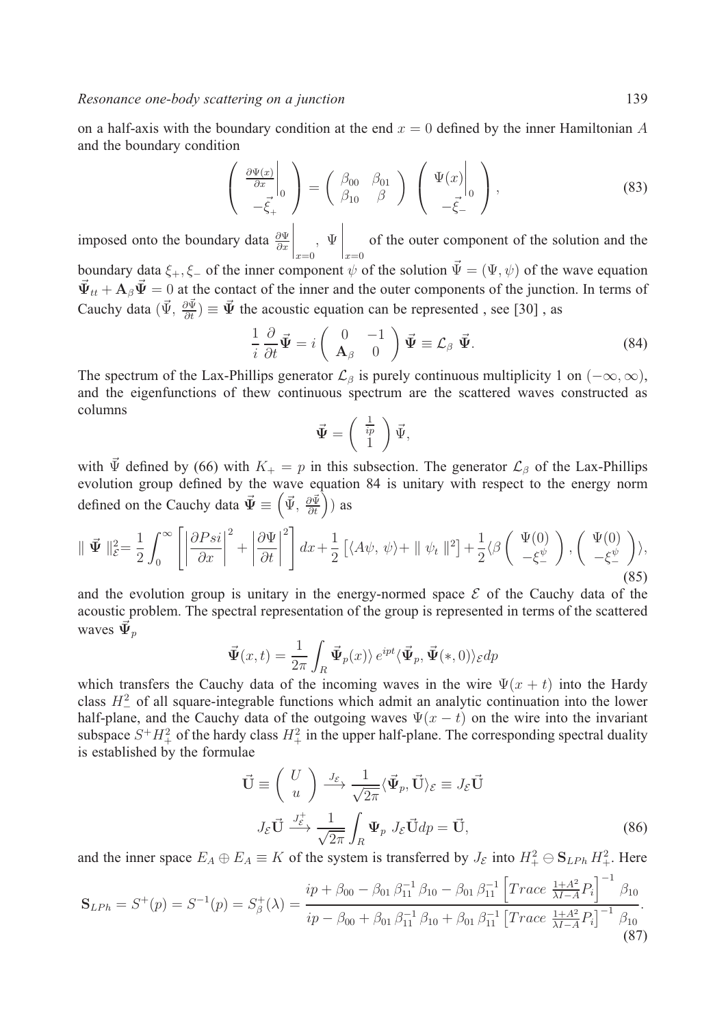on a half-axis with the boundary condition at the end $x = 0$ defined by the inner Hamiltonian $A$ and the boundary condition

$$\left( \begin{array}{c} \frac{\partial \Psi(x)}{\partial x}\Big|_0 \\ -\vec{\xi}_+ \end{array} \right) = \left( \begin{array}{cc} \beta_{00} & \beta_{01} \\ \beta_{10} & \beta \end{array} \right) \left( \begin{array}{c} \Psi(x)\Big|_0 \\ -\vec{\xi}_- \end{array} \right), \tag{83}$$

imposed onto the boundary data $\frac{\partial \Psi}{\partial x}\Big|_{x=0}$, $\Psi\Big|_{x=0}$ of the outer component of the solution and the boundary data $\xi_+, \xi_-$ of the inner component $\psi$ of the solution $\vec{\Psi} = (\Psi, \psi)$ of the wave equation $\vec{\Psi}_{tt} + \mathbf{A}_\beta \vec{\Psi} = 0$ at the contact of the inner and the outer components of the junction. In terms of Cauchy data $(\vec{\Psi}, \frac{\partial \vec{\Psi}}{\partial t}) \equiv \vec{\mathbf{\Psi}}$ the acoustic equation can be represented , see [30] , as

$$\frac{1}{i} \frac{\partial}{\partial t} \vec{\mathbf{\Psi}} = i \left( \begin{array}{cc} 0 & -1 \\ \mathbf{A}_\beta & 0 \end{array} \right) \vec{\mathbf{\Psi}} \equiv \mathcal{L}_\beta \ \vec{\mathbf{\Psi}}. \tag{84}$$

The spectrum of the Lax-Phillips generator $\mathcal{L}_\beta$ is purely continuous multiplicity 1 on $(-\infty, \infty)$, and the eigenfunctions of thew continuous spectrum are the scattered waves constructed as columns

$$\vec{\mathbf{\Psi}} = \left( \begin{array}{c} \frac{1}{ip} \\ 1 \end{array} \right) \vec{\Psi},$$

with $\vec{\Psi}$ defined by (66) with $K_+ = p$ in this subsection. The generator $\mathcal{L}_\beta$ of the Lax-Phillips evolution group defined by the wave equation 84 is unitary with respect to the energy norm defined on the Cauchy data $\vec{\mathbf{\Psi}} \equiv \left(\vec{\Psi}, \frac{\partial \vec{\Psi}}{\partial t}\right))$ as

$$\parallel \vec{\mathbf{\Psi}} \parallel_{\mathcal{E}}^2 = \frac{1}{2} \int_0^\infty \left[ \left| \frac{\partial Psi}{\partial x} \right|^2 + \left| \frac{\partial \Psi}{\partial t} \right|^2 \right] dx + \frac{1}{2} \left[ \langle A\psi, \ \psi \rangle + \parallel \psi_t \parallel^2 \right] + \frac{1}{2} \langle \beta \left( \begin{array}{c} \Psi(0) \\ -\xi_-^\psi \end{array} \right), \left( \begin{array}{c} \Psi(0) \\ -\xi_-^\psi \end{array} \right) \rangle, \tag{85}$$

and the evolution group is unitary in the energy-normed space $\mathcal{E}$ of the Cauchy data of the acoustic problem. The spectral representation of the group is represented in terms of the scattered waves $\vec{\mathbf{\Psi}}_p$

$$\vec{\mathbf{\Psi}}(x, t) = \frac{1}{2\pi} \int_R \vec{\mathbf{\Psi}}_p(x) \rangle \, e^{ipt} \langle \vec{\mathbf{\Psi}}_p, \vec{\mathbf{\Psi}}(*, 0) \rangle_{\mathcal{E}} dp$$

which transfers the Cauchy data of the incoming waves in the wire $\Psi(x + t)$ into the Hardy class $H_-^2$ of all square-integrable functions which admit an analytic continuation into the lower half-plane, and the Cauchy data of the outgoing waves $\Psi(x - t)$ on the wire into the invariant subspace $S^+ H_+^2$ of the hardy class $H_+^2$ in the upper half-plane. The corresponding spectral duality is established by the formulae

$$\vec{\mathbf{U}} \equiv \left( \begin{array}{c} U \\ u \end{array} \right) \xrightarrow{J_{\mathcal{E}}} \frac{1}{\sqrt{2\pi}} \langle \vec{\mathbf{\Psi}}_p, \vec{\mathbf{U}} \rangle_{\mathcal{E}} \equiv J_{\mathcal{E}} \vec{\mathbf{U}}$$

$$J_{\mathcal{E}} \vec{\mathbf{U}} \xrightarrow{J_{\mathcal{E}}^+} \frac{1}{\sqrt{2\pi}} \int_R \mathbf{\Psi}_p \ J_{\mathcal{E}} \vec{\mathbf{U}} dp = \vec{\mathbf{U}}, \tag{86}$$

and the inner space $E_A \oplus E_A \equiv K$ of the system is transferred by $J_{\mathcal{E}}$ into $H_+^2 \ominus \mathbf{S}_{LPh} H_+^2$. Here

$$\mathbf{S}_{LPh} = S^+(p) = S^{-1}(p) = S_\beta^+(\lambda) = \frac{ip + \beta_{00} - \beta_{01}\, \beta_{11}^{-1}\, \beta_{10} - \beta_{01}\, \beta_{11}^{-1} \left[ Trace \ \frac{1+A^2}{\lambda I - A} P_i \right]^{-1} \beta_{10}}{ip - \beta_{00} + \beta_{01}\, \beta_{11}^{-1}\, \beta_{10} + \beta_{01}\, \beta_{11}^{-1} \left[ Trace \ \frac{1+A^2}{\lambda I - A} P_i \right]^{-1} \beta_{10}}. \tag{87}$$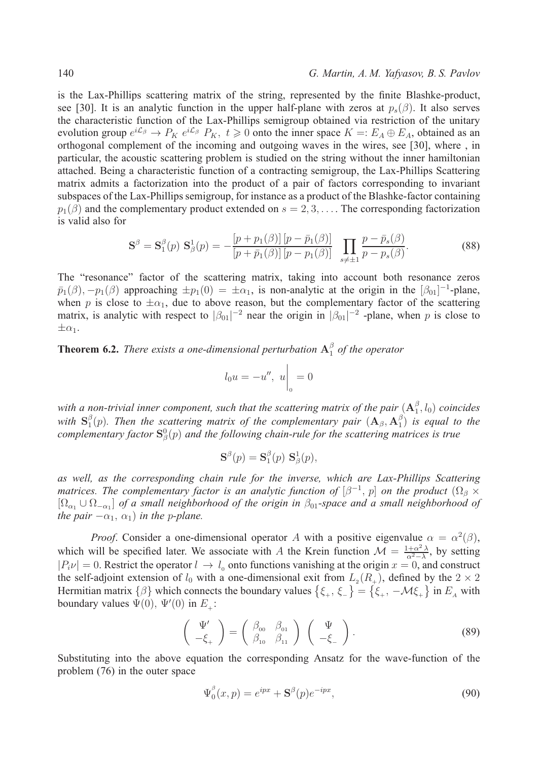is the Lax-Phillips scattering matrix of the string, represented by the finite Blashke-product, see [30]. It is an analytic function in the upper half-plane with zeros at $p_s(\beta)$. It also serves the characteristic function of the Lax-Phillips semigroup obtained via restriction of the unitary evolution group $e^{i\mathcal{L}_\beta} \to P_K\, e^{i\mathcal{L}_\beta}\, P_K,\ t \geqslant 0$ onto the inner space $K =: E_A \oplus E_A$, obtained as an orthogonal complement of the incoming and outgoing waves in the wires, see [30], where , in particular, the acoustic scattering problem is studied on the string without the inner hamiltonian attached. Being a characteristic function of a contracting semigroup, the Lax-Phillips Scattering matrix admits a factorization into the product of a pair of factors corresponding to invariant subspaces of the Lax-Phillips semigroup, for instance as a product of the Blashke-factor containing $p_1(\beta)$ and the complementary product extended on $s = 2, 3, \ldots$. The corresponding factorization is valid also for

$$\mathbf{S}^\beta = \mathbf{S}_1^\beta(p)\ \mathbf{S}_\beta^1(p) = -\frac{[p + p_1(\beta)]\,[p - \bar{p}_1(\beta)]}{[p + \bar{p}_1(\beta)]\,[p - p_1(\beta)]} \prod_{s \neq \pm 1} \frac{p - \bar{p}_s(\beta)}{p - p_s(\beta)}. \tag{88}$$

The "resonance" factor of the scattering matrix, taking into account both resonance zeros $\bar{p}_1(\beta), -p_1(\beta)$ approaching $\pm p_1(0) = \pm\alpha_1$, is non-analytic at the origin in the $[\beta_{01}]^{-1}$-plane, when $p$ is close to $\pm\alpha_1$, due to above reason, but the complementary factor of the scattering matrix, is analytic with respect to $|\beta_{01}|^{-2}$ near the origin in $|\beta_{01}|^{-2}$ -plane, when $p$ is close to $\pm\alpha_1$.

**Theorem 6.2.** *There exists a one-dimensional perturbation $\mathbf{A}_1^\beta$ of the operator*

$$l_0 u = -u'',\ u\Big|_0 = 0$$

*with a non-trivial inner component, such that the scattering matrix of the pair $(\mathbf{A}_1^\beta, l_0)$ coincides with $\mathbf{S}_1^\beta(p)$. Then the scattering matrix of the complementary pair $(\mathbf{A}_\beta, \mathbf{A}_1^\beta)$ is equal to the complementary factor $\mathbf{S}_\beta^0(p)$ and the following chain-rule for the scattering matrices is true*

$$\mathbf{S}^\beta(p) = \mathbf{S}_1^\beta(p)\ \mathbf{S}_\beta^1(p),$$

*as well, as the corresponding chain rule for the inverse, which are Lax-Phillips Scattering matrices. The complementary factor is an analytic function of $[\beta^{-1}, p]$ on the product $(\Omega_\beta \times [\Omega_{\alpha_1} \cup \Omega_{-\alpha_1}]$ of a small neighborhood of the origin in $\beta_{01}$-space and a small neighborhood of the pair $-\alpha_1,\ \alpha_1)$ in the $p$-plane.*

*Proof*. Consider a one-dimensional operator $A$ with a positive eigenvalue $\alpha = \alpha^2(\beta)$, which will be specified later. We associate with $A$ the Krein function $\mathcal{M} = \frac{1+\alpha^2\lambda}{\alpha^2 - \lambda}$, by setting $|P_i \nu| = 0$. Restrict the operator $l \to l_0$ onto functions vanishing at the origin $x = 0$, and construct the self-adjoint extension of $l_0$ with a one-dimensional exit from $L_2(R_+)$, defined by the $2 \times 2$ Hermitian matrix $\{\beta\}$ which connects the boundary values $\{\xi_+,\ \xi_-\} = \{\xi_+,\ -\mathcal{M}\xi_+\}$ in $E_A$ with boundary values $\Psi(0),\ \Psi'(0)$ in $E_+$:

$$\begin{pmatrix} \Psi' \\ -\xi_+ \end{pmatrix} = \begin{pmatrix} \beta_{00} & \beta_{01} \\ \beta_{10} & \beta_{11} \end{pmatrix} \begin{pmatrix} \Psi \\ -\xi_- \end{pmatrix}. \tag{89}$$

Substituting into the above equation the corresponding Ansatz for the wave-function of the problem (76) in the outer space

$$\Psi_0^\beta(x, p) = e^{ipx} + \mathbf{S}^\beta(p) e^{-ipx}, \tag{90}$$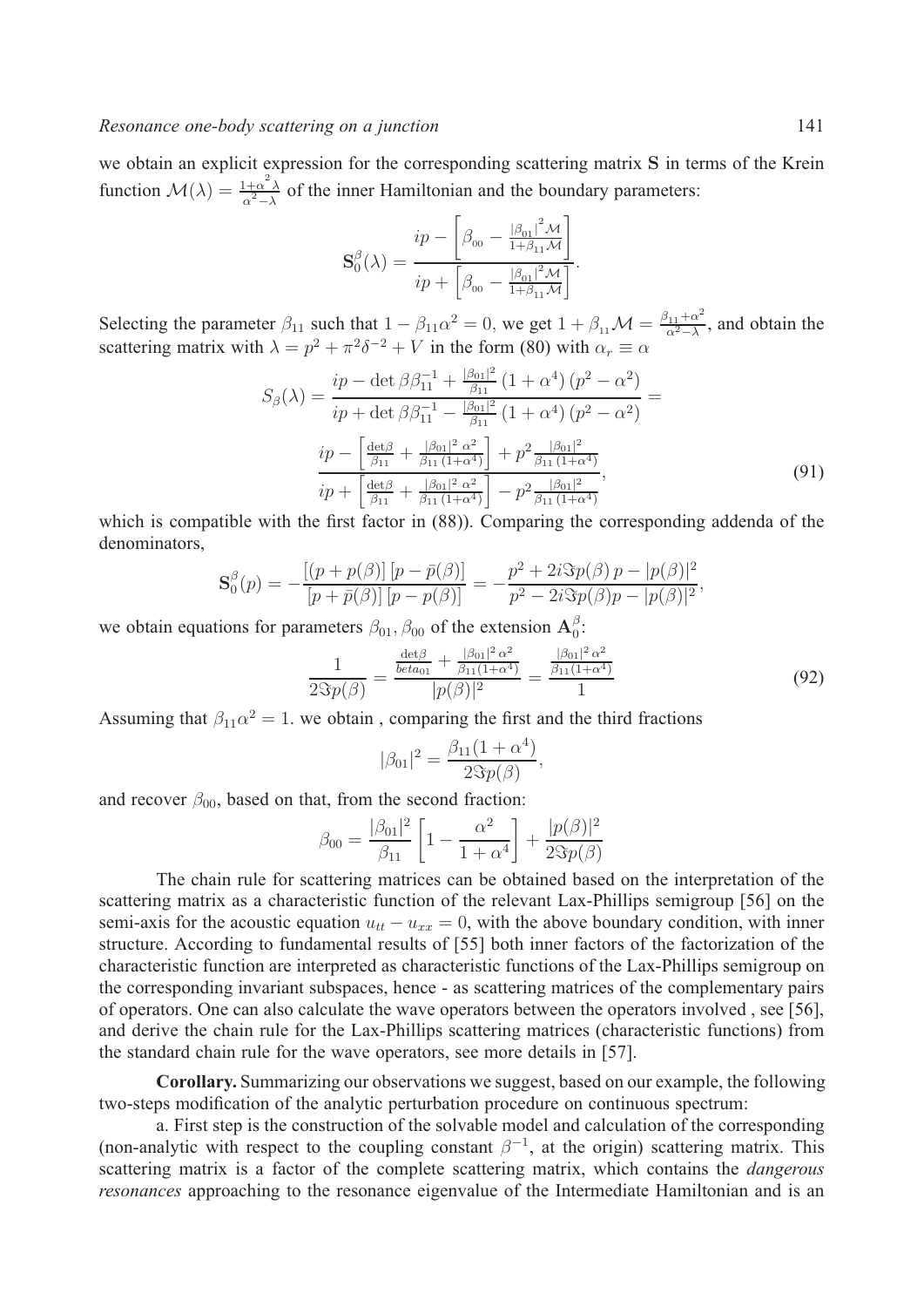we obtain an explicit expression for the corresponding scattering matrix $\mathbf{S}$ in terms of the Krein function $\mathcal{M}(\lambda) = \frac{1+\alpha^2 \lambda}{\alpha^2 - \lambda}$ of the inner Hamiltonian and the boundary parameters:

$$\mathbf{S}_0^\beta(\lambda) = \frac{ip - \left[\beta_{00} - \frac{|\beta_{01}|^2 \mathcal{M}}{1+\beta_{11}\mathcal{M}}\right]}{ip + \left[\beta_{00} - \frac{|\beta_{01}|^2 \mathcal{M}}{1+\beta_{11}\mathcal{M}}\right]}.$$

Selecting the parameter $\beta_{11}$ such that $1 - \beta_{11}\alpha^2 = 0$, we get $1 + \beta_{11}\mathcal{M} = \frac{\beta_{11}+\alpha^2}{\alpha^2 - \lambda}$, and obtain the scattering matrix with $\lambda = p^2 + \pi^2\delta^{-2} + V$ in the form (80) with $\alpha_r \equiv \alpha$

$$S_\beta(\lambda) = \frac{ip - \det\beta\beta_{11}^{-1} + \frac{|\beta_{01}|^2}{\beta_{11}}\left(1+\alpha^4\right)\left(p^2 - \alpha^2\right)}{ip + \det\beta\beta_{11}^{-1} - \frac{|\beta_{01}|^2}{\beta_{11}}\left(1+\alpha^4\right)\left(p^2 - \alpha^2\right)} =$$
$$\frac{ip - \left[\frac{\det\beta}{\beta_{11}} + \frac{|\beta_{01}|^2\,\alpha^2}{\beta_{11}\,(1+\alpha^4)}\right] + p^2 \frac{|\beta_{01}|^2}{\beta_{11}\,(1+\alpha^4)}}{ip + \left[\frac{\det\beta}{\beta_{11}} + \frac{|\beta_{01}|^2\,\alpha^2}{\beta_{11}\,(1+\alpha^4)}\right] - p^2 \frac{|\beta_{01}|^2}{\beta_{11}\,(1+\alpha^4)}}, \tag{91}$$

which is compatible with the first factor in (88)). Comparing the corresponding addenda of the denominators,

$$\mathbf{S}_0^\beta(p) = -\frac{[(p+p(\beta)]\,[p - \bar{p}(\beta)]}{[p + \bar{p}(\beta)]\,[p - p(\beta)]} = -\frac{p^2 + 2i\Im p(\beta)\,p - |p(\beta)|^2}{p^2 - 2i\Im p(\beta)p - |p(\beta)|^2},$$

we obtain equations for parameters $\beta_{01}, \beta_{00}$ of the extension $\mathbf{A}_0^\beta$:

$$\frac{1}{2\Im p(\beta)} = \frac{\frac{\det\beta}{beta_{01}} + \frac{|\beta_{01}|^2\,\alpha^2}{\beta_{11}(1+\alpha^4)}}{|p(\beta)|^2} = \frac{\frac{|\beta_{01}|^2\,\alpha^2}{\beta_{11}(1+\alpha^4)}}{1} \tag{92}$$

Assuming that $\beta_{11}\alpha^2 = 1$. we obtain , comparing the first and the third fractions

$$|\beta_{01}|^2 = \frac{\beta_{11}(1+\alpha^4)}{2\Im p(\beta)},$$

and recover $\beta_{00}$, based on that, from the second fraction:

$$\beta_{00} = \frac{|\beta_{01}|^2}{\beta_{11}}\left[1 - \frac{\alpha^2}{1+\alpha^4}\right] + \frac{|p(\beta)|^2}{2\Im p(\beta)}$$

The chain rule for scattering matrices can be obtained based on the interpretation of the scattering matrix as a characteristic function of the relevant Lax-Phillips semigroup [56] on the semi-axis for the acoustic equation $u_{tt} - u_{xx} = 0$, with the above boundary condition, with inner structure. According to fundamental results of [55] both inner factors of the factorization of the characteristic function are interpreted as characteristic functions of the Lax-Phillips semigroup on the corresponding invariant subspaces, hence - as scattering matrices of the complementary pairs of operators. One can also calculate the wave operators between the operators involved , see [56], and derive the chain rule for the Lax-Phillips scattering matrices (characteristic functions) from the standard chain rule for the wave operators, see more details in [57].

**Corollary.** Summarizing our observations we suggest, based on our example, the following two-steps modification of the analytic perturbation procedure on continuous spectrum:

a. First step is the construction of the solvable model and calculation of the corresponding (non-analytic with respect to the coupling constant $\beta^{-1}$, at the origin) scattering matrix. This scattering matrix is a factor of the complete scattering matrix, which contains the *dangerous resonances* approaching to the resonance eigenvalue of the Intermediate Hamiltonian and is an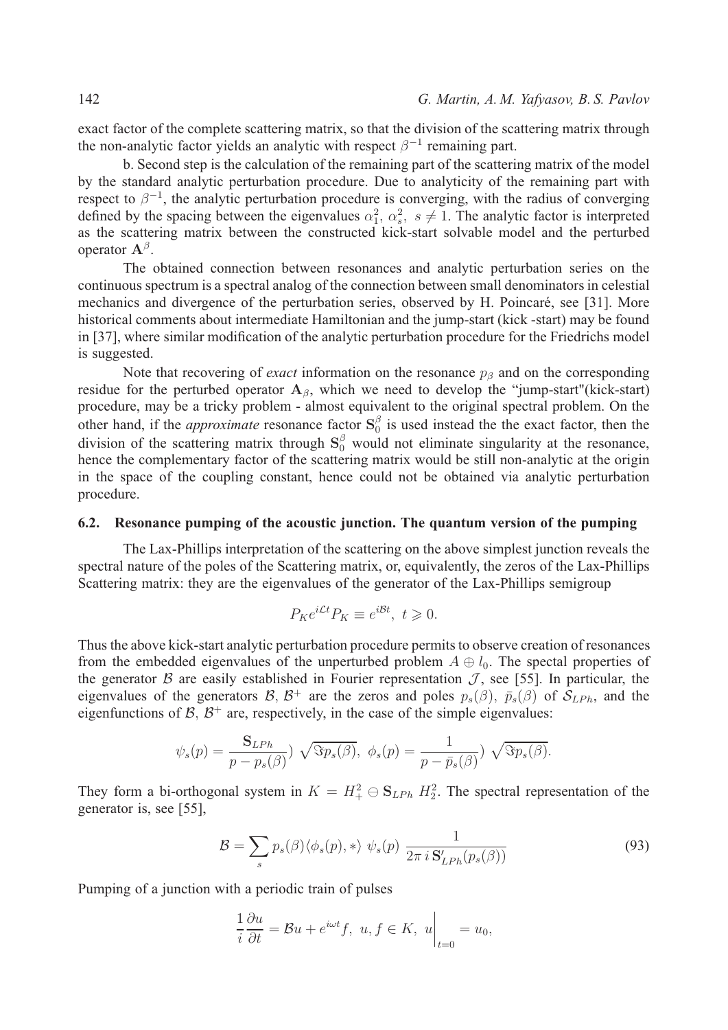exact factor of the complete scattering matrix, so that the division of the scattering matrix through the non-analytic factor yields an analytic with respect $\beta^{-1}$ remaining part.

b. Second step is the calculation of the remaining part of the scattering matrix of the model by the standard analytic perturbation procedure. Due to analyticity of the remaining part with respect to $\beta^{-1}$, the analytic perturbation procedure is converging, with the radius of converging defined by the spacing between the eigenvalues $\alpha_1^2,\ \alpha_s^2,\ s \neq 1$. The analytic factor is interpreted as the scattering matrix between the constructed kick-start solvable model and the perturbed operator $\mathbf{A}^\beta$.

The obtained connection between resonances and analytic perturbation series on the continuous spectrum is a spectral analog of the connection between small denominators in celestial mechanics and divergence of the perturbation series, observed by H. Poincaré, see [31]. More historical comments about intermediate Hamiltonian and the jump-start (kick -start) may be found in [37], where similar modification of the analytic perturbation procedure for the Friedrichs model is suggested.

Note that recovering of *exact* information on the resonance $p_\beta$ and on the corresponding residue for the perturbed operator $\mathbf{A}_\beta$, which we need to develop the "jump-start"(kick-start) procedure, may be a tricky problem - almost equivalent to the original spectral problem. On the other hand, if the *approximate* resonance factor $\mathbf{S}_0^\beta$ is used instead the the exact factor, then the division of the scattering matrix through $\mathbf{S}_0^\beta$ would not eliminate singularity at the resonance, hence the complementary factor of the scattering matrix would be still non-analytic at the origin in the space of the coupling constant, hence could not be obtained via analytic perturbation procedure.

### 6.2. Resonance pumping of the acoustic junction. The quantum version of the pumping

The Lax-Phillips interpretation of the scattering on the above simplest junction reveals the spectral nature of the poles of the Scattering matrix, or, equivalently, the zeros of the Lax-Phillips Scattering matrix: they are the eigenvalues of the generator of the Lax-Phillips semigroup

$$P_K e^{i\mathcal{L}t} P_K \equiv e^{i\mathcal{B}t},\ t \geqslant 0.$$

Thus the above kick-start analytic perturbation procedure permits to observe creation of resonances from the embedded eigenvalues of the unperturbed problem $A \oplus l_0$. The spectal properties of the generator $\mathcal{B}$ are easily established in Fourier representation $\mathcal{J}$, see [55]. In particular, the eigenvalues of the generators $\mathcal{B},\ \mathcal{B}^+$ are the zeros and poles $p_s(\beta),\ \bar{p}_s(\beta)$ of $\mathcal{S}_{LPh}$, and the eigenfunctions of $\mathcal{B},\ \mathcal{B}^+$ are, respectively, in the case of the simple eigenvalues:

$$\psi_s(p) = \frac{\mathbf{S}_{LPh}}{p - p_s(\beta)})\ \sqrt{\Im p_s(\beta)},\ \ \phi_s(p) = \frac{1}{p - \bar{p}_s(\beta)})\ \sqrt{\Im p_s(\beta)}.$$

They form a bi-orthogonal system in $K = H_+^2 \ominus \mathbf{S}_{LPh}\ H_2^2$. The spectral representation of the generator is, see [55],

$$\mathcal{B} = \sum_s p_s(\beta) \langle \phi_s(p), * \rangle\ \psi_s(p)\ \frac{1}{2\pi\, i\, \mathbf{S}'_{LPh}(p_s(\beta))} \tag{93}$$

Pumping of a junction with a periodic train of pulses

$$\frac{1}{i}\frac{\partial u}{\partial t} = \mathcal{B}u + e^{i\omega t} f,\ \ u, f \in K,\ \ u\Big|_{t=0} = u_0,$$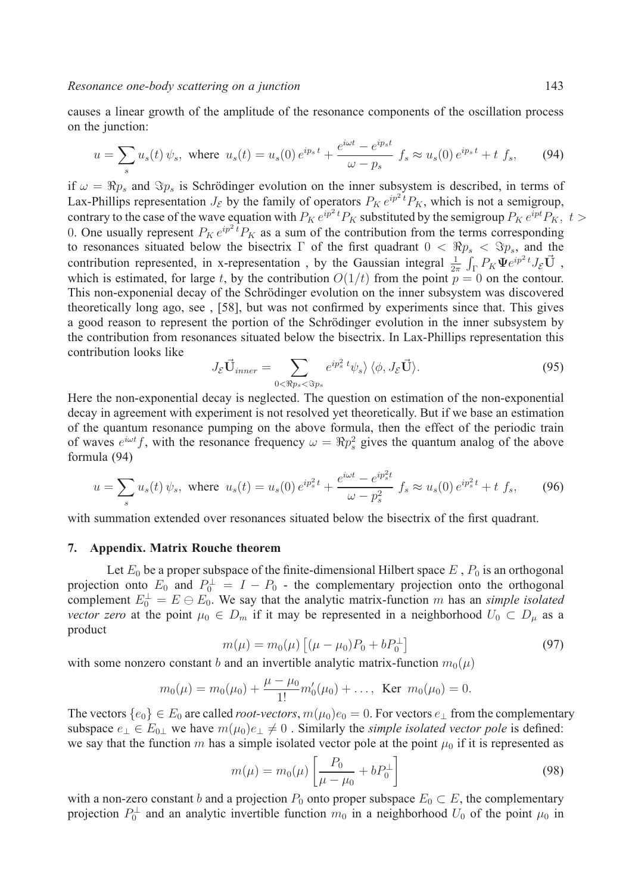causes a linear growth of the amplitude of the resonance components of the oscillation process on the junction:

$$u = \sum_s u_s(t)\,\psi_s, \text{ where } u_s(t) = u_s(0)\,e^{ip_s\,t} + \frac{e^{i\omega t} - e^{ip_s t}}{\omega - p_s}\; f_s \approx u_s(0)\,e^{ip_s\,t} + t\; f_s, \tag{94}$$

if $\omega = \Re p_s$ and $\Im p_s$ is Schrödinger evolution on the inner subsystem is described, in terms of Lax-Phillips representation $J_{\mathcal{E}}$ by the family of operators $P_K\,e^{ip^2\,t}P_K$, which is not a semigroup, contrary to the case of the wave equation with $P_K\,e^{ip^2\,t}P_K$ substituted by the semigroup $P_K\,e^{ipt}P_K,\ t > 0$. One usually represent $P_K\,e^{ip^2\,t}P_K$ as a sum of the contribution from the terms corresponding to resonances situated below the bisectrix $\Gamma$ of the first quadrant $0 < \Re p_s < \Im p_s$, and the contribution represented, in x-representation , by the Gaussian integral $\frac{1}{2\pi}\int_\Gamma P_K \mathbf{\Psi} e^{ip^2\,t} J_{\mathcal{E}} \vec{\mathbf{U}}$ , which is estimated, for large $t$, by the contribution $O(1/t)$ from the point $p = 0$ on the contour. This non-exponenial decay of the Schrödinger evolution on the inner subsystem was discovered theoretically long ago, see , [58], but was not confirmed by experiments since that. This gives a good reason to represent the portion of the Schrödinger evolution in the inner subsystem by the contribution from resonances situated below the bisectrix. In Lax-Phillips representation this contribution looks like

$$J_{\mathcal{E}}\vec{\mathbf{U}}_{inner} = \sum_{0<\Re p_s<\Im p_s} e^{ip_s^2\,t}\psi_s\rangle\,\langle\phi, J_{\mathcal{E}}\vec{\mathbf{U}}\rangle. \tag{95}$$

Here the non-exponential decay is neglected. The question on estimation of the non-exponential decay in agreement with experiment is not resolved yet theoretically. But if we base an estimation of the quantum resonance pumping on the above formula, then the effect of the periodic train of waves $e^{i\omega t}f$, with the resonance frequency $\omega = \Re p_s^2$ gives the quantum analog of the above formula (94)

$$u = \sum_s u_s(t)\,\psi_s, \text{ where } u_s(t) = u_s(0)\,e^{ip_s^2\,t} + \frac{e^{i\omega t} - e^{ip_s^2 t}}{\omega - p_s^2}\; f_s \approx u_s(0)\,e^{ip_s^2\,t} + t\; f_s, \tag{96}$$

with summation extended over resonances situated below the bisectrix of the first quadrant.

## 7. Appendix. Matrix Rouche theorem

Let $E_0$ be a proper subspace of the finite-dimensional Hilbert space $E$ , $P_0$ is an orthogonal projection onto $E_0$ and $P_0^\perp = I - P_0$ - the complementary projection onto the orthogonal complement $E_0^\perp = E \ominus E_0$. We say that the analytic matrix-function $m$ has an *simple isolated vector zero* at the point $\mu_0 \in D_m$ if it may be represented in a neighborhood $U_0 \subset D_\mu$ as a product

$$m(\mu) = m_0(\mu)\left[(\mu - \mu_0)P_0 + bP_0^\perp\right] \tag{97}$$

with some nonzero constant $b$ and an invertible analytic matrix-function $m_0(\mu)$

$$m_0(\mu) = m_0(\mu_0) + \frac{\mu - \mu_0}{1!}m_0'(\mu_0) + \dots,\ \text{Ker}\ m_0(\mu_0) = 0.$$

The vectors $\{e_0\} \in E_0$ are called *root-vectors*, $m(\mu_0)e_0 = 0$. For vectors $e_\perp$ from the complementary subspace $e_\perp \in E_{0\perp}$ we have $m(\mu_0)e_\perp \neq 0$ . Similarly the *simple isolated vector pole* is defined: we say that the function $m$ has a simple isolated vector pole at the point $\mu_0$ if it is represented as

$$m(\mu) = m_0(\mu)\left[\frac{P_0}{\mu - \mu_0} + bP_0^\perp\right] \tag{98}$$

with a non-zero constant $b$ and a projection $P_0$ onto proper subspace $E_0 \subset E$, the complementary projection $P_0^\perp$ and an analytic invertible function $m_0$ in a neighborhood $U_0$ of the point $\mu_0$ in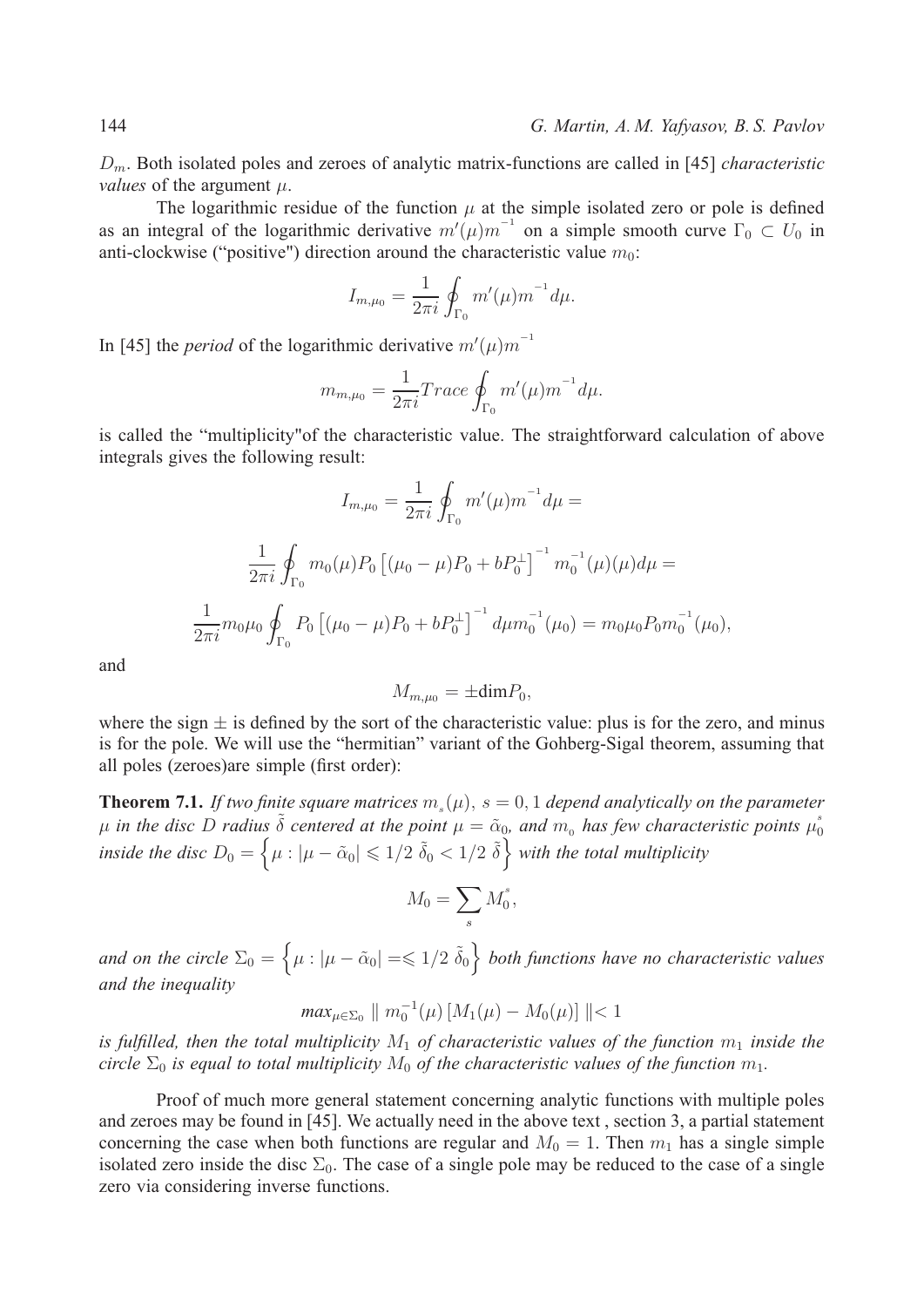$D_m$. Both isolated poles and zeroes of analytic matrix-functions are called in [45] *characteristic values* of the argument $\mu$.

The logarithmic residue of the function $\mu$ at the simple isolated zero or pole is defined as an integral of the logarithmic derivative $m'(\mu)m^{-1}$ on a simple smooth curve $\Gamma_0 \subset U_0$ in anti-clockwise ("positive") direction around the characteristic value $m_0$:

$$I_{m,\mu_0} = \frac{1}{2\pi i}\oint_{\Gamma_0} m'(\mu)m^{-1}d\mu.$$

In [45] the *period* of the logarithmic derivative $m'(\mu)m^{-1}$

$$m_{m,\mu_0} = \frac{1}{2\pi i} Trace \oint_{\Gamma_0} m'(\mu)m^{-1}d\mu.$$

is called the "multiplicity"of the characteristic value. The straightforward calculation of above integrals gives the following result:

$$I_{m,\mu_0} = \frac{1}{2\pi i}\oint_{\Gamma_0} m'(\mu)m^{-1}d\mu =$$

$$\frac{1}{2\pi i}\oint_{\Gamma_0} m_0(\mu)P_0\left[(\mu_0-\mu)P_0 + bP_0^{\perp}\right]^{-1} m_0^{-1}(\mu)(\mu)d\mu =$$

$$\frac{1}{2\pi i}m_0\mu_0\oint_{\Gamma_0} P_0\left[(\mu_0-\mu)P_0 + bP_0^{\perp}\right]^{-1} d\mu m_0^{-1}(\mu_0) = m_0\mu_0P_0m_0^{-1}(\mu_0),$$

and

$$M_{m,\mu_0} = \pm \text{dim} P_0,$$

where the sign $\pm$ is defined by the sort of the characteristic value: plus is for the zero, and minus is for the pole. We will use the "hermitian" variant of the Gohberg-Sigal theorem, assuming that all poles (zeroes)are simple (first order):

**Theorem 7.1.** *If two finite square matrices $m_s(\mu),\ s = 0, 1$ depend analytically on the parameter $\mu$ in the disc $D$ radius $\tilde{\delta}$ centered at the point $\mu = \tilde{\alpha}_0$, and $m_0$ has few characteristic points $\mu_0^s$ inside the disc $D_0 = \left\{\mu : |\mu - \tilde{\alpha}_0| \leqslant 1/2\ \tilde{\delta}_0 < 1/2\ \tilde{\delta}\right\}$ with the total multiplicity*

$$M_0 = \sum_s M_0^s,$$

*and on the circle $\Sigma_0 = \left\{\mu : |\mu - \tilde{\alpha}_0| =\leqslant 1/2\ \tilde{\delta}_0\right\}$ both functions have no characteristic values and the inequality*

$$max_{\mu\in\Sigma_0} \parallel m_0^{-1}(\mu)\left[M_1(\mu) - M_0(\mu)\right] \parallel < 1$$

*is fulfilled, then the total multiplicity $M_1$ of characteristic values of the function $m_1$ inside the circle $\Sigma_0$ is equal to total multiplicity $M_0$ of the characteristic values of the function $m_1$.*

Proof of much more general statement concerning analytic functions with multiple poles and zeroes may be found in [45]. We actually need in the above text , section 3, a partial statement concerning the case when both functions are regular and $M_0 = 1$. Then $m_1$ has a single simple isolated zero inside the disc $\Sigma_0$. The case of a single pole may be reduced to the case of a single zero via considering inverse functions.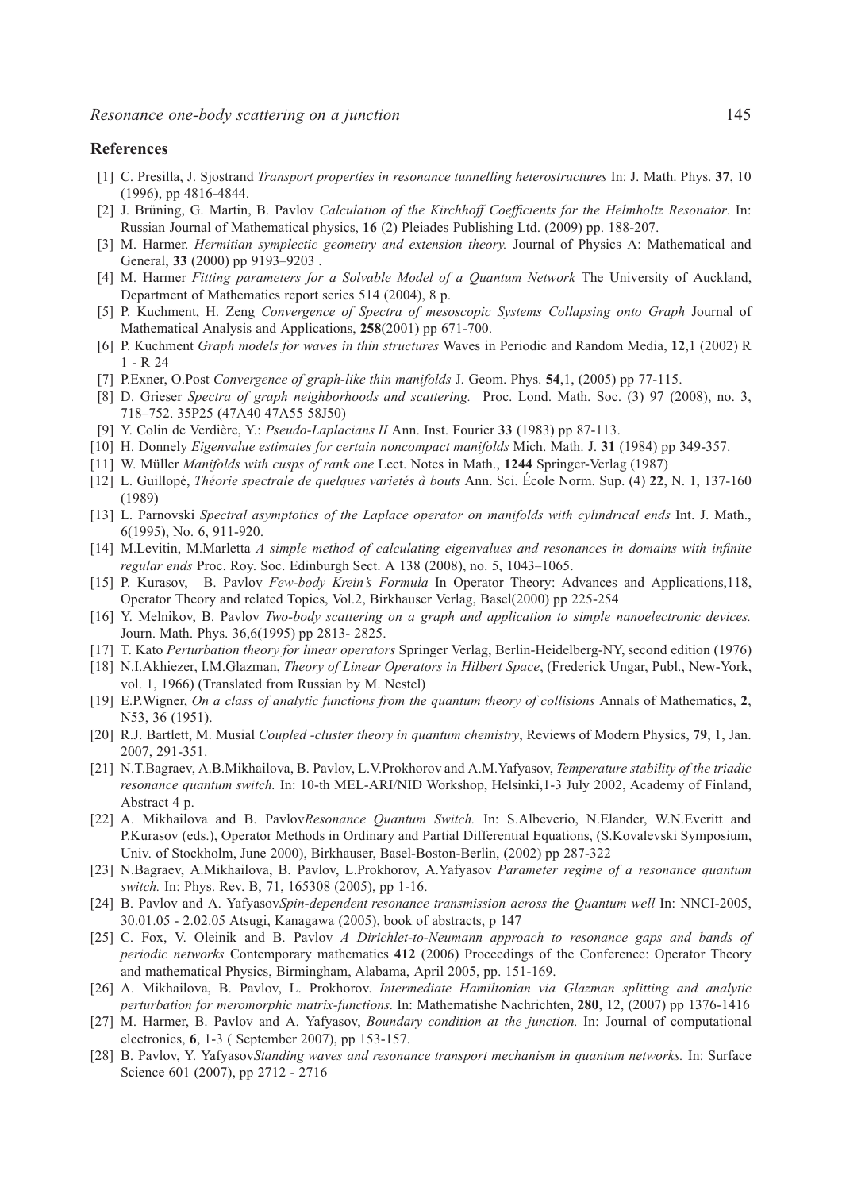## References

[1] C. Presilla, J. Sjostrand *Transport properties in resonance tunnelling heterostructures* In: J. Math. Phys. **37**, 10 (1996), pp 4816-4844.

[2] J. Brüning, G. Martin, B. Pavlov *Calculation of the Kirchhoff Coefficients for the Helmholtz Resonator*. In: Russian Journal of Mathematical physics, **16** (2) Pleiades Publishing Ltd. (2009) pp. 188-207.

[3] M. Harmer. *Hermitian symplectic geometry and extension theory.* Journal of Physics A: Mathematical and General, **33** (2000) pp 9193–9203 .

[4] M. Harmer *Fitting parameters for a Solvable Model of a Quantum Network* The University of Auckland, Department of Mathematics report series 514 (2004), 8 p.

[5] P. Kuchment, H. Zeng *Convergence of Spectra of mesoscopic Systems Collapsing onto Graph* Journal of Mathematical Analysis and Applications, **258**(2001) pp 671-700.

[6] P. Kuchment *Graph models for waves in thin structures* Waves in Periodic and Random Media, **12**,1 (2002) R 1 - R 24

[7] P.Exner, O.Post *Convergence of graph-like thin manifolds* J. Geom. Phys. **54**,1, (2005) pp 77-115.

[8] D. Grieser *Spectra of graph neighborhoods and scattering.* Proc. Lond. Math. Soc. (3) 97 (2008), no. 3, 718–752. 35P25 (47A40 47A55 58J50)

[9] Y. Colin de Verdière, Y.: *Pseudo-Laplacians II* Ann. Inst. Fourier **33** (1983) pp 87-113.

[10] H. Donnely *Eigenvalue estimates for certain noncompact manifolds* Mich. Math. J. **31** (1984) pp 349-357.

[11] W. Müller *Manifolds with cusps of rank one* Lect. Notes in Math., **1244** Springer-Verlag (1987)

[12] L. Guillopé, *Théorie spectrale de quelques varietés à bouts* Ann. Sci. École Norm. Sup. (4) **22**, N. 1, 137-160 (1989)

[13] L. Parnovski *Spectral asymptotics of the Laplace operator on manifolds with cylindrical ends* Int. J. Math., 6(1995), No. 6, 911-920.

[14] M.Levitin, M.Marletta *A simple method of calculating eigenvalues and resonances in domains with infinite regular ends* Proc. Roy. Soc. Edinburgh Sect. A 138 (2008), no. 5, 1043–1065.

[15] P. Kurasov, B. Pavlov *Few-body Krein's Formula* In Operator Theory: Advances and Applications,118, Operator Theory and related Topics, Vol.2, Birkhauser Verlag, Basel(2000) pp 225-254

[16] Y. Melnikov, B. Pavlov *Two-body scattering on a graph and application to simple nanoelectronic devices.* Journ. Math. Phys. 36,6(1995) pp 2813- 2825.

[17] T. Kato *Perturbation theory for linear operators* Springer Verlag, Berlin-Heidelberg-NY, second edition (1976)

[18] N.I.Akhiezer, I.M.Glazman, *Theory of Linear Operators in Hilbert Space*, (Frederick Ungar, Publ., New-York, vol. 1, 1966) (Translated from Russian by M. Nestel)

[19] E.P.Wigner, *On a class of analytic functions from the quantum theory of collisions* Annals of Mathematics, **2**, N53, 36 (1951).

[20] R.J. Bartlett, M. Musial *Coupled -cluster theory in quantum chemistry*, Reviews of Modern Physics, **79**, 1, Jan. 2007, 291-351.

[21] N.T.Bagraev, A.B.Mikhailova, B. Pavlov, L.V.Prokhorov and A.M.Yafyasov, *Temperature stability of the triadic resonance quantum switch.* In: 10-th MEL-ARI/NID Workshop, Helsinki,1-3 July 2002, Academy of Finland, Abstract 4 p.

[22] A. Mikhailova and B. Pavlov*Resonance Quantum Switch.* In: S.Albeverio, N.Elander, W.N.Everitt and P.Kurasov (eds.), Operator Methods in Ordinary and Partial Differential Equations, (S.Kovalevski Symposium, Univ. of Stockholm, June 2000), Birkhauser, Basel-Boston-Berlin, (2002) pp 287-322

[23] N.Bagraev, A.Mikhailova, B. Pavlov, L.Prokhorov, A.Yafyasov *Parameter regime of a resonance quantum switch.* In: Phys. Rev. B, 71, 165308 (2005), pp 1-16.

[24] B. Pavlov and A. Yafyasov*Spin-dependent resonance transmission across the Quantum well* In: NNCI-2005, 30.01.05 - 2.02.05 Atsugi, Kanagawa (2005), book of abstracts, p 147

[25] C. Fox, V. Oleinik and B. Pavlov *A Dirichlet-to-Neumann approach to resonance gaps and bands of periodic networks* Contemporary mathematics **412** (2006) Proceedings of the Conference: Operator Theory and mathematical Physics, Birmingham, Alabama, April 2005, pp. 151-169.

[26] A. Mikhailova, B. Pavlov, L. Prokhorov. *Intermediate Hamiltonian via Glazman splitting and analytic perturbation for meromorphic matrix-functions.* In: Mathematishe Nachrichten, **280**, 12, (2007) pp 1376-1416

[27] M. Harmer, B. Pavlov and A. Yafyasov, *Boundary condition at the junction.* In: Journal of computational electronics, **6**, 1-3 ( September 2007), pp 153-157.

[28] B. Pavlov, Y. Yafyasov*Standing waves and resonance transport mechanism in quantum networks.* In: Surface Science 601 (2007), pp 2712 - 2716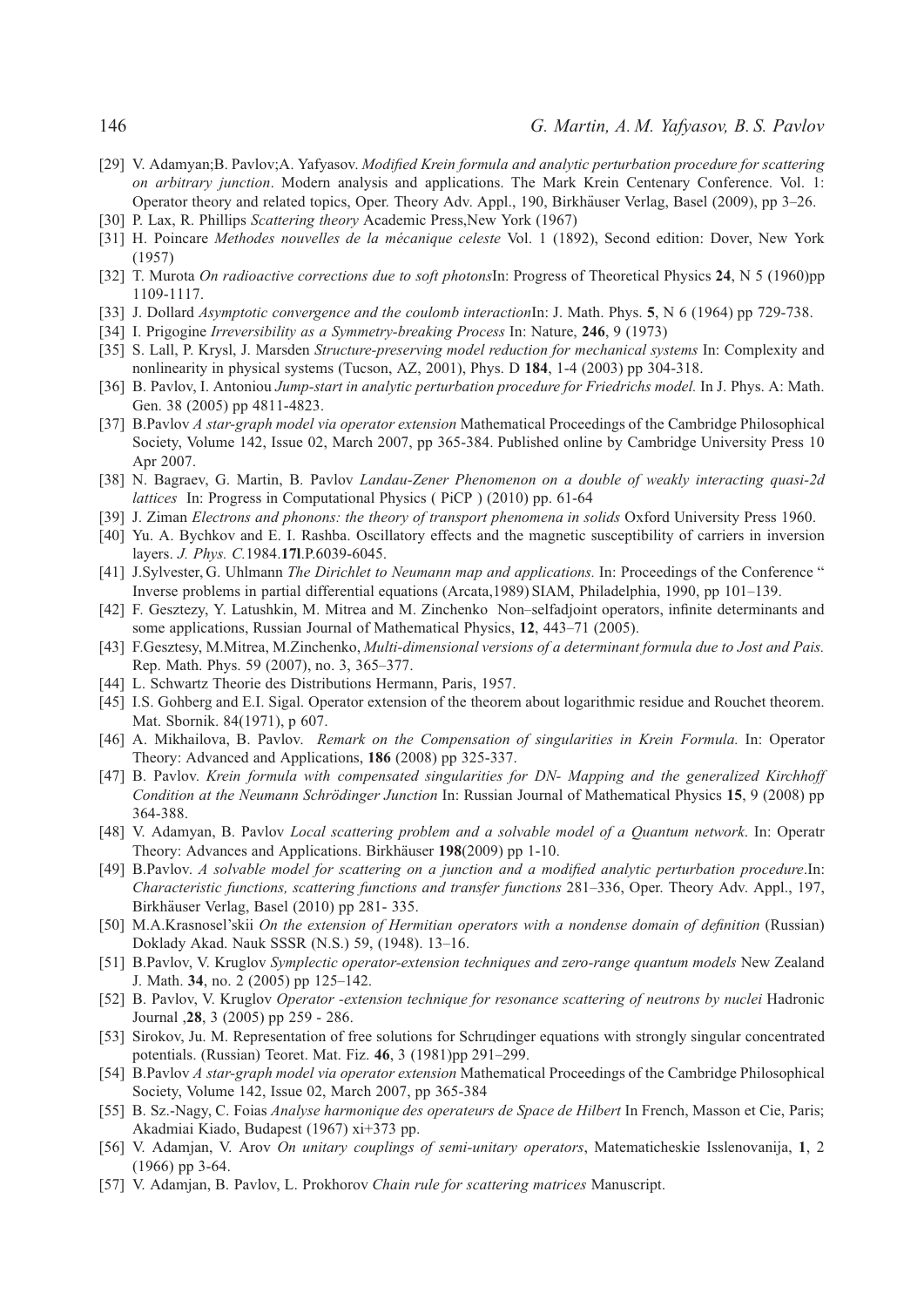[29] V. Adamyan;B. Pavlov;A. Yafyasov. *Modified Krein formula and analytic perturbation procedure for scattering on arbitrary junction*. Modern analysis and applications. The Mark Krein Centenary Conference. Vol. 1: Operator theory and related topics, Oper. Theory Adv. Appl., 190, Birkhäuser Verlag, Basel (2009), pp 3–26.

[30] P. Lax, R. Phillips *Scattering theory* Academic Press,New York (1967)

[31] H. Poincare *Methodes nouvelles de la mécanique celeste* Vol. 1 (1892), Second edition: Dover, New York (1957)

[32] T. Murota *On radioactive corrections due to soft photons*In: Progress of Theoretical Physics **24**, N 5 (1960)pp 1109-1117.

[33] J. Dollard *Asymptotic convergence and the coulomb interaction*In: J. Math. Phys. **5**, N 6 (1964) pp 729-738.

[34] I. Prigogine *Irreversibility as a Symmetry-breaking Process* In: Nature, **246**, 9 (1973)

[35] S. Lall, P. Krysl, J. Marsden *Structure-preserving model reduction for mechanical systems* In: Complexity and nonlinearity in physical systems (Tucson, AZ, 2001), Phys. D **184**, 1-4 (2003) pp 304-318.

[36] B. Pavlov, I. Antoniou *Jump-start in analytic perturbation procedure for Friedrichs model.* In J. Phys. A: Math. Gen. 38 (2005) pp 4811-4823.

[37] B.Pavlov *A star-graph model via operator extension* Mathematical Proceedings of the Cambridge Philosophical Society, Volume 142, Issue 02, March 2007, pp 365-384. Published online by Cambridge University Press 10 Apr 2007.

[38] N. Bagraev, G. Martin, B. Pavlov *Landau-Zener Phenomenon on a double of weakly interacting quasi-2d lattices* In: Progress in Computational Physics ( PiCP ) (2010) pp. 61-64

[39] J. Ziman *Electrons and phonons: the theory of transport phenomena in solids* Oxford University Press 1960.

[40] Yu. A. Bychkov and E. I. Rashba. Oscillatory effects and the magnetic susceptibility of carriers in inversion layers. *J. Phys. C.*1984.**17l**.P.6039-6045.

[41] J.Sylvester, G. Uhlmann *The Dirichlet to Neumann map and applications.* In: Proceedings of the Conference " Inverse problems in partial differential equations (Arcata,1989) SIAM, Philadelphia, 1990, pp 101–139.

[42] F. Gesztezy, Y. Latushkin, M. Mitrea and M. Zinchenko Non–selfadjoint operators, infinite determinants and some applications, Russian Journal of Mathematical Physics, **12**, 443–71 (2005).

[43] F.Gesztesy, M.Mitrea, M.Zinchenko, *Multi-dimensional versions of a determinant formula due to Jost and Pais.* Rep. Math. Phys. 59 (2007), no. 3, 365–377.

[44] L. Schwartz Theorie des Distributions Hermann, Paris, 1957.

[45] I.S. Gohberg and E.I. Sigal. Operator extension of the theorem about logarithmic residue and Rouchet theorem. Mat. Sbornik. 84(1971), p 607.

[46] A. Mikhailova, B. Pavlov. *Remark on the Compensation of singularities in Krein Formula.* In: Operator Theory: Advanced and Applications, **186** (2008) pp 325-337.

[47] B. Pavlov. *Krein formula with compensated singularities for DN- Mapping and the generalized Kirchhoff Condition at the Neumann Schrödinger Junction* In: Russian Journal of Mathematical Physics **15**, 9 (2008) pp 364-388.

[48] V. Adamyan, B. Pavlov *Local scattering problem and a solvable model of a Quantum network*. In: Operatr Theory: Advances and Applications. Birkhäuser **198**(2009) pp 1-10.

[49] B.Pavlov. *A solvable model for scattering on a junction and a modified analytic perturbation procedure*.In: *Characteristic functions, scattering functions and transfer functions* 281–336, Oper. Theory Adv. Appl., 197, Birkhäuser Verlag, Basel (2010) pp 281- 335.

[50] M.A.Krasnosel'skii *On the extension of Hermitian operators with a nondense domain of definition* (Russian) Doklady Akad. Nauk SSSR (N.S.) 59, (1948). 13–16.

[51] B.Pavlov, V. Kruglov *Symplectic operator-extension techniques and zero-range quantum models* New Zealand J. Math. **34**, no. 2 (2005) pp 125–142.

[52] B. Pavlov, V. Kruglov *Operator -extension technique for resonance scattering of neutrons by nuclei* Hadronic Journal ,**28**, 3 (2005) pp 259 - 286.

[53] Sirokov, Ju. M. Representation of free solutions for Schrцdinger equations with strongly singular concentrated potentials. (Russian) Teoret. Mat. Fiz. **46**, 3 (1981)pp 291–299.

[54] B.Pavlov *A star-graph model via operator extension* Mathematical Proceedings of the Cambridge Philosophical Society, Volume 142, Issue 02, March 2007, pp 365-384

[55] B. Sz.-Nagy, C. Foias *Analyse harmonique des operateurs de Space de Hilbert* In French, Masson et Cie, Paris; Akadmiai Kiado, Budapest (1967) xi+373 pp.

[56] V. Adamjan, V. Arov *On unitary couplings of semi-unitary operators*, Matematicheskie Isslenovanija, **1**, 2 (1966) pp 3-64.

[57] V. Adamjan, B. Pavlov, L. Prokhorov *Chain rule for scattering matrices* Manuscript.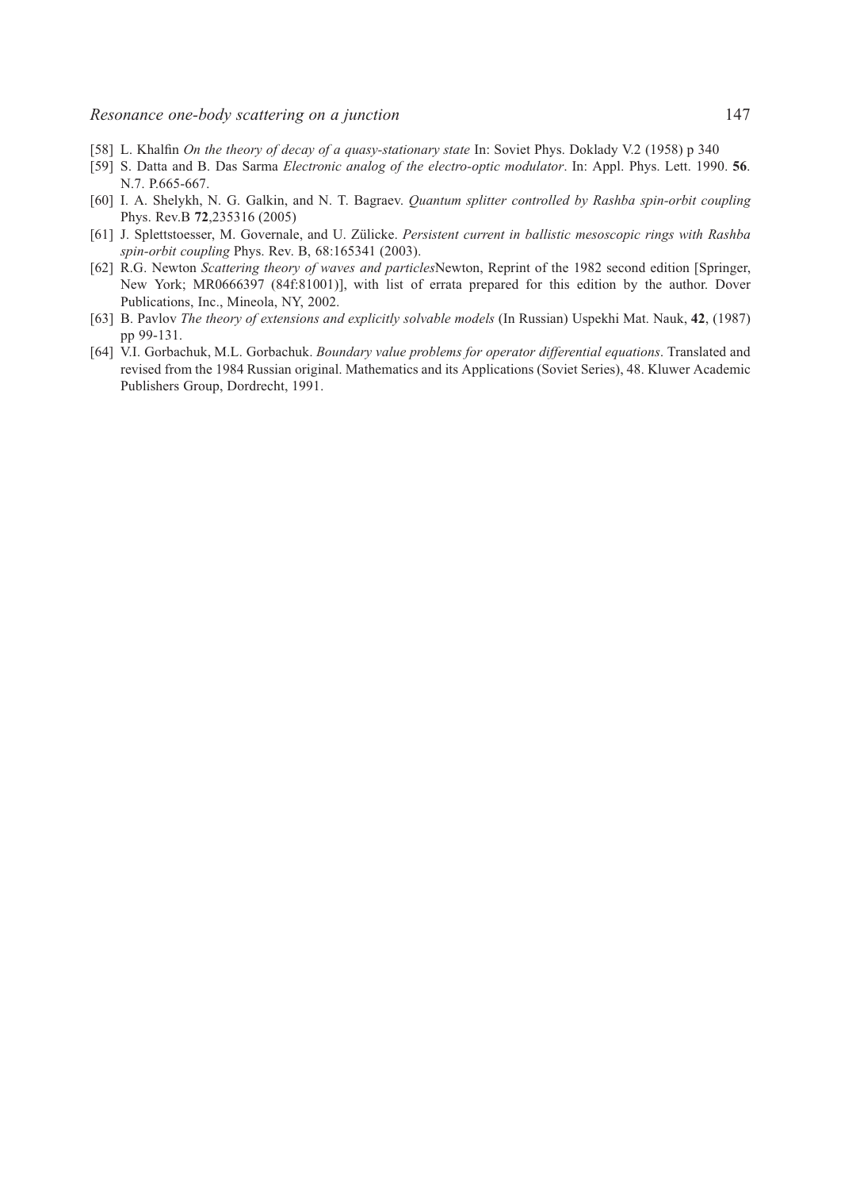[58] L. Khalfin *On the theory of decay of a quasy-stationary state* In: Soviet Phys. Doklady V.2 (1958) p 340

[59] S. Datta and B. Das Sarma *Electronic analog of the electro-optic modulator*. In: Appl. Phys. Lett. 1990. **56**. N.7. P.665-667.

[60] I. A. Shelykh, N. G. Galkin, and N. T. Bagraev. *Quantum splitter controlled by Rashba spin-orbit coupling* Phys. Rev.B **72**,235316 (2005)

[61] J. Splettstoesser, M. Governale, and U. Zülicke. *Persistent current in ballistic mesoscopic rings with Rashba spin-orbit coupling* Phys. Rev. B, 68:165341 (2003).

[62] R.G. Newton *Scattering theory of waves and particles*Newton, Reprint of the 1982 second edition [Springer, New York; MR0666397 (84f:81001)], with list of errata prepared for this edition by the author. Dover Publications, Inc., Mineola, NY, 2002.

[63] B. Pavlov *The theory of extensions and explicitly solvable models* (In Russian) Uspekhi Mat. Nauk, **42**, (1987) pp 99-131.

[64] V.I. Gorbachuk, M.L. Gorbachuk. *Boundary value problems for operator differential equations*. Translated and revised from the 1984 Russian original. Mathematics and its Applications (Soviet Series), 48. Kluwer Academic Publishers Group, Dordrecht, 1991.